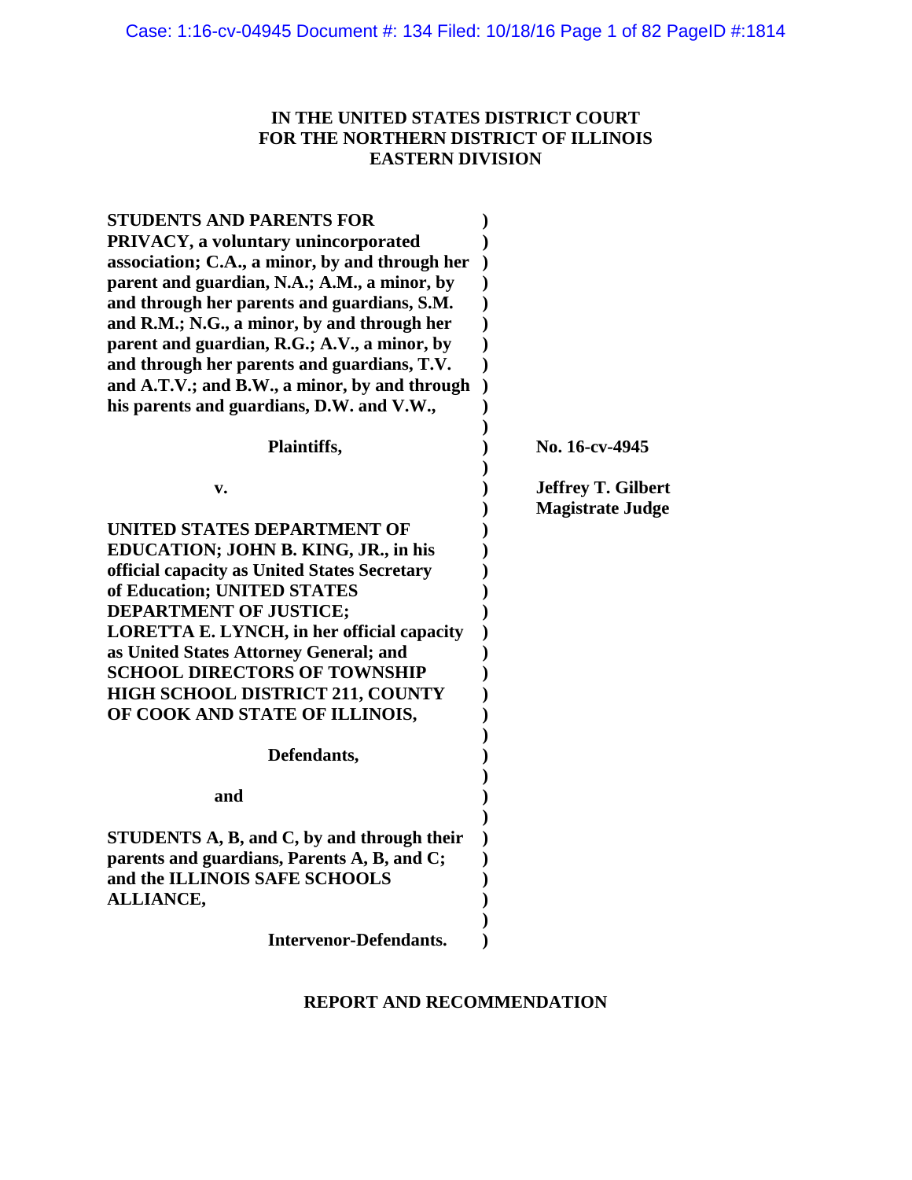**IN THE UNITED STATES DISTRICT COURT**
**FOR THE NORTHERN DISTRICT OF ILLINOIS**
**EASTERN DIVISION**

**STUDENTS AND PARENTS FOR PRIVACY, a voluntary unincorporated association; C.A., a minor, by and through her parent and guardian, N.A.; A.M., a minor, by and through her parents and guardians, S.M. and R.M.; N.G., a minor, by and through her parent and guardian, R.G.; A.V., a minor, by and through her parents and guardians, T.V. and A.T.V.; and B.W., a minor, by and through his parents and guardians, D.W. and V.W.,**

**Plaintiffs,**

**v.**

**UNITED STATES DEPARTMENT OF EDUCATION; JOHN B. KING, JR., in his official capacity as United States Secretary of Education; UNITED STATES DEPARTMENT OF JUSTICE; LORETTA E. LYNCH, in her official capacity as United States Attorney General; and SCHOOL DIRECTORS OF TOWNSHIP HIGH SCHOOL DISTRICT 211, COUNTY OF COOK AND STATE OF ILLINOIS,**

**Defendants,**

**and**

**STUDENTS A, B, and C, by and through their parents and guardians, Parents A, B, and C; and the ILLINOIS SAFE SCHOOLS ALLIANCE,**

**Intervenor-Defendants.**

**No. 16-cv-4945**

**Jeffrey T. Gilbert**
**Magistrate Judge**

**REPORT AND RECOMMENDATION**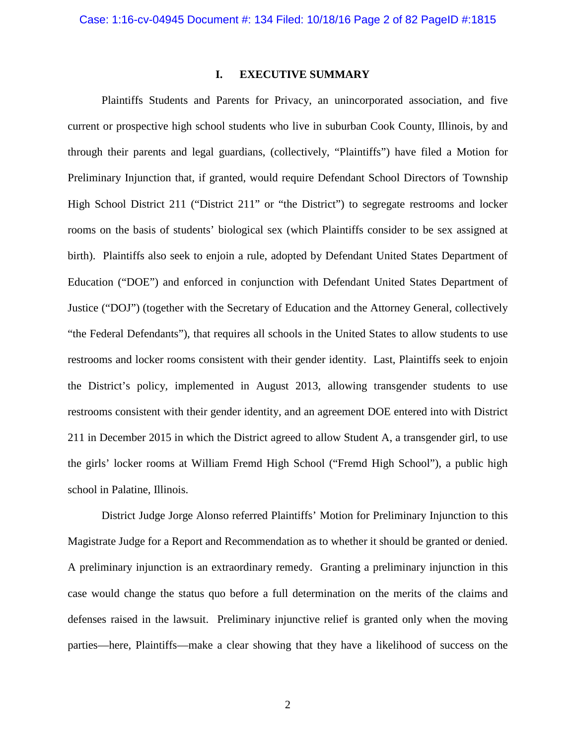## I. EXECUTIVE SUMMARY

Plaintiffs Students and Parents for Privacy, an unincorporated association, and five current or prospective high school students who live in suburban Cook County, Illinois, by and through their parents and legal guardians, (collectively, "Plaintiffs") have filed a Motion for Preliminary Injunction that, if granted, would require Defendant School Directors of Township High School District 211 ("District 211" or "the District") to segregate restrooms and locker rooms on the basis of students' biological sex (which Plaintiffs consider to be sex assigned at birth). Plaintiffs also seek to enjoin a rule, adopted by Defendant United States Department of Education ("DOE") and enforced in conjunction with Defendant United States Department of Justice ("DOJ") (together with the Secretary of Education and the Attorney General, collectively "the Federal Defendants"), that requires all schools in the United States to allow students to use restrooms and locker rooms consistent with their gender identity. Last, Plaintiffs seek to enjoin the District's policy, implemented in August 2013, allowing transgender students to use restrooms consistent with their gender identity, and an agreement DOE entered into with District 211 in December 2015 in which the District agreed to allow Student A, a transgender girl, to use the girls' locker rooms at William Fremd High School ("Fremd High School"), a public high school in Palatine, Illinois.

District Judge Jorge Alonso referred Plaintiffs' Motion for Preliminary Injunction to this Magistrate Judge for a Report and Recommendation as to whether it should be granted or denied. A preliminary injunction is an extraordinary remedy. Granting a preliminary injunction in this case would change the status quo before a full determination on the merits of the claims and defenses raised in the lawsuit. Preliminary injunctive relief is granted only when the moving parties—here, Plaintiffs—make a clear showing that they have a likelihood of success on the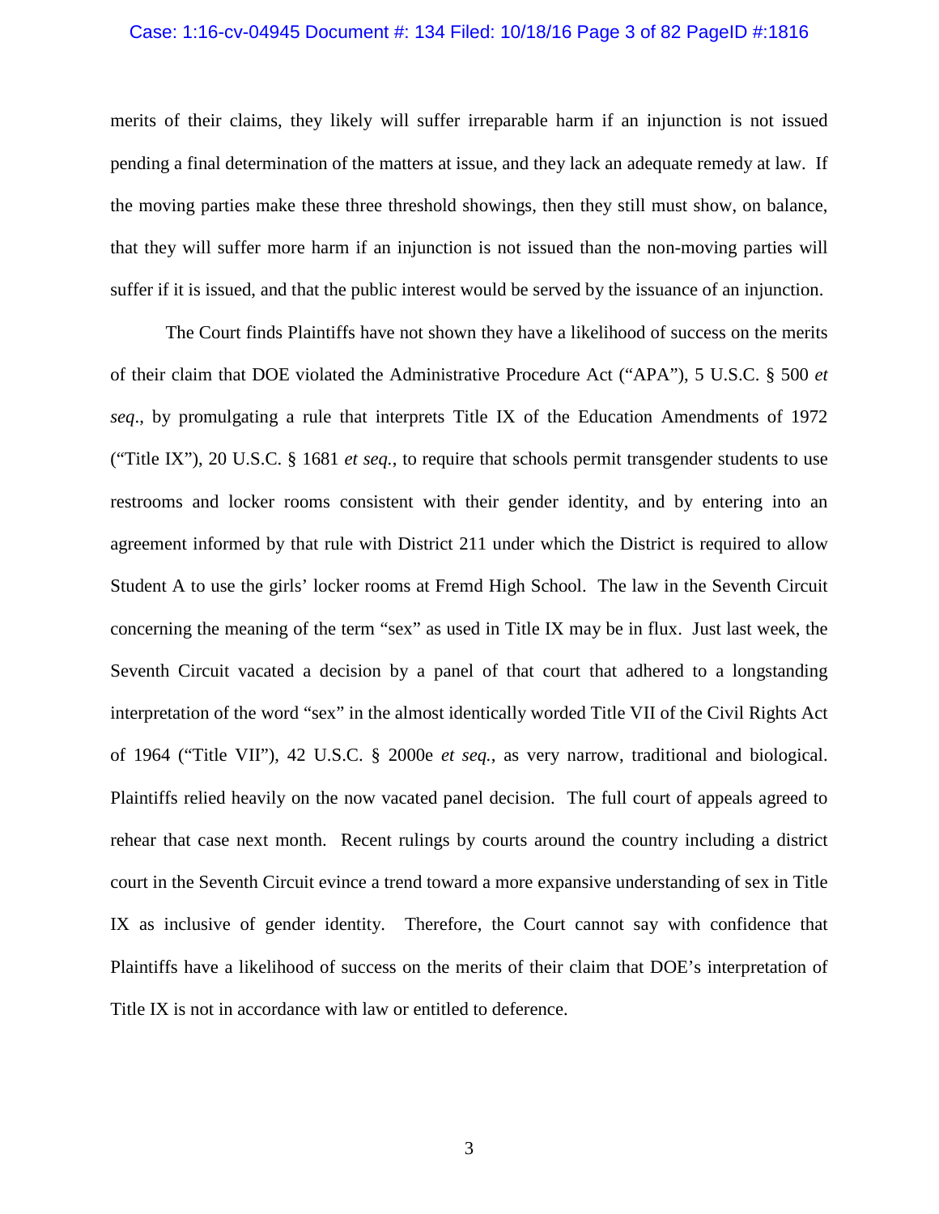merits of their claims, they likely will suffer irreparable harm if an injunction is not issued pending a final determination of the matters at issue, and they lack an adequate remedy at law. If the moving parties make these three threshold showings, then they still must show, on balance, that they will suffer more harm if an injunction is not issued than the non-moving parties will suffer if it is issued, and that the public interest would be served by the issuance of an injunction.

The Court finds Plaintiffs have not shown they have a likelihood of success on the merits of their claim that DOE violated the Administrative Procedure Act ("APA"), 5 U.S.C. § 500 *et seq*., by promulgating a rule that interprets Title IX of the Education Amendments of 1972 ("Title IX"), 20 U.S.C. § 1681 *et seq.*, to require that schools permit transgender students to use restrooms and locker rooms consistent with their gender identity, and by entering into an agreement informed by that rule with District 211 under which the District is required to allow Student A to use the girls' locker rooms at Fremd High School. The law in the Seventh Circuit concerning the meaning of the term "sex" as used in Title IX may be in flux. Just last week, the Seventh Circuit vacated a decision by a panel of that court that adhered to a longstanding interpretation of the word "sex" in the almost identically worded Title VII of the Civil Rights Act of 1964 ("Title VII"), 42 U.S.C. § 2000e *et seq.*, as very narrow, traditional and biological. Plaintiffs relied heavily on the now vacated panel decision. The full court of appeals agreed to rehear that case next month. Recent rulings by courts around the country including a district court in the Seventh Circuit evince a trend toward a more expansive understanding of sex in Title IX as inclusive of gender identity. Therefore, the Court cannot say with confidence that Plaintiffs have a likelihood of success on the merits of their claim that DOE's interpretation of Title IX is not in accordance with law or entitled to deference.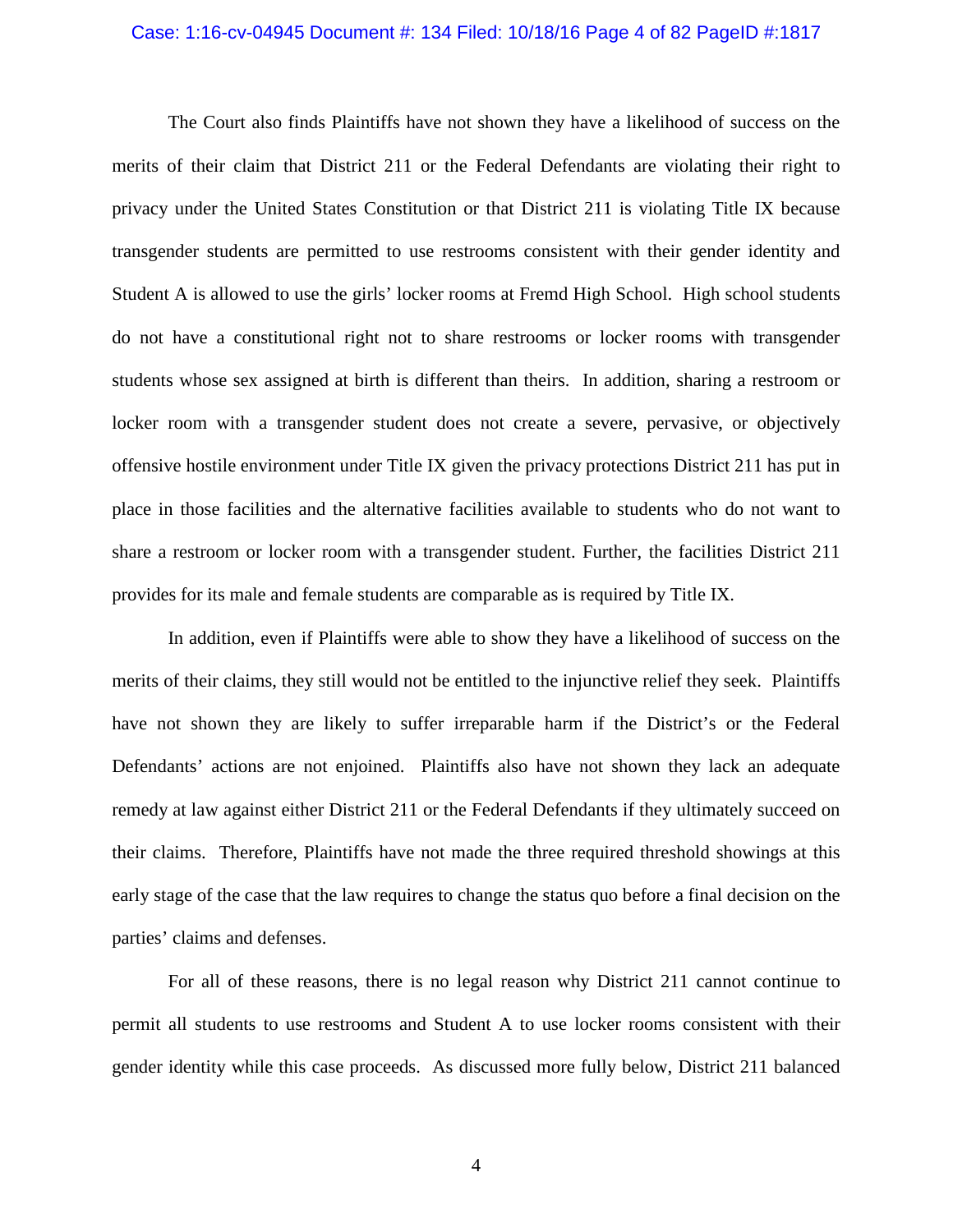The Court also finds Plaintiffs have not shown they have a likelihood of success on the merits of their claim that District 211 or the Federal Defendants are violating their right to privacy under the United States Constitution or that District 211 is violating Title IX because transgender students are permitted to use restrooms consistent with their gender identity and Student A is allowed to use the girls' locker rooms at Fremd High School. High school students do not have a constitutional right not to share restrooms or locker rooms with transgender students whose sex assigned at birth is different than theirs. In addition, sharing a restroom or locker room with a transgender student does not create a severe, pervasive, or objectively offensive hostile environment under Title IX given the privacy protections District 211 has put in place in those facilities and the alternative facilities available to students who do not want to share a restroom or locker room with a transgender student. Further, the facilities District 211 provides for its male and female students are comparable as is required by Title IX.

In addition, even if Plaintiffs were able to show they have a likelihood of success on the merits of their claims, they still would not be entitled to the injunctive relief they seek. Plaintiffs have not shown they are likely to suffer irreparable harm if the District's or the Federal Defendants' actions are not enjoined. Plaintiffs also have not shown they lack an adequate remedy at law against either District 211 or the Federal Defendants if they ultimately succeed on their claims. Therefore, Plaintiffs have not made the three required threshold showings at this early stage of the case that the law requires to change the status quo before a final decision on the parties' claims and defenses.

For all of these reasons, there is no legal reason why District 211 cannot continue to permit all students to use restrooms and Student A to use locker rooms consistent with their gender identity while this case proceeds. As discussed more fully below, District 211 balanced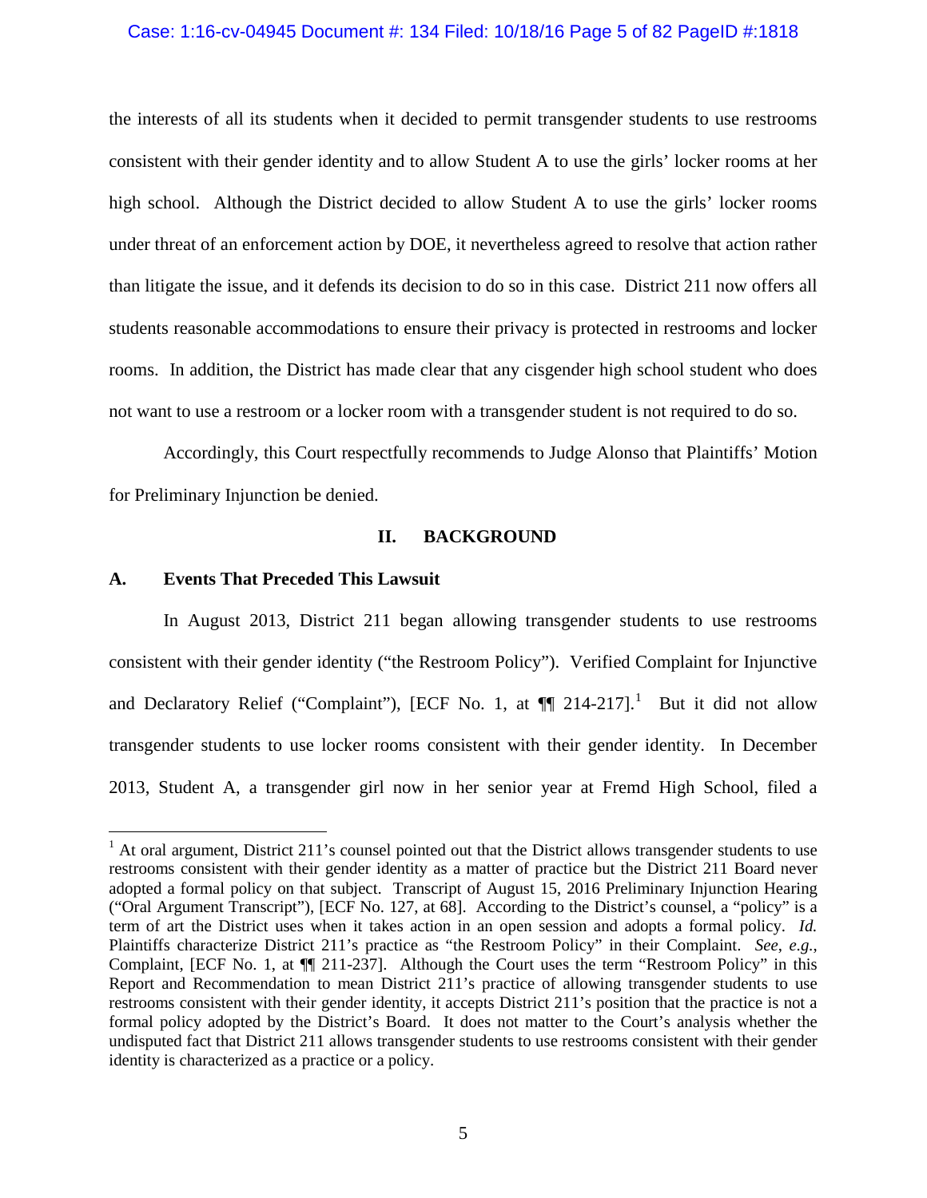the interests of all its students when it decided to permit transgender students to use restrooms consistent with their gender identity and to allow Student A to use the girls' locker rooms at her high school. Although the District decided to allow Student A to use the girls' locker rooms under threat of an enforcement action by DOE, it nevertheless agreed to resolve that action rather than litigate the issue, and it defends its decision to do so in this case. District 211 now offers all students reasonable accommodations to ensure their privacy is protected in restrooms and locker rooms. In addition, the District has made clear that any cisgender high school student who does not want to use a restroom or a locker room with a transgender student is not required to do so.

Accordingly, this Court respectfully recommends to Judge Alonso that Plaintiffs' Motion for Preliminary Injunction be denied.

## II. BACKGROUND

### A. Events That Preceded This Lawsuit

In August 2013, District 211 began allowing transgender students to use restrooms consistent with their gender identity ("the Restroom Policy"). Verified Complaint for Injunctive and Declaratory Relief ("Complaint"), [ECF No. 1, at ¶¶ 214-217].[1] But it did not allow transgender students to use locker rooms consistent with their gender identity. In December 2013, Student A, a transgender girl now in her senior year at Fremd High School, filed a

[1] At oral argument, District 211's counsel pointed out that the District allows transgender students to use restrooms consistent with their gender identity as a matter of practice but the District 211 Board never adopted a formal policy on that subject. Transcript of August 15, 2016 Preliminary Injunction Hearing ("Oral Argument Transcript"), [ECF No. 127, at 68]. According to the District's counsel, a "policy" is a term of art the District uses when it takes action in an open session and adopts a formal policy. *Id.* Plaintiffs characterize District 211's practice as "the Restroom Policy" in their Complaint. *See, e.g.*, Complaint, [ECF No. 1, at ¶¶ 211-237]. Although the Court uses the term "Restroom Policy" in this Report and Recommendation to mean District 211's practice of allowing transgender students to use restrooms consistent with their gender identity, it accepts District 211's position that the practice is not a formal policy adopted by the District's Board. It does not matter to the Court's analysis whether the undisputed fact that District 211 allows transgender students to use restrooms consistent with their gender identity is characterized as a practice or a policy.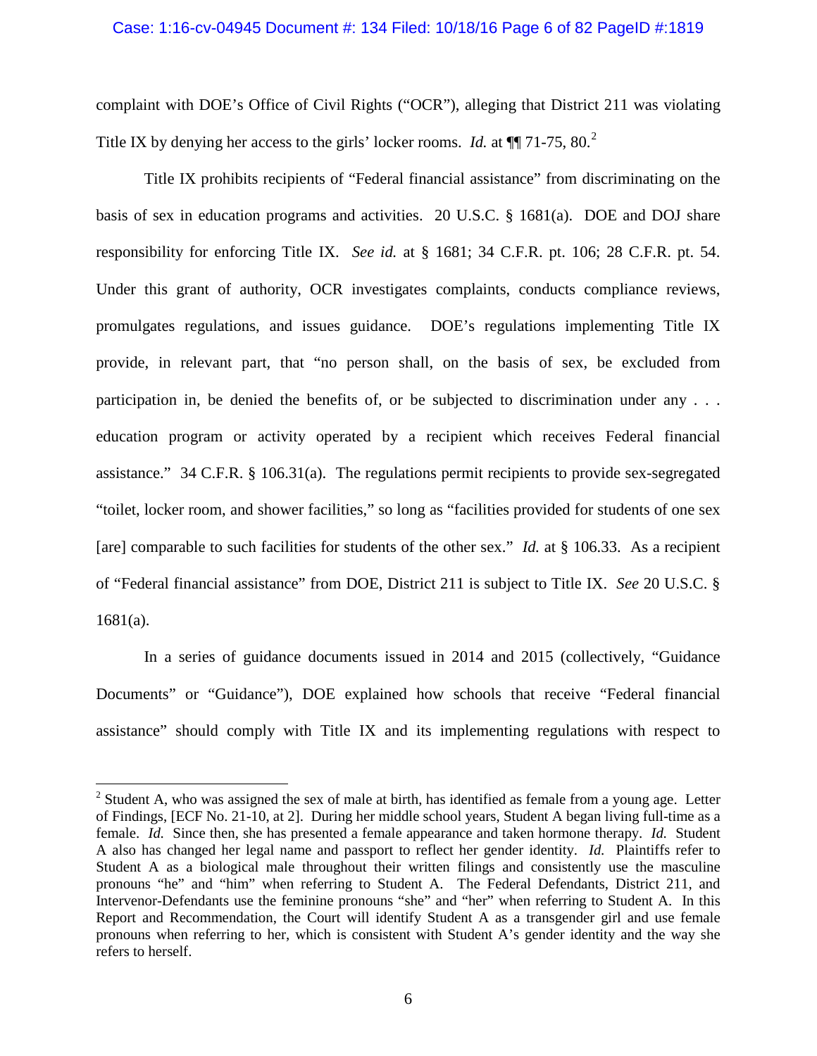complaint with DOE's Office of Civil Rights ("OCR"), alleging that District 211 was violating Title IX by denying her access to the girls' locker rooms. *Id.* at ¶¶ 71-75, 80.[2]

Title IX prohibits recipients of "Federal financial assistance" from discriminating on the basis of sex in education programs and activities. 20 U.S.C. § 1681(a). DOE and DOJ share responsibility for enforcing Title IX. *See id.* at § 1681; 34 C.F.R. pt. 106; 28 C.F.R. pt. 54. Under this grant of authority, OCR investigates complaints, conducts compliance reviews, promulgates regulations, and issues guidance. DOE's regulations implementing Title IX provide, in relevant part, that "no person shall, on the basis of sex, be excluded from participation in, be denied the benefits of, or be subjected to discrimination under any . . . education program or activity operated by a recipient which receives Federal financial assistance." 34 C.F.R. § 106.31(a). The regulations permit recipients to provide sex-segregated "toilet, locker room, and shower facilities," so long as "facilities provided for students of one sex [are] comparable to such facilities for students of the other sex." *Id.* at § 106.33. As a recipient of "Federal financial assistance" from DOE, District 211 is subject to Title IX. *See* 20 U.S.C. § 1681(a).

In a series of guidance documents issued in 2014 and 2015 (collectively, "Guidance Documents" or "Guidance"), DOE explained how schools that receive "Federal financial assistance" should comply with Title IX and its implementing regulations with respect to

---

[2] Student A, who was assigned the sex of male at birth, has identified as female from a young age. Letter of Findings, [ECF No. 21-10, at 2]. During her middle school years, Student A began living full-time as a female. *Id.* Since then, she has presented a female appearance and taken hormone therapy. *Id.* Student A also has changed her legal name and passport to reflect her gender identity. *Id.* Plaintiffs refer to Student A as a biological male throughout their written filings and consistently use the masculine pronouns "he" and "him" when referring to Student A. The Federal Defendants, District 211, and Intervenor-Defendants use the feminine pronouns "she" and "her" when referring to Student A. In this Report and Recommendation, the Court will identify Student A as a transgender girl and use female pronouns when referring to her, which is consistent with Student A's gender identity and the way she refers to herself.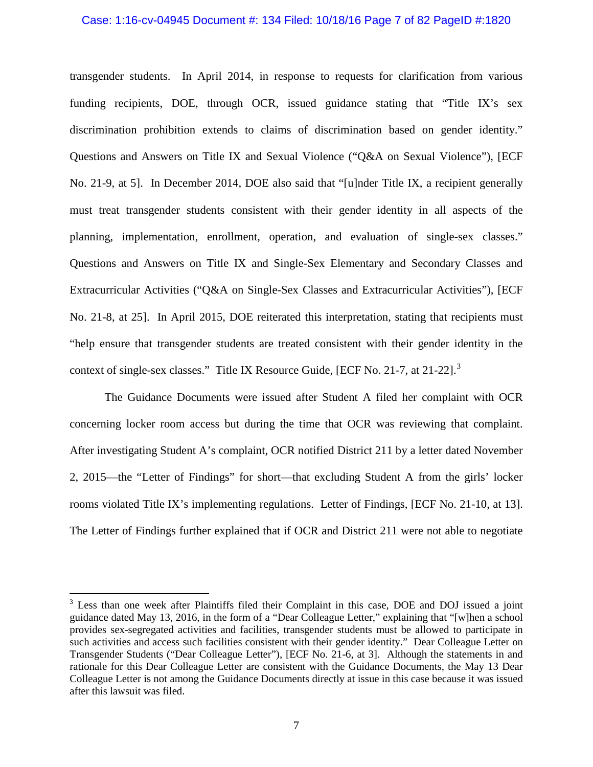transgender students. In April 2014, in response to requests for clarification from various funding recipients, DOE, through OCR, issued guidance stating that "Title IX's sex discrimination prohibition extends to claims of discrimination based on gender identity." Questions and Answers on Title IX and Sexual Violence ("Q&A on Sexual Violence"), [ECF No. 21-9, at 5]. In December 2014, DOE also said that "[u]nder Title IX, a recipient generally must treat transgender students consistent with their gender identity in all aspects of the planning, implementation, enrollment, operation, and evaluation of single-sex classes." Questions and Answers on Title IX and Single-Sex Elementary and Secondary Classes and Extracurricular Activities ("Q&A on Single-Sex Classes and Extracurricular Activities"), [ECF No. 21-8, at 25]. In April 2015, DOE reiterated this interpretation, stating that recipients must "help ensure that transgender students are treated consistent with their gender identity in the context of single-sex classes." Title IX Resource Guide, [ECF No. 21-7, at 21-22].[3]

The Guidance Documents were issued after Student A filed her complaint with OCR concerning locker room access but during the time that OCR was reviewing that complaint. After investigating Student A's complaint, OCR notified District 211 by a letter dated November 2, 2015—the "Letter of Findings" for short—that excluding Student A from the girls' locker rooms violated Title IX's implementing regulations. Letter of Findings, [ECF No. 21-10, at 13]. The Letter of Findings further explained that if OCR and District 211 were not able to negotiate

[3] Less than one week after Plaintiffs filed their Complaint in this case, DOE and DOJ issued a joint guidance dated May 13, 2016, in the form of a "Dear Colleague Letter," explaining that "[w]hen a school provides sex-segregated activities and facilities, transgender students must be allowed to participate in such activities and access such facilities consistent with their gender identity." Dear Colleague Letter on Transgender Students ("Dear Colleague Letter"), [ECF No. 21-6, at 3]. Although the statements in and rationale for this Dear Colleague Letter are consistent with the Guidance Documents, the May 13 Dear Colleague Letter is not among the Guidance Documents directly at issue in this case because it was issued after this lawsuit was filed.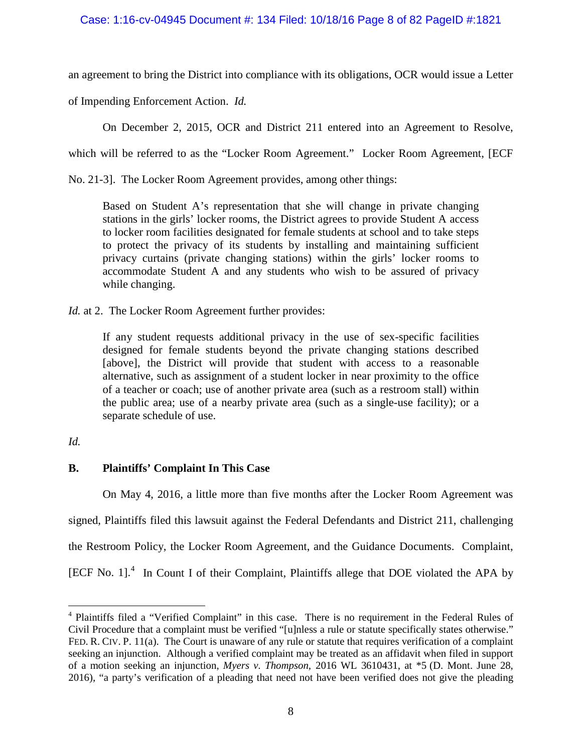an agreement to bring the District into compliance with its obligations, OCR would issue a Letter of Impending Enforcement Action. *Id.*

On December 2, 2015, OCR and District 211 entered into an Agreement to Resolve, which will be referred to as the "Locker Room Agreement." Locker Room Agreement, [ECF No. 21-3]. The Locker Room Agreement provides, among other things:

> Based on Student A's representation that she will change in private changing stations in the girls' locker rooms, the District agrees to provide Student A access to locker room facilities designated for female students at school and to take steps to protect the privacy of its students by installing and maintaining sufficient privacy curtains (private changing stations) within the girls' locker rooms to accommodate Student A and any students who wish to be assured of privacy while changing.

*Id.* at 2. The Locker Room Agreement further provides:

> If any student requests additional privacy in the use of sex-specific facilities designed for female students beyond the private changing stations described [above], the District will provide that student with access to a reasonable alternative, such as assignment of a student locker in near proximity to the office of a teacher or coach; use of another private area (such as a restroom stall) within the public area; use of a nearby private area (such as a single-use facility); or a separate schedule of use.

*Id.*

### B. Plaintiffs' Complaint In This Case

On May 4, 2016, a little more than five months after the Locker Room Agreement was signed, Plaintiffs filed this lawsuit against the Federal Defendants and District 211, challenging the Restroom Policy, the Locker Room Agreement, and the Guidance Documents. Complaint, [ECF No. 1].[4] In Count I of their Complaint, Plaintiffs allege that DOE violated the APA by

---

[4] Plaintiffs filed a "Verified Complaint" in this case. There is no requirement in the Federal Rules of Civil Procedure that a complaint must be verified "[u]nless a rule or statute specifically states otherwise." FED. R. CIV. P. 11(a). The Court is unaware of any rule or statute that requires verification of a complaint seeking an injunction. Although a verified complaint may be treated as an affidavit when filed in support of a motion seeking an injunction, *Myers v. Thompson*, 2016 WL 3610431, at *5 (D. Mont. June 28, 2016), "a party's verification of a pleading that need not have been verified does not give the pleading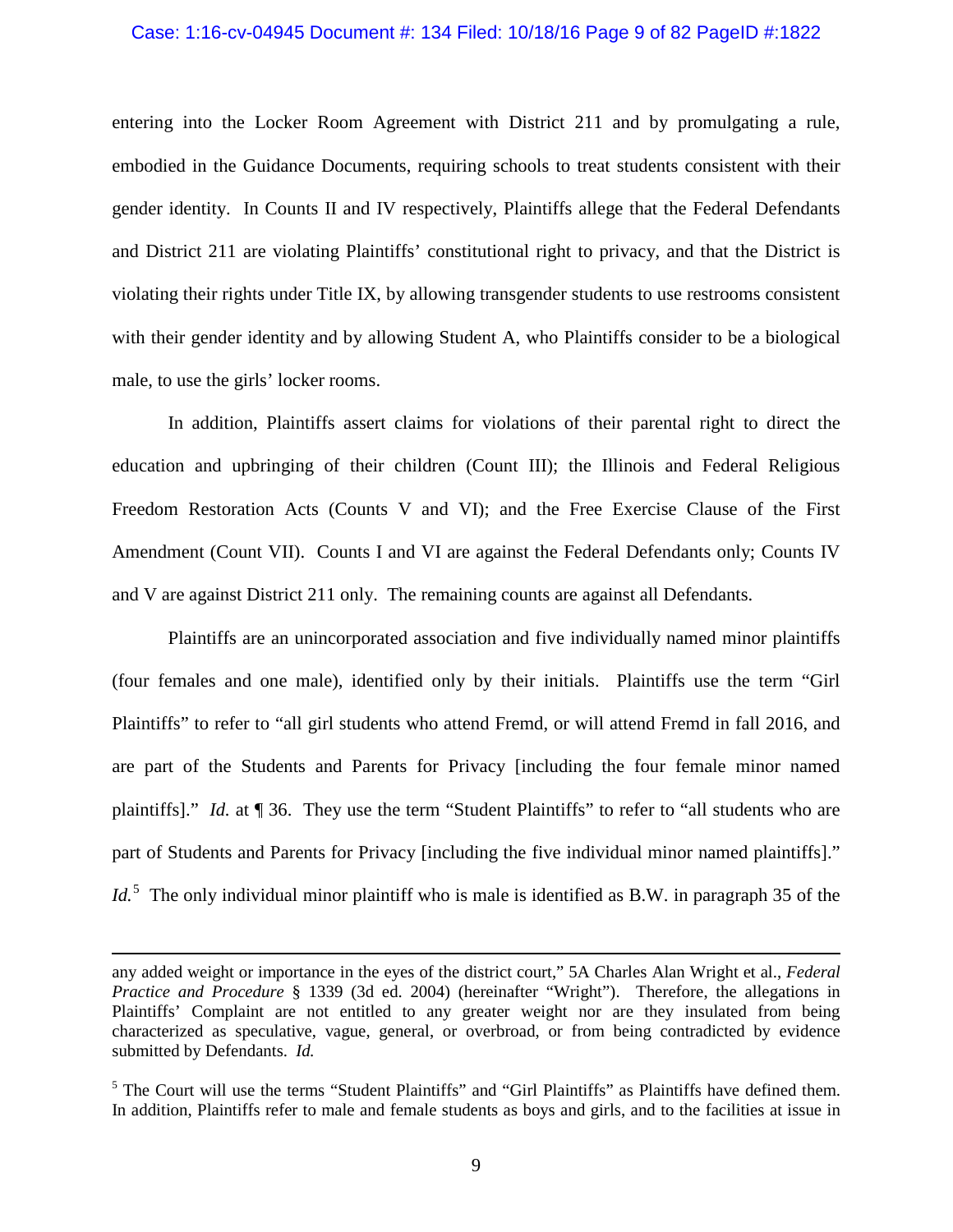entering into the Locker Room Agreement with District 211 and by promulgating a rule, embodied in the Guidance Documents, requiring schools to treat students consistent with their gender identity. In Counts II and IV respectively, Plaintiffs allege that the Federal Defendants and District 211 are violating Plaintiffs' constitutional right to privacy, and that the District is violating their rights under Title IX, by allowing transgender students to use restrooms consistent with their gender identity and by allowing Student A, who Plaintiffs consider to be a biological male, to use the girls' locker rooms.

In addition, Plaintiffs assert claims for violations of their parental right to direct the education and upbringing of their children (Count III); the Illinois and Federal Religious Freedom Restoration Acts (Counts V and VI); and the Free Exercise Clause of the First Amendment (Count VII). Counts I and VI are against the Federal Defendants only; Counts IV and V are against District 211 only. The remaining counts are against all Defendants.

Plaintiffs are an unincorporated association and five individually named minor plaintiffs (four females and one male), identified only by their initials. Plaintiffs use the term "Girl Plaintiffs" to refer to "all girl students who attend Fremd, or will attend Fremd in fall 2016, and are part of the Students and Parents for Privacy [including the four female minor named plaintiffs]." *Id.* at ¶ 36. They use the term "Student Plaintiffs" to refer to "all students who are part of Students and Parents for Privacy [including the five individual minor named plaintiffs]." *Id.*[5] The only individual minor plaintiff who is male is identified as B.W. in paragraph 35 of the

---

any added weight or importance in the eyes of the district court," 5A Charles Alan Wright et al., *Federal Practice and Procedure* § 1339 (3d ed. 2004) (hereinafter "Wright"). Therefore, the allegations in Plaintiffs' Complaint are not entitled to any greater weight nor are they insulated from being characterized as speculative, vague, general, or overbroad, or from being contradicted by evidence submitted by Defendants. *Id.*

[5] The Court will use the terms "Student Plaintiffs" and "Girl Plaintiffs" as Plaintiffs have defined them. In addition, Plaintiffs refer to male and female students as boys and girls, and to the facilities at issue in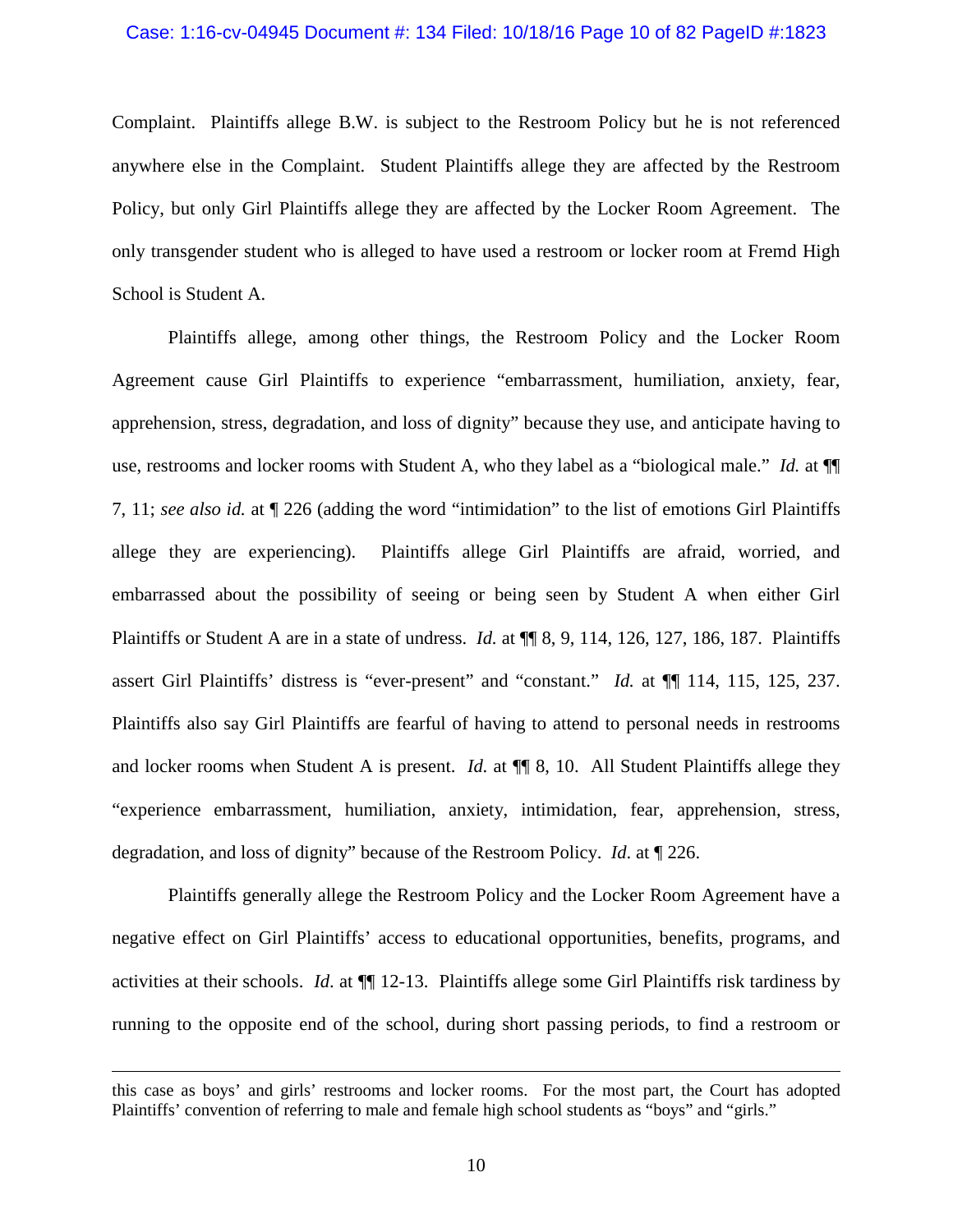Complaint. Plaintiffs allege B.W. is subject to the Restroom Policy but he is not referenced anywhere else in the Complaint. Student Plaintiffs allege they are affected by the Restroom Policy, but only Girl Plaintiffs allege they are affected by the Locker Room Agreement. The only transgender student who is alleged to have used a restroom or locker room at Fremd High School is Student A.

Plaintiffs allege, among other things, the Restroom Policy and the Locker Room Agreement cause Girl Plaintiffs to experience "embarrassment, humiliation, anxiety, fear, apprehension, stress, degradation, and loss of dignity" because they use, and anticipate having to use, restrooms and locker rooms with Student A, who they label as a "biological male." *Id.* at ¶¶ 7, 11; *see also id.* at ¶ 226 (adding the word "intimidation" to the list of emotions Girl Plaintiffs allege they are experiencing). Plaintiffs allege Girl Plaintiffs are afraid, worried, and embarrassed about the possibility of seeing or being seen by Student A when either Girl Plaintiffs or Student A are in a state of undress. *Id.* at ¶¶ 8, 9, 114, 126, 127, 186, 187. Plaintiffs assert Girl Plaintiffs' distress is "ever-present" and "constant." *Id.* at ¶¶ 114, 115, 125, 237. Plaintiffs also say Girl Plaintiffs are fearful of having to attend to personal needs in restrooms and locker rooms when Student A is present. *Id.* at ¶¶ 8, 10. All Student Plaintiffs allege they "experience embarrassment, humiliation, anxiety, intimidation, fear, apprehension, stress, degradation, and loss of dignity" because of the Restroom Policy. *Id.* at ¶ 226.

Plaintiffs generally allege the Restroom Policy and the Locker Room Agreement have a negative effect on Girl Plaintiffs' access to educational opportunities, benefits, programs, and activities at their schools. *Id.* at ¶¶ 12-13. Plaintiffs allege some Girl Plaintiffs risk tardiness by running to the opposite end of the school, during short passing periods, to find a restroom or

---

this case as boys' and girls' restrooms and locker rooms. For the most part, the Court has adopted Plaintiffs' convention of referring to male and female high school students as "boys" and "girls."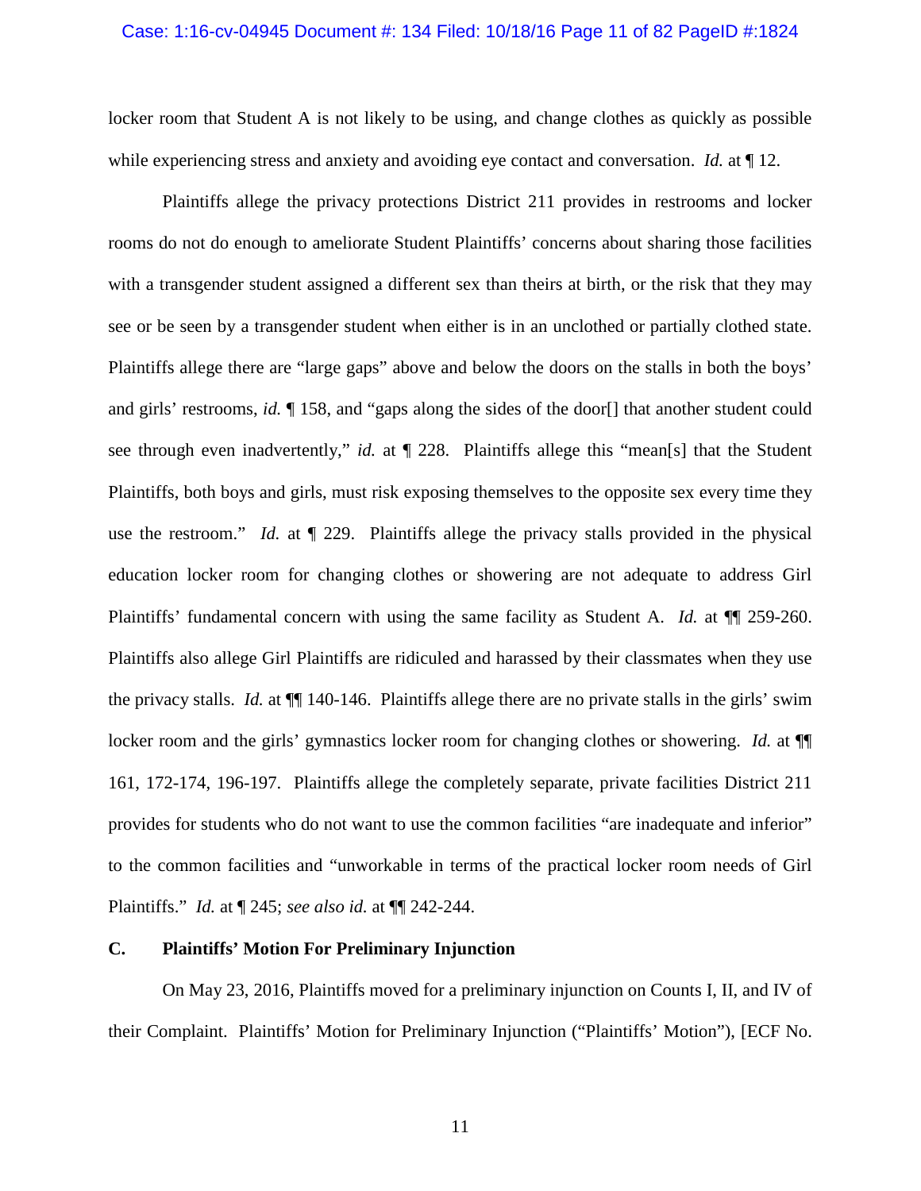locker room that Student A is not likely to be using, and change clothes as quickly as possible while experiencing stress and anxiety and avoiding eye contact and conversation. *Id.* at ¶ 12.

Plaintiffs allege the privacy protections District 211 provides in restrooms and locker rooms do not do enough to ameliorate Student Plaintiffs' concerns about sharing those facilities with a transgender student assigned a different sex than theirs at birth, or the risk that they may see or be seen by a transgender student when either is in an unclothed or partially clothed state. Plaintiffs allege there are "large gaps" above and below the doors on the stalls in both the boys' and girls' restrooms, *id.* ¶ 158, and "gaps along the sides of the door[] that another student could see through even inadvertently," *id.* at ¶ 228. Plaintiffs allege this "mean[s] that the Student Plaintiffs, both boys and girls, must risk exposing themselves to the opposite sex every time they use the restroom." *Id.* at ¶ 229. Plaintiffs allege the privacy stalls provided in the physical education locker room for changing clothes or showering are not adequate to address Girl Plaintiffs' fundamental concern with using the same facility as Student A. *Id.* at ¶¶ 259-260. Plaintiffs also allege Girl Plaintiffs are ridiculed and harassed by their classmates when they use the privacy stalls. *Id.* at ¶¶ 140-146. Plaintiffs allege there are no private stalls in the girls' swim locker room and the girls' gymnastics locker room for changing clothes or showering. *Id.* at ¶¶ 161, 172-174, 196-197. Plaintiffs allege the completely separate, private facilities District 211 provides for students who do not want to use the common facilities "are inadequate and inferior" to the common facilities and "unworkable in terms of the practical locker room needs of Girl Plaintiffs." *Id.* at ¶ 245; *see also id.* at ¶¶ 242-244.

### C. Plaintiffs' Motion For Preliminary Injunction

On May 23, 2016, Plaintiffs moved for a preliminary injunction on Counts I, II, and IV of their Complaint. Plaintiffs' Motion for Preliminary Injunction ("Plaintiffs' Motion"), [ECF No.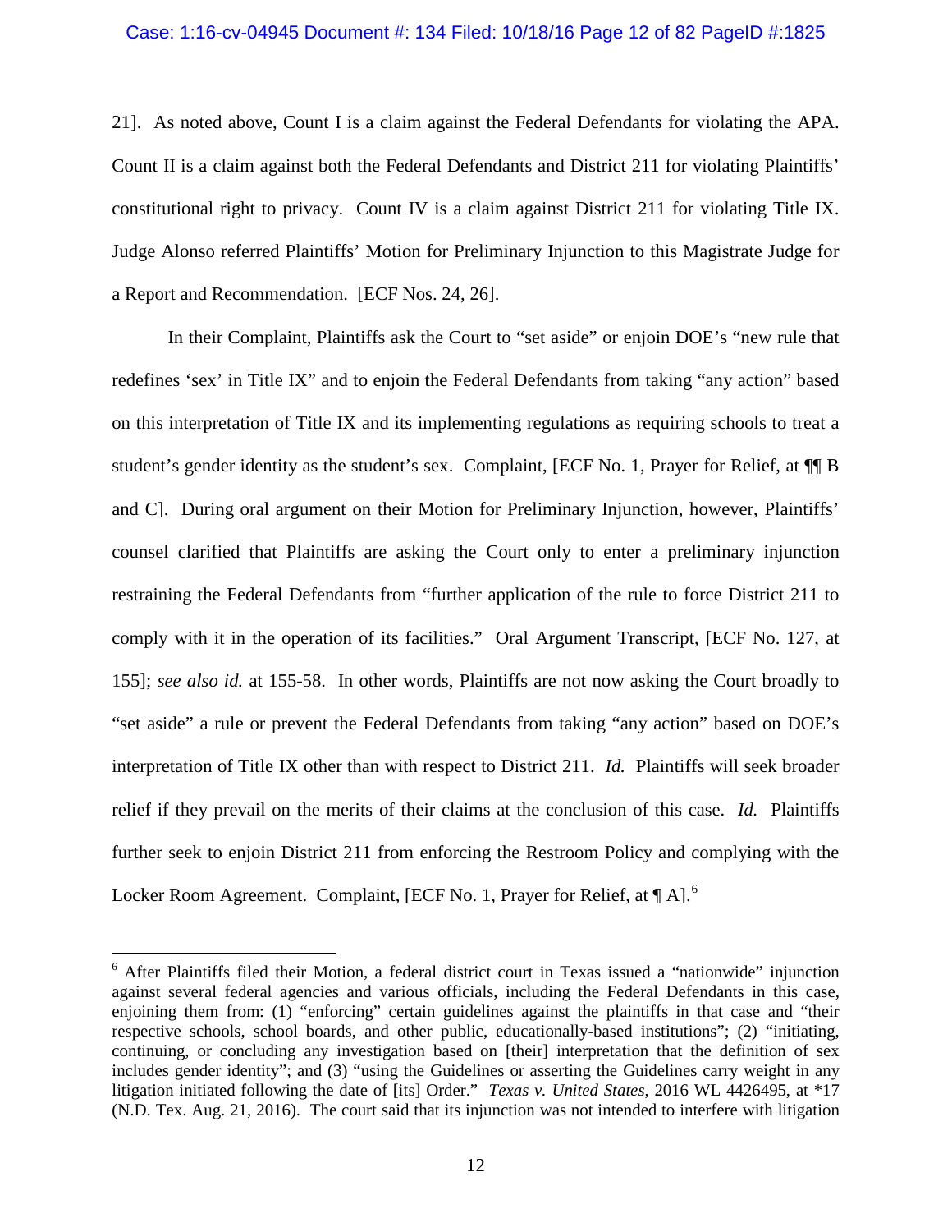21]. As noted above, Count I is a claim against the Federal Defendants for violating the APA. Count II is a claim against both the Federal Defendants and District 211 for violating Plaintiffs' constitutional right to privacy. Count IV is a claim against District 211 for violating Title IX. Judge Alonso referred Plaintiffs' Motion for Preliminary Injunction to this Magistrate Judge for a Report and Recommendation. [ECF Nos. 24, 26].

In their Complaint, Plaintiffs ask the Court to "set aside" or enjoin DOE's "new rule that redefines 'sex' in Title IX" and to enjoin the Federal Defendants from taking "any action" based on this interpretation of Title IX and its implementing regulations as requiring schools to treat a student's gender identity as the student's sex. Complaint, [ECF No. 1, Prayer for Relief, at ¶¶ B and C]. During oral argument on their Motion for Preliminary Injunction, however, Plaintiffs' counsel clarified that Plaintiffs are asking the Court only to enter a preliminary injunction restraining the Federal Defendants from "further application of the rule to force District 211 to comply with it in the operation of its facilities." Oral Argument Transcript, [ECF No. 127, at 155]; *see also id.* at 155-58. In other words, Plaintiffs are not now asking the Court broadly to "set aside" a rule or prevent the Federal Defendants from taking "any action" based on DOE's interpretation of Title IX other than with respect to District 211. *Id.* Plaintiffs will seek broader relief if they prevail on the merits of their claims at the conclusion of this case. *Id.* Plaintiffs further seek to enjoin District 211 from enforcing the Restroom Policy and complying with the Locker Room Agreement. Complaint, [ECF No. 1, Prayer for Relief, at ¶ A].[6]

[6] After Plaintiffs filed their Motion, a federal district court in Texas issued a "nationwide" injunction against several federal agencies and various officials, including the Federal Defendants in this case, enjoining them from: (1) "enforcing" certain guidelines against the plaintiffs in that case and "their respective schools, school boards, and other public, educationally-based institutions"; (2) "initiating, continuing, or concluding any investigation based on [their] interpretation that the definition of sex includes gender identity"; and (3) "using the Guidelines or asserting the Guidelines carry weight in any litigation initiated following the date of [its] Order." *Texas v. United States*, 2016 WL 4426495, at *17 (N.D. Tex. Aug. 21, 2016). The court said that its injunction was not intended to interfere with litigation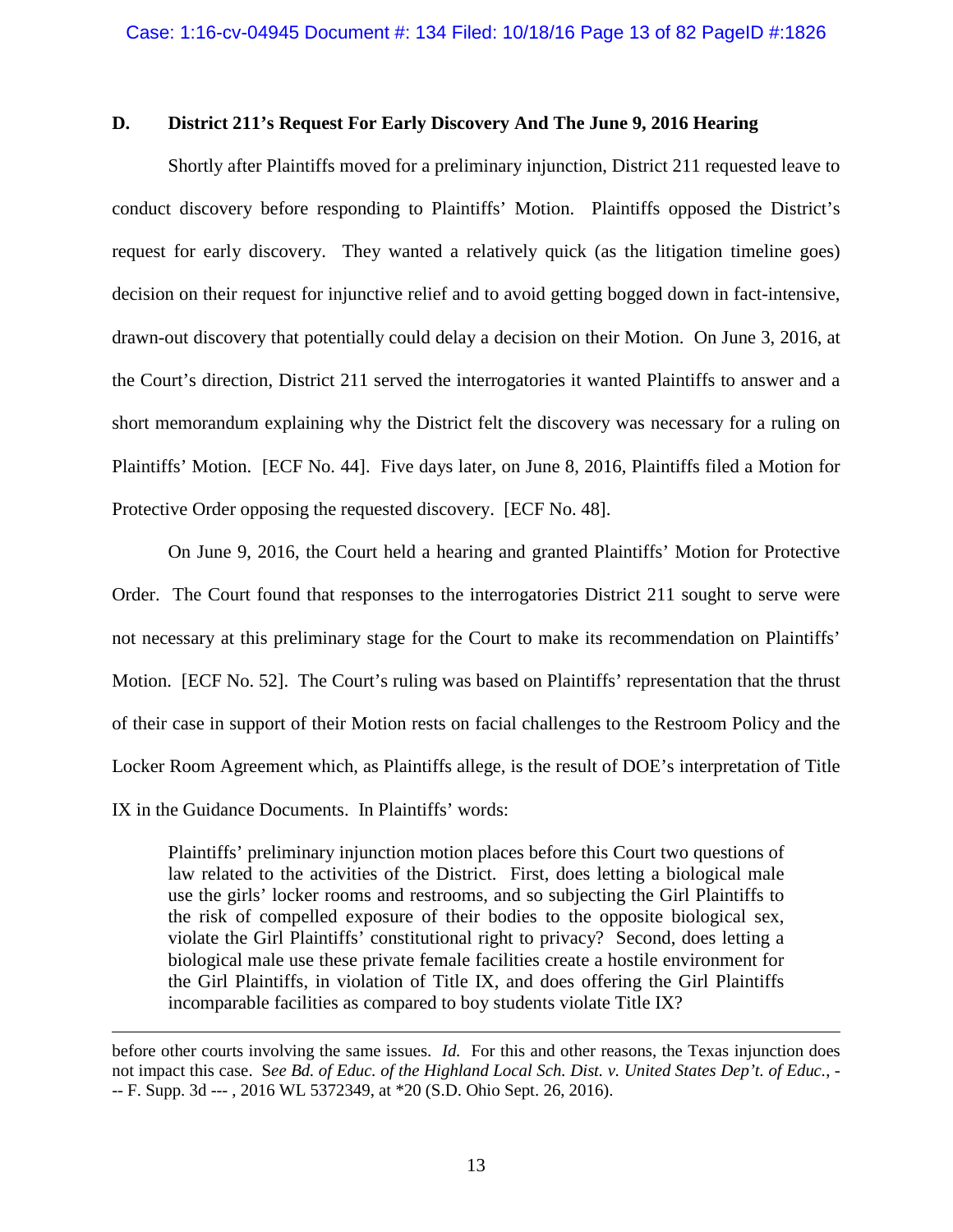### D. District 211's Request For Early Discovery And The June 9, 2016 Hearing

Shortly after Plaintiffs moved for a preliminary injunction, District 211 requested leave to conduct discovery before responding to Plaintiffs' Motion. Plaintiffs opposed the District's request for early discovery. They wanted a relatively quick (as the litigation timeline goes) decision on their request for injunctive relief and to avoid getting bogged down in fact-intensive, drawn-out discovery that potentially could delay a decision on their Motion. On June 3, 2016, at the Court's direction, District 211 served the interrogatories it wanted Plaintiffs to answer and a short memorandum explaining why the District felt the discovery was necessary for a ruling on Plaintiffs' Motion. [ECF No. 44]. Five days later, on June 8, 2016, Plaintiffs filed a Motion for Protective Order opposing the requested discovery. [ECF No. 48].

On June 9, 2016, the Court held a hearing and granted Plaintiffs' Motion for Protective Order. The Court found that responses to the interrogatories District 211 sought to serve were not necessary at this preliminary stage for the Court to make its recommendation on Plaintiffs' Motion. [ECF No. 52]. The Court's ruling was based on Plaintiffs' representation that the thrust of their case in support of their Motion rests on facial challenges to the Restroom Policy and the Locker Room Agreement which, as Plaintiffs allege, is the result of DOE's interpretation of Title IX in the Guidance Documents. In Plaintiffs' words:

> Plaintiffs' preliminary injunction motion places before this Court two questions of law related to the activities of the District. First, does letting a biological male use the girls' locker rooms and restrooms, and so subjecting the Girl Plaintiffs to the risk of compelled exposure of their bodies to the opposite biological sex, violate the Girl Plaintiffs' constitutional right to privacy? Second, does letting a biological male use these private female facilities create a hostile environment for the Girl Plaintiffs, in violation of Title IX, and does offering the Girl Plaintiffs incomparable facilities as compared to boy students violate Title IX?

---

before other courts involving the same issues. *Id.* For this and other reasons, the Texas injunction does not impact this case. S*ee Bd. of Educ. of the Highland Local Sch. Dist. v. United States Dep't. of Educ.*, --- F. Supp. 3d --- , 2016 WL 5372349, at *20 (S.D. Ohio Sept. 26, 2016).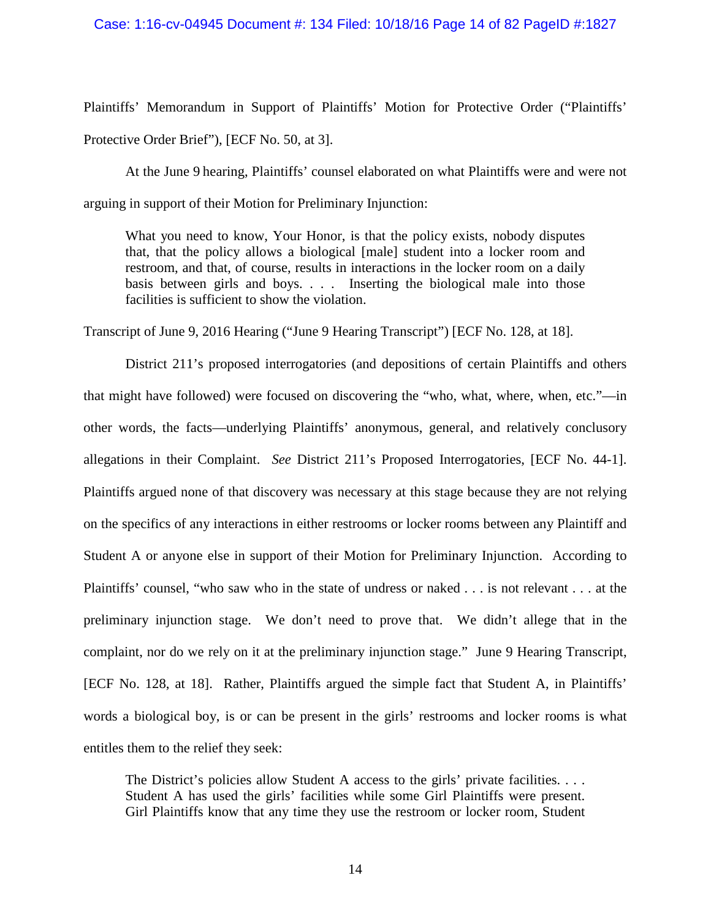Plaintiffs' Memorandum in Support of Plaintiffs' Motion for Protective Order ("Plaintiffs' Protective Order Brief"), [ECF No. 50, at 3].

At the June 9 hearing, Plaintiffs' counsel elaborated on what Plaintiffs were and were not arguing in support of their Motion for Preliminary Injunction:

> What you need to know, Your Honor, is that the policy exists, nobody disputes that, that the policy allows a biological [male] student into a locker room and restroom, and that, of course, results in interactions in the locker room on a daily basis between girls and boys. . . . Inserting the biological male into those facilities is sufficient to show the violation.

Transcript of June 9, 2016 Hearing ("June 9 Hearing Transcript") [ECF No. 128, at 18].

District 211's proposed interrogatories (and depositions of certain Plaintiffs and others that might have followed) were focused on discovering the "who, what, where, when, etc."—in other words, the facts—underlying Plaintiffs' anonymous, general, and relatively conclusory allegations in their Complaint. *See* District 211's Proposed Interrogatories, [ECF No. 44-1]. Plaintiffs argued none of that discovery was necessary at this stage because they are not relying on the specifics of any interactions in either restrooms or locker rooms between any Plaintiff and Student A or anyone else in support of their Motion for Preliminary Injunction. According to Plaintiffs' counsel, "who saw who in the state of undress or naked . . . is not relevant . . . at the preliminary injunction stage. We don't need to prove that. We didn't allege that in the complaint, nor do we rely on it at the preliminary injunction stage." June 9 Hearing Transcript, [ECF No. 128, at 18]. Rather, Plaintiffs argued the simple fact that Student A, in Plaintiffs' words a biological boy, is or can be present in the girls' restrooms and locker rooms is what entitles them to the relief they seek:

> The District's policies allow Student A access to the girls' private facilities. . . . Student A has used the girls' facilities while some Girl Plaintiffs were present. Girl Plaintiffs know that any time they use the restroom or locker room, Student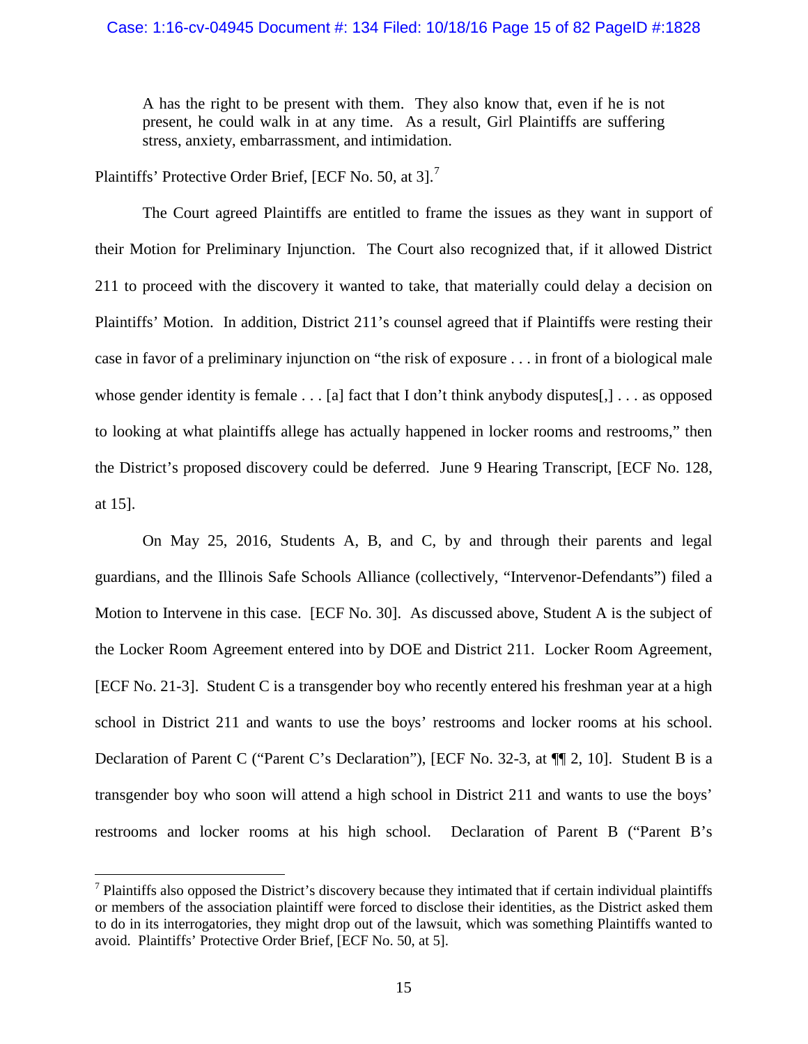> A has the right to be present with them. They also know that, even if he is not present, he could walk in at any time. As a result, Girl Plaintiffs are suffering stress, anxiety, embarrassment, and intimidation.

Plaintiffs' Protective Order Brief, [ECF No. 50, at 3].[7]

The Court agreed Plaintiffs are entitled to frame the issues as they want in support of their Motion for Preliminary Injunction. The Court also recognized that, if it allowed District 211 to proceed with the discovery it wanted to take, that materially could delay a decision on Plaintiffs' Motion. In addition, District 211's counsel agreed that if Plaintiffs were resting their case in favor of a preliminary injunction on "the risk of exposure . . . in front of a biological male whose gender identity is female . . . [a] fact that I don't think anybody disputes[,] . . . as opposed to looking at what plaintiffs allege has actually happened in locker rooms and restrooms," then the District's proposed discovery could be deferred. June 9 Hearing Transcript, [ECF No. 128, at 15].

On May 25, 2016, Students A, B, and C, by and through their parents and legal guardians, and the Illinois Safe Schools Alliance (collectively, "Intervenor-Defendants") filed a Motion to Intervene in this case. [ECF No. 30]. As discussed above, Student A is the subject of the Locker Room Agreement entered into by DOE and District 211. Locker Room Agreement, [ECF No. 21-3]. Student C is a transgender boy who recently entered his freshman year at a high school in District 211 and wants to use the boys' restrooms and locker rooms at his school. Declaration of Parent C ("Parent C's Declaration"), [ECF No. 32-3, at ¶¶ 2, 10]. Student B is a transgender boy who soon will attend a high school in District 211 and wants to use the boys' restrooms and locker rooms at his high school. Declaration of Parent B ("Parent B's

---

[7] Plaintiffs also opposed the District's discovery because they intimated that if certain individual plaintiffs or members of the association plaintiff were forced to disclose their identities, as the District asked them to do in its interrogatories, they might drop out of the lawsuit, which was something Plaintiffs wanted to avoid. Plaintiffs' Protective Order Brief, [ECF No. 50, at 5].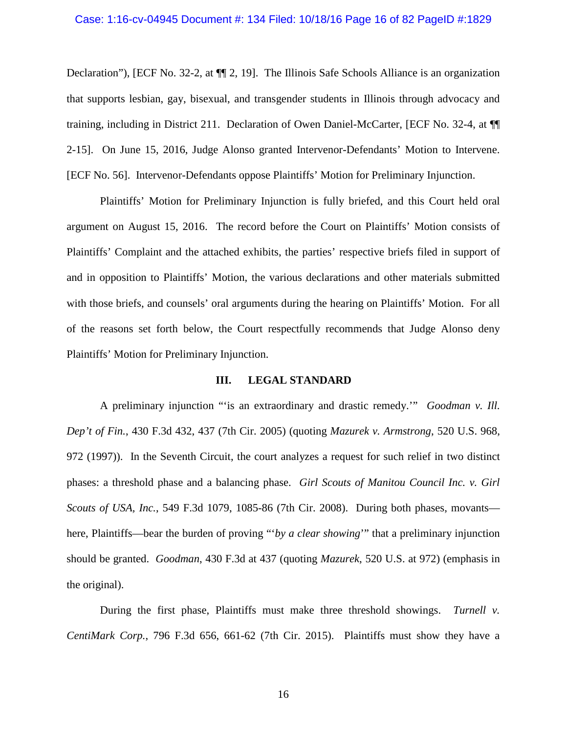Declaration"), [ECF No. 32-2, at ¶¶ 2, 19]. The Illinois Safe Schools Alliance is an organization that supports lesbian, gay, bisexual, and transgender students in Illinois through advocacy and training, including in District 211. Declaration of Owen Daniel-McCarter, [ECF No. 32-4, at ¶¶ 2-15]. On June 15, 2016, Judge Alonso granted Intervenor-Defendants' Motion to Intervene. [ECF No. 56]. Intervenor-Defendants oppose Plaintiffs' Motion for Preliminary Injunction.

Plaintiffs' Motion for Preliminary Injunction is fully briefed, and this Court held oral argument on August 15, 2016. The record before the Court on Plaintiffs' Motion consists of Plaintiffs' Complaint and the attached exhibits, the parties' respective briefs filed in support of and in opposition to Plaintiffs' Motion, the various declarations and other materials submitted with those briefs, and counsels' oral arguments during the hearing on Plaintiffs' Motion. For all of the reasons set forth below, the Court respectfully recommends that Judge Alonso deny Plaintiffs' Motion for Preliminary Injunction.

## III. LEGAL STANDARD

A preliminary injunction "'is an extraordinary and drastic remedy.'" *Goodman v. Ill. Dep't of Fin.*, 430 F.3d 432, 437 (7th Cir. 2005) (quoting *Mazurek v. Armstrong*, 520 U.S. 968, 972 (1997)). In the Seventh Circuit, the court analyzes a request for such relief in two distinct phases: a threshold phase and a balancing phase. *Girl Scouts of Manitou Council Inc. v. Girl Scouts of USA, Inc.*, 549 F.3d 1079, 1085-86 (7th Cir. 2008). During both phases, movants—here, Plaintiffs—bear the burden of proving "'*by a clear showing*'" that a preliminary injunction should be granted. *Goodman*, 430 F.3d at 437 (quoting *Mazurek*, 520 U.S. at 972) (emphasis in the original).

During the first phase, Plaintiffs must make three threshold showings. *Turnell v. CentiMark Corp.*, 796 F.3d 656, 661-62 (7th Cir. 2015). Plaintiffs must show they have a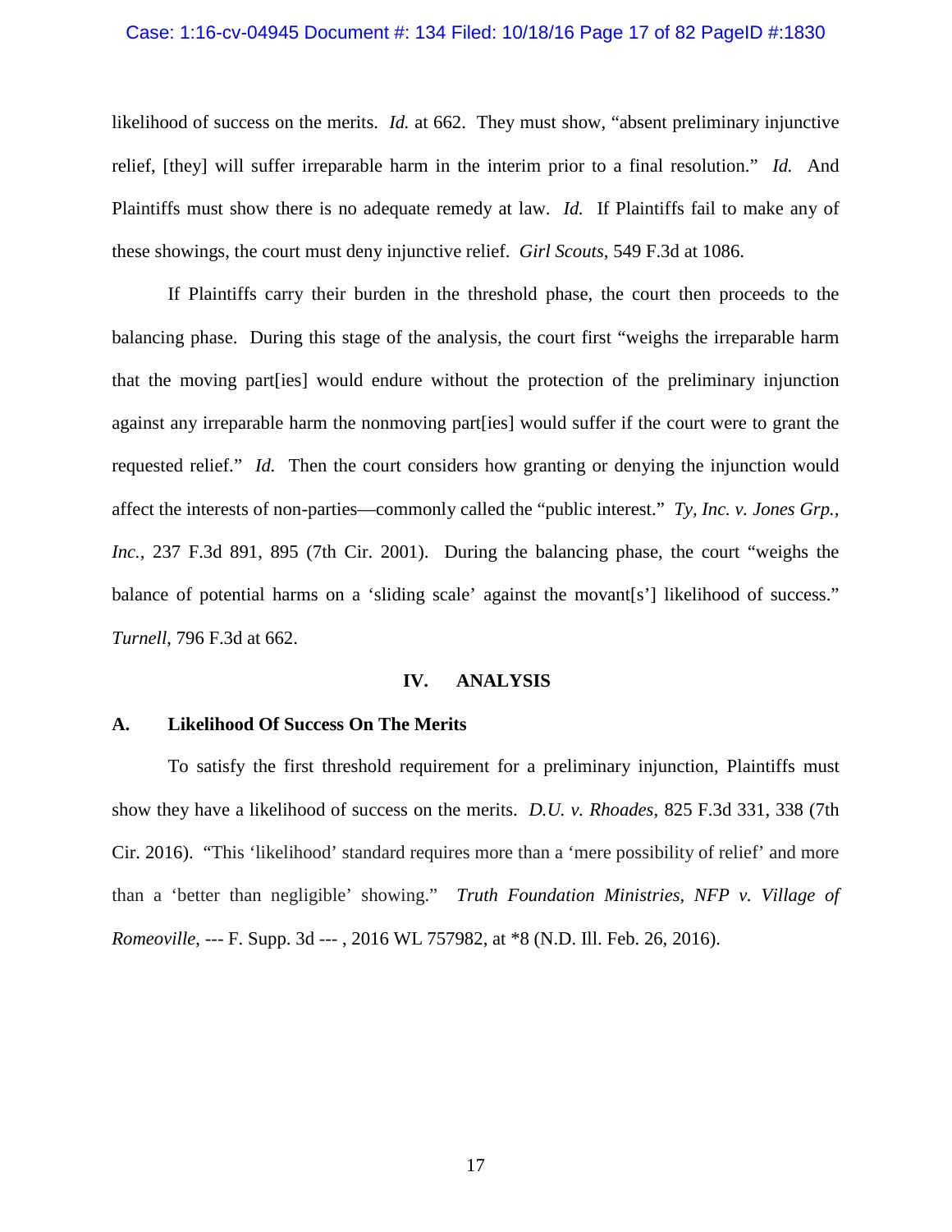likelihood of success on the merits. *Id.* at 662. They must show, "absent preliminary injunctive relief, [they] will suffer irreparable harm in the interim prior to a final resolution." *Id.* And Plaintiffs must show there is no adequate remedy at law. *Id.* If Plaintiffs fail to make any of these showings, the court must deny injunctive relief. *Girl Scouts*, 549 F.3d at 1086.

If Plaintiffs carry their burden in the threshold phase, the court then proceeds to the balancing phase. During this stage of the analysis, the court first "weighs the irreparable harm that the moving part[ies] would endure without the protection of the preliminary injunction against any irreparable harm the nonmoving part[ies] would suffer if the court were to grant the requested relief." *Id.* Then the court considers how granting or denying the injunction would affect the interests of non-parties—commonly called the "public interest." *Ty, Inc. v. Jones Grp., Inc.*, 237 F.3d 891, 895 (7th Cir. 2001). During the balancing phase, the court "weighs the balance of potential harms on a 'sliding scale' against the movant[s'] likelihood of success." *Turnell*, 796 F.3d at 662.

## IV. ANALYSIS

### A. Likelihood Of Success On The Merits

To satisfy the first threshold requirement for a preliminary injunction, Plaintiffs must show they have a likelihood of success on the merits. *D.U. v. Rhoades*, 825 F.3d 331, 338 (7th Cir. 2016). "This 'likelihood' standard requires more than a 'mere possibility of relief' and more than a 'better than negligible' showing." *Truth Foundation Ministries, NFP v. Village of Romeoville*, --- F. Supp. 3d --- , 2016 WL 757982, at *8 (N.D. Ill. Feb. 26, 2016).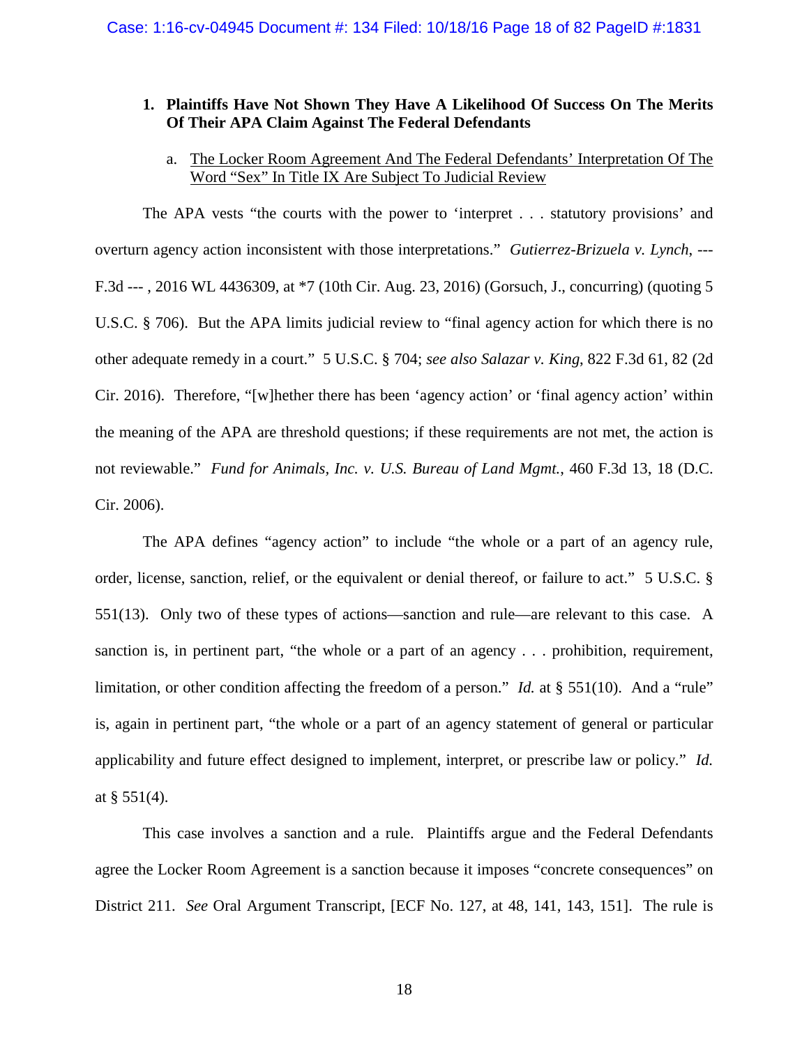**1. Plaintiffs Have Not Shown They Have A Likelihood Of Success On The Merits Of Their APA Claim Against The Federal Defendants**

a. <u>The Locker Room Agreement And The Federal Defendants' Interpretation Of The Word "Sex" In Title IX Are Subject To Judicial Review</u>

The APA vests "the courts with the power to 'interpret . . . statutory provisions' and overturn agency action inconsistent with those interpretations." *Gutierrez-Brizuela v. Lynch*, --- F.3d --- , 2016 WL 4436309, at *7 (10th Cir. Aug. 23, 2016) (Gorsuch, J., concurring) (quoting 5 U.S.C. § 706). But the APA limits judicial review to "final agency action for which there is no other adequate remedy in a court." 5 U.S.C. § 704; *see also Salazar v. King*, 822 F.3d 61, 82 (2d Cir. 2016). Therefore, "[w]hether there has been 'agency action' or 'final agency action' within the meaning of the APA are threshold questions; if these requirements are not met, the action is not reviewable." *Fund for Animals, Inc. v. U.S. Bureau of Land Mgmt.*, 460 F.3d 13, 18 (D.C. Cir. 2006).

The APA defines "agency action" to include "the whole or a part of an agency rule, order, license, sanction, relief, or the equivalent or denial thereof, or failure to act." 5 U.S.C. § 551(13). Only two of these types of actions—sanction and rule—are relevant to this case. A sanction is, in pertinent part, "the whole or a part of an agency . . . prohibition, requirement, limitation, or other condition affecting the freedom of a person." *Id.* at § 551(10). And a "rule" is, again in pertinent part, "the whole or a part of an agency statement of general or particular applicability and future effect designed to implement, interpret, or prescribe law or policy." *Id.* at § 551(4).

This case involves a sanction and a rule. Plaintiffs argue and the Federal Defendants agree the Locker Room Agreement is a sanction because it imposes "concrete consequences" on District 211. *See* Oral Argument Transcript, [ECF No. 127, at 48, 141, 143, 151]. The rule is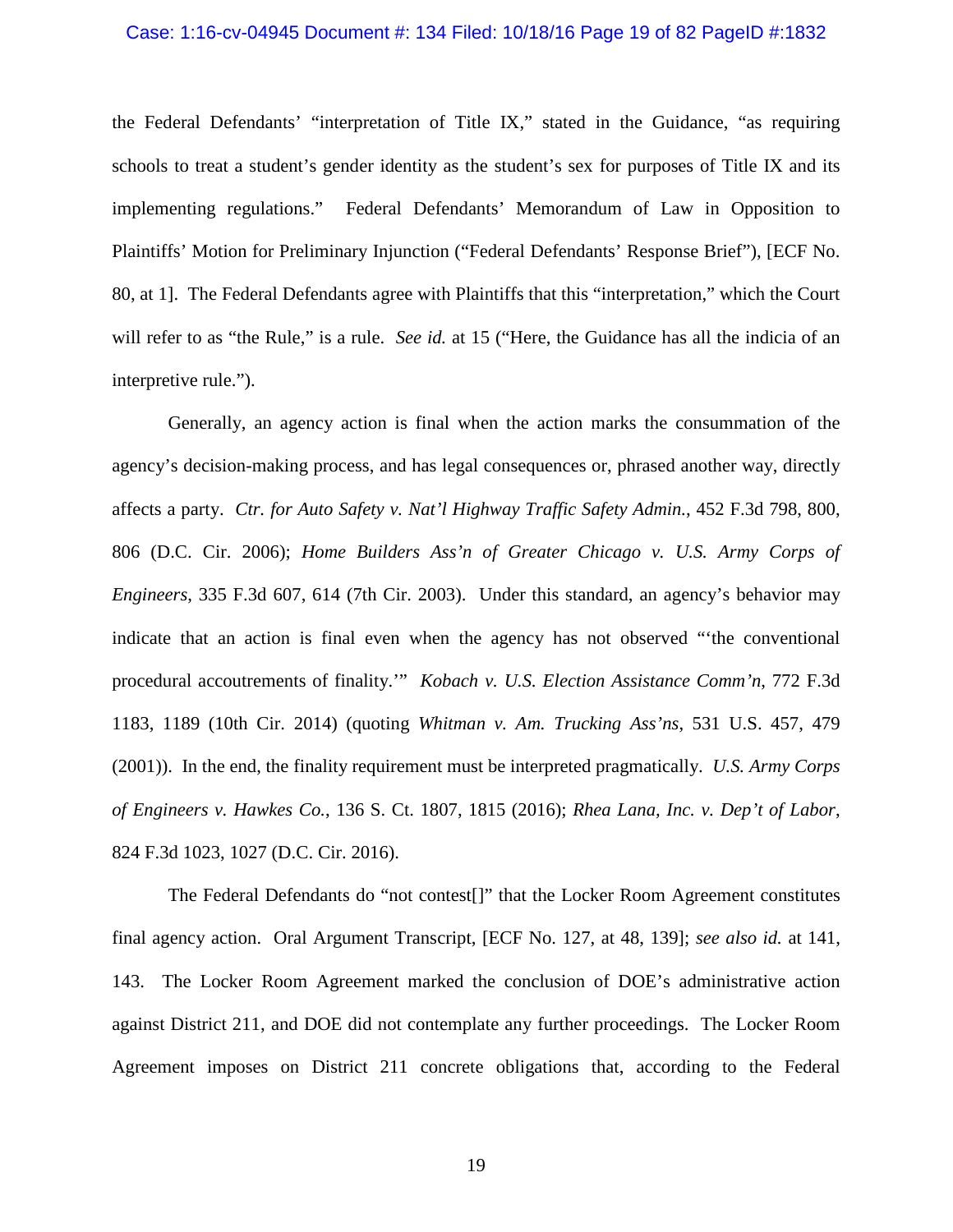the Federal Defendants' "interpretation of Title IX," stated in the Guidance, "as requiring schools to treat a student's gender identity as the student's sex for purposes of Title IX and its implementing regulations." Federal Defendants' Memorandum of Law in Opposition to Plaintiffs' Motion for Preliminary Injunction ("Federal Defendants' Response Brief"), [ECF No. 80, at 1]. The Federal Defendants agree with Plaintiffs that this "interpretation," which the Court will refer to as "the Rule," is a rule. *See id.* at 15 ("Here, the Guidance has all the indicia of an interpretive rule.").

Generally, an agency action is final when the action marks the consummation of the agency's decision-making process, and has legal consequences or, phrased another way, directly affects a party. *Ctr. for Auto Safety v. Nat'l Highway Traffic Safety Admin.*, 452 F.3d 798, 800, 806 (D.C. Cir. 2006); *Home Builders Ass'n of Greater Chicago v. U.S. Army Corps of Engineers*, 335 F.3d 607, 614 (7th Cir. 2003). Under this standard, an agency's behavior may indicate that an action is final even when the agency has not observed "'the conventional procedural accoutrements of finality.'" *Kobach v. U.S. Election Assistance Comm'n*, 772 F.3d 1183, 1189 (10th Cir. 2014) (quoting *Whitman v. Am. Trucking Ass'ns*, 531 U.S. 457, 479 (2001)). In the end, the finality requirement must be interpreted pragmatically. *U.S. Army Corps of Engineers v. Hawkes Co.*, 136 S. Ct. 1807, 1815 (2016); *Rhea Lana, Inc. v. Dep't of Labor*, 824 F.3d 1023, 1027 (D.C. Cir. 2016).

The Federal Defendants do "not contest[]" that the Locker Room Agreement constitutes final agency action. Oral Argument Transcript, [ECF No. 127, at 48, 139]; *see also id.* at 141, 143. The Locker Room Agreement marked the conclusion of DOE's administrative action against District 211, and DOE did not contemplate any further proceedings. The Locker Room Agreement imposes on District 211 concrete obligations that, according to the Federal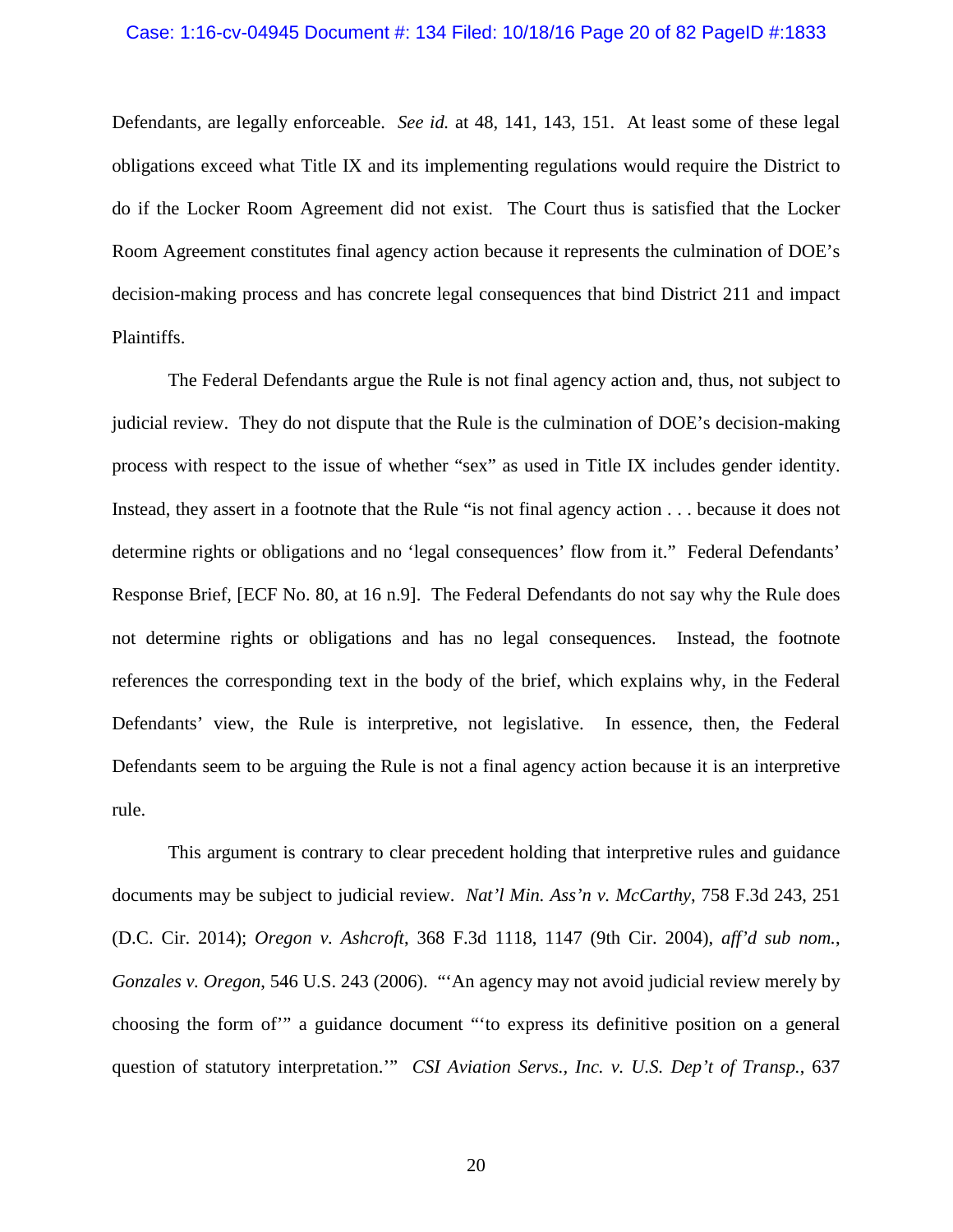Defendants, are legally enforceable. *See id.* at 48, 141, 143, 151. At least some of these legal obligations exceed what Title IX and its implementing regulations would require the District to do if the Locker Room Agreement did not exist. The Court thus is satisfied that the Locker Room Agreement constitutes final agency action because it represents the culmination of DOE's decision-making process and has concrete legal consequences that bind District 211 and impact Plaintiffs.

The Federal Defendants argue the Rule is not final agency action and, thus, not subject to judicial review. They do not dispute that the Rule is the culmination of DOE's decision-making process with respect to the issue of whether "sex" as used in Title IX includes gender identity. Instead, they assert in a footnote that the Rule "is not final agency action . . . because it does not determine rights or obligations and no 'legal consequences' flow from it." Federal Defendants' Response Brief, [ECF No. 80, at 16 n.9]. The Federal Defendants do not say why the Rule does not determine rights or obligations and has no legal consequences. Instead, the footnote references the corresponding text in the body of the brief, which explains why, in the Federal Defendants' view, the Rule is interpretive, not legislative. In essence, then, the Federal Defendants seem to be arguing the Rule is not a final agency action because it is an interpretive rule.

This argument is contrary to clear precedent holding that interpretive rules and guidance documents may be subject to judicial review. *Nat'l Min. Ass'n v. McCarthy*, 758 F.3d 243, 251 (D.C. Cir. 2014); *Oregon v. Ashcroft*, 368 F.3d 1118, 1147 (9th Cir. 2004), *aff'd sub nom.*, *Gonzales v. Oregon*, 546 U.S. 243 (2006). "'An agency may not avoid judicial review merely by choosing the form of'" a guidance document "'to express its definitive position on a general question of statutory interpretation.'" *CSI Aviation Servs., Inc. v. U.S. Dep't of Transp.*, 637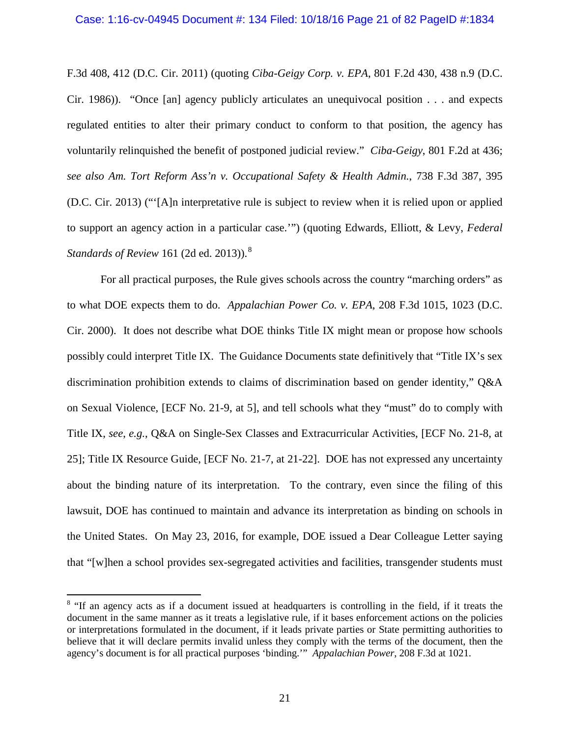F.3d 408, 412 (D.C. Cir. 2011) (quoting *Ciba-Geigy Corp. v. EPA*, 801 F.2d 430, 438 n.9 (D.C. Cir. 1986)). "Once [an] agency publicly articulates an unequivocal position . . . and expects regulated entities to alter their primary conduct to conform to that position, the agency has voluntarily relinquished the benefit of postponed judicial review." *Ciba-Geigy*, 801 F.2d at 436; *see also Am. Tort Reform Ass'n v. Occupational Safety & Health Admin.*, 738 F.3d 387, 395 (D.C. Cir. 2013) ("'[A]n interpretative rule is subject to review when it is relied upon or applied to support an agency action in a particular case.'") (quoting Edwards, Elliott, & Levy, *Federal Standards of Review* 161 (2d ed. 2013)).[8]

For all practical purposes, the Rule gives schools across the country "marching orders" as to what DOE expects them to do. *Appalachian Power Co. v. EPA*, 208 F.3d 1015, 1023 (D.C. Cir. 2000). It does not describe what DOE thinks Title IX might mean or propose how schools possibly could interpret Title IX. The Guidance Documents state definitively that "Title IX's sex discrimination prohibition extends to claims of discrimination based on gender identity," Q&A on Sexual Violence, [ECF No. 21-9, at 5], and tell schools what they "must" do to comply with Title IX, *see, e.g.*, Q&A on Single-Sex Classes and Extracurricular Activities, [ECF No. 21-8, at 25]; Title IX Resource Guide, [ECF No. 21-7, at 21-22]. DOE has not expressed any uncertainty about the binding nature of its interpretation. To the contrary, even since the filing of this lawsuit, DOE has continued to maintain and advance its interpretation as binding on schools in the United States. On May 23, 2016, for example, DOE issued a Dear Colleague Letter saying that "[w]hen a school provides sex-segregated activities and facilities, transgender students must

---

[8] "If an agency acts as if a document issued at headquarters is controlling in the field, if it treats the document in the same manner as it treats a legislative rule, if it bases enforcement actions on the policies or interpretations formulated in the document, if it leads private parties or State permitting authorities to believe that it will declare permits invalid unless they comply with the terms of the document, then the agency's document is for all practical purposes 'binding.'" *Appalachian Power*, 208 F.3d at 1021.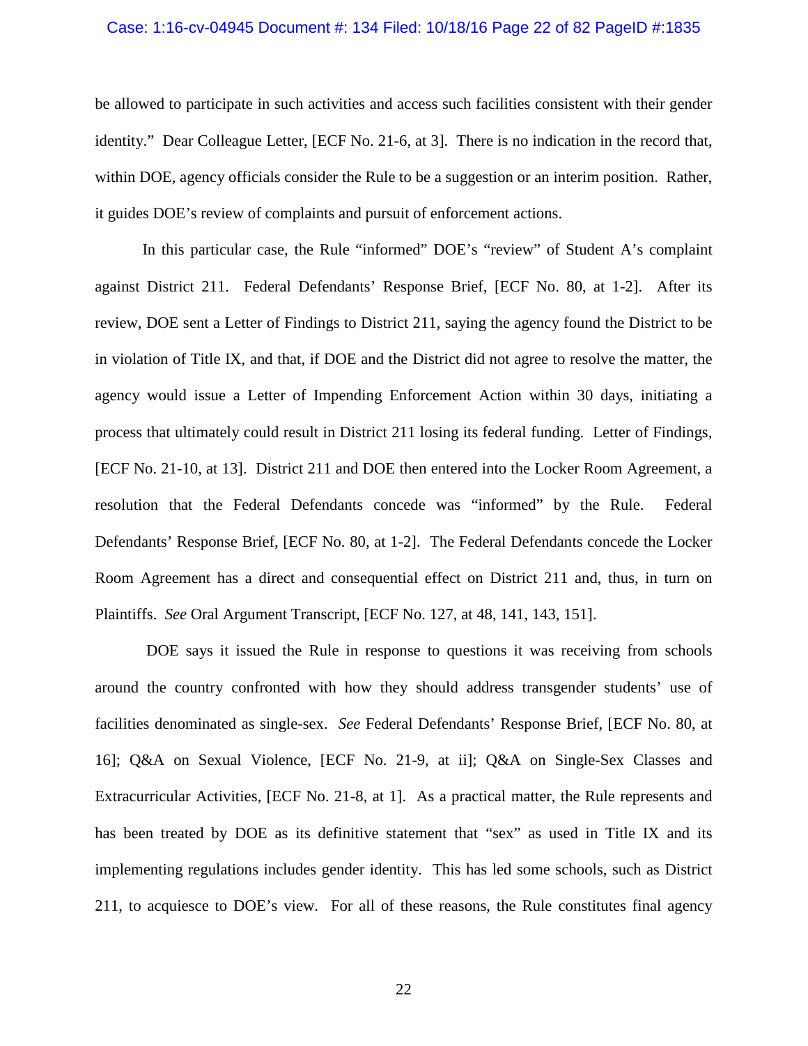be allowed to participate in such activities and access such facilities consistent with their gender identity." Dear Colleague Letter, [ECF No. 21-6, at 3]. There is no indication in the record that, within DOE, agency officials consider the Rule to be a suggestion or an interim position. Rather, it guides DOE's review of complaints and pursuit of enforcement actions.

In this particular case, the Rule "informed" DOE's "review" of Student A's complaint against District 211. Federal Defendants' Response Brief, [ECF No. 80, at 1-2]. After its review, DOE sent a Letter of Findings to District 211, saying the agency found the District to be in violation of Title IX, and that, if DOE and the District did not agree to resolve the matter, the agency would issue a Letter of Impending Enforcement Action within 30 days, initiating a process that ultimately could result in District 211 losing its federal funding. Letter of Findings, [ECF No. 21-10, at 13]. District 211 and DOE then entered into the Locker Room Agreement, a resolution that the Federal Defendants concede was "informed" by the Rule. Federal Defendants' Response Brief, [ECF No. 80, at 1-2]. The Federal Defendants concede the Locker Room Agreement has a direct and consequential effect on District 211 and, thus, in turn on Plaintiffs. *See* Oral Argument Transcript, [ECF No. 127, at 48, 141, 143, 151].

DOE says it issued the Rule in response to questions it was receiving from schools around the country confronted with how they should address transgender students' use of facilities denominated as single-sex. *See* Federal Defendants' Response Brief, [ECF No. 80, at 16]; Q&A on Sexual Violence, [ECF No. 21-9, at ii]; Q&A on Single-Sex Classes and Extracurricular Activities, [ECF No. 21-8, at 1]. As a practical matter, the Rule represents and has been treated by DOE as its definitive statement that "sex" as used in Title IX and its implementing regulations includes gender identity. This has led some schools, such as District 211, to acquiesce to DOE's view. For all of these reasons, the Rule constitutes final agency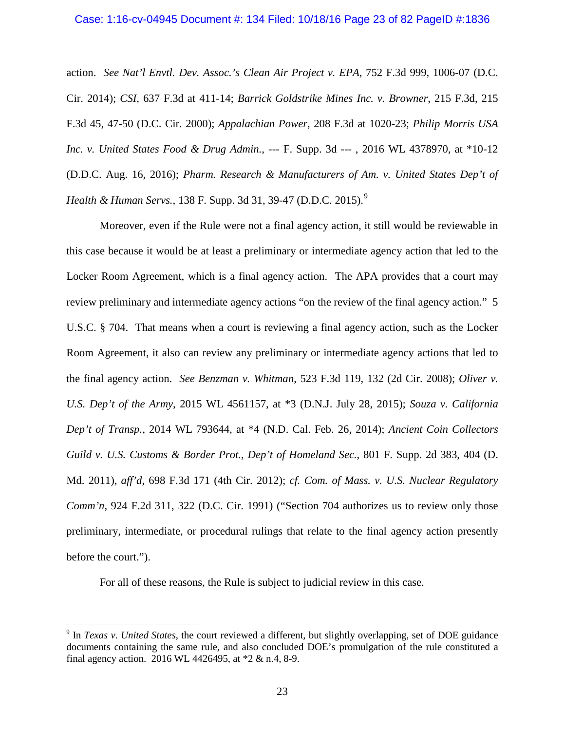action. *See Nat'l Envtl. Dev. Assoc.'s Clean Air Project v. EPA*, 752 F.3d 999, 1006-07 (D.C. Cir. 2014); *CSI*, 637 F.3d at 411-14; *Barrick Goldstrike Mines Inc. v. Browner*, 215 F.3d, 215 F.3d 45, 47-50 (D.C. Cir. 2000); *Appalachian Power*, 208 F.3d at 1020-23; *Philip Morris USA Inc. v. United States Food & Drug Admin.*, --- F. Supp. 3d --- , 2016 WL 4378970, at *10-12 (D.D.C. Aug. 16, 2016); *Pharm. Research & Manufacturers of Am. v. United States Dep't of Health & Human Servs.*, 138 F. Supp. 3d 31, 39-47 (D.D.C. 2015).[9]

Moreover, even if the Rule were not a final agency action, it still would be reviewable in this case because it would be at least a preliminary or intermediate agency action that led to the Locker Room Agreement, which is a final agency action. The APA provides that a court may review preliminary and intermediate agency actions "on the review of the final agency action." 5 U.S.C. § 704. That means when a court is reviewing a final agency action, such as the Locker Room Agreement, it also can review any preliminary or intermediate agency actions that led to the final agency action. *See Benzman v. Whitman*, 523 F.3d 119, 132 (2d Cir. 2008); *Oliver v. U.S. Dep't of the Army*, 2015 WL 4561157, at *3 (D.N.J. July 28, 2015); *Souza v. California Dep't of Transp.*, 2014 WL 793644, at *4 (N.D. Cal. Feb. 26, 2014); *Ancient Coin Collectors Guild v. U.S. Customs & Border Prot., Dep't of Homeland Sec.*, 801 F. Supp. 2d 383, 404 (D. Md. 2011), *aff'd*, 698 F.3d 171 (4th Cir. 2012); *cf. Com. of Mass. v. U.S. Nuclear Regulatory Comm'n*, 924 F.2d 311, 322 (D.C. Cir. 1991) ("Section 704 authorizes us to review only those preliminary, intermediate, or procedural rulings that relate to the final agency action presently before the court.").

For all of these reasons, the Rule is subject to judicial review in this case.

---

[9] In *Texas v. United States*, the court reviewed a different, but slightly overlapping, set of DOE guidance documents containing the same rule, and also concluded DOE's promulgation of the rule constituted a final agency action. 2016 WL 4426495, at *2 & n.4, 8-9.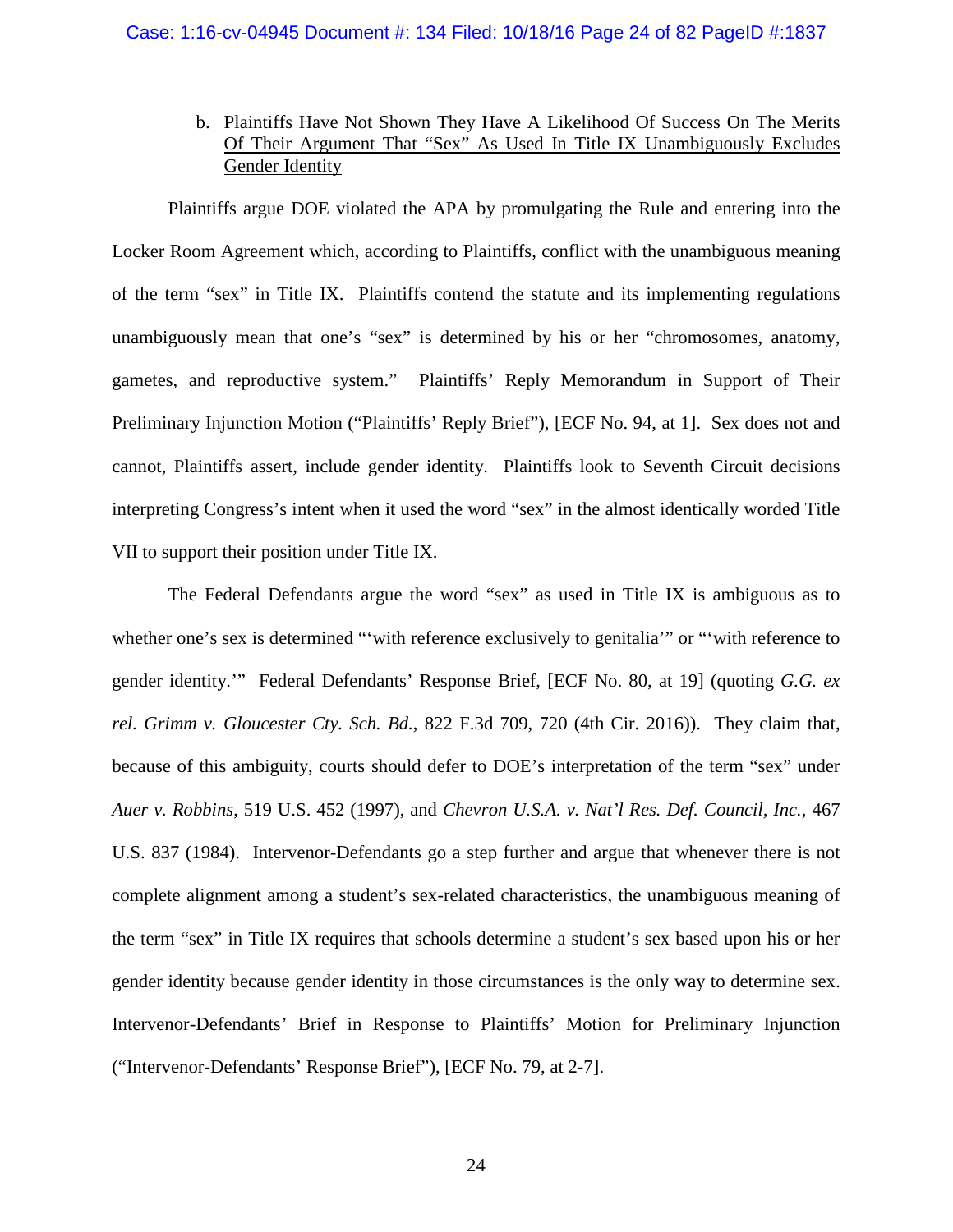b. Plaintiffs Have Not Shown They Have A Likelihood Of Success On The Merits Of Their Argument That "Sex" As Used In Title IX Unambiguously Excludes Gender Identity

Plaintiffs argue DOE violated the APA by promulgating the Rule and entering into the Locker Room Agreement which, according to Plaintiffs, conflict with the unambiguous meaning of the term "sex" in Title IX. Plaintiffs contend the statute and its implementing regulations unambiguously mean that one's "sex" is determined by his or her "chromosomes, anatomy, gametes, and reproductive system." Plaintiffs' Reply Memorandum in Support of Their Preliminary Injunction Motion ("Plaintiffs' Reply Brief"), [ECF No. 94, at 1]. Sex does not and cannot, Plaintiffs assert, include gender identity. Plaintiffs look to Seventh Circuit decisions interpreting Congress's intent when it used the word "sex" in the almost identically worded Title VII to support their position under Title IX.

The Federal Defendants argue the word "sex" as used in Title IX is ambiguous as to whether one's sex is determined "'with reference exclusively to genitalia'" or "'with reference to gender identity.'" Federal Defendants' Response Brief, [ECF No. 80, at 19] (quoting *G.G. ex rel. Grimm v. Gloucester Cty. Sch. Bd.*, 822 F.3d 709, 720 (4th Cir. 2016)). They claim that, because of this ambiguity, courts should defer to DOE's interpretation of the term "sex" under *Auer v. Robbins*, 519 U.S. 452 (1997), and *Chevron U.S.A. v. Nat'l Res. Def. Council, Inc.*, 467 U.S. 837 (1984). Intervenor-Defendants go a step further and argue that whenever there is not complete alignment among a student's sex-related characteristics, the unambiguous meaning of the term "sex" in Title IX requires that schools determine a student's sex based upon his or her gender identity because gender identity in those circumstances is the only way to determine sex. Intervenor-Defendants' Brief in Response to Plaintiffs' Motion for Preliminary Injunction ("Intervenor-Defendants' Response Brief"), [ECF No. 79, at 2-7].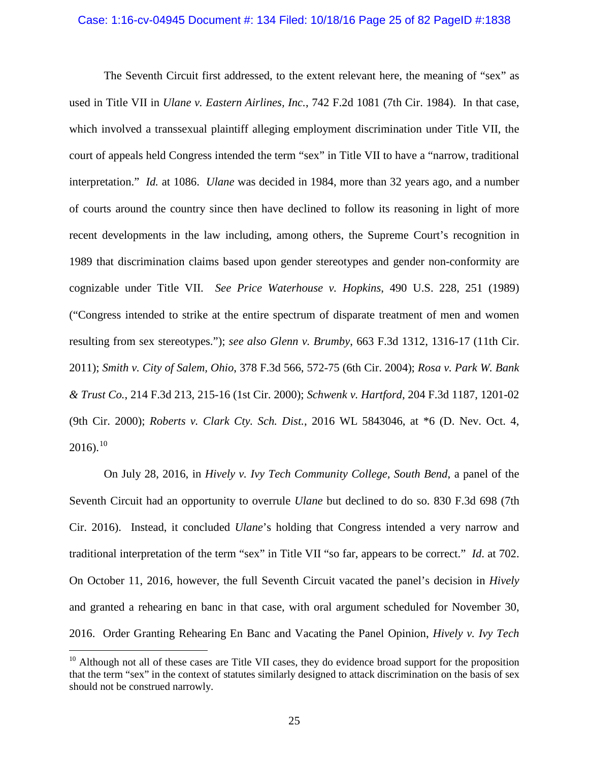The Seventh Circuit first addressed, to the extent relevant here, the meaning of "sex" as used in Title VII in *Ulane v. Eastern Airlines, Inc.*, 742 F.2d 1081 (7th Cir. 1984). In that case, which involved a transsexual plaintiff alleging employment discrimination under Title VII, the court of appeals held Congress intended the term "sex" in Title VII to have a "narrow, traditional interpretation." *Id.* at 1086. *Ulane* was decided in 1984, more than 32 years ago, and a number of courts around the country since then have declined to follow its reasoning in light of more recent developments in the law including, among others, the Supreme Court's recognition in 1989 that discrimination claims based upon gender stereotypes and gender non-conformity are cognizable under Title VII. *See Price Waterhouse v. Hopkins*, 490 U.S. 228, 251 (1989) ("Congress intended to strike at the entire spectrum of disparate treatment of men and women resulting from sex stereotypes."); *see also Glenn v. Brumby*, 663 F.3d 1312, 1316-17 (11th Cir. 2011); *Smith v. City of Salem, Ohio*, 378 F.3d 566, 572-75 (6th Cir. 2004); *Rosa v. Park W. Bank & Trust Co.*, 214 F.3d 213, 215-16 (1st Cir. 2000); *Schwenk v. Hartford*, 204 F.3d 1187, 1201-02 (9th Cir. 2000); *Roberts v. Clark Cty. Sch. Dist.*, 2016 WL 5843046, at *6 (D. Nev. Oct. 4, 2016).[10]

On July 28, 2016, in *Hively v. Ivy Tech Community College, South Bend*, a panel of the Seventh Circuit had an opportunity to overrule *Ulane* but declined to do so. 830 F.3d 698 (7th Cir. 2016). Instead, it concluded *Ulane*'s holding that Congress intended a very narrow and traditional interpretation of the term "sex" in Title VII "so far, appears to be correct." *Id*. at 702. On October 11, 2016, however, the full Seventh Circuit vacated the panel's decision in *Hively* and granted a rehearing en banc in that case, with oral argument scheduled for November 30, 2016. Order Granting Rehearing En Banc and Vacating the Panel Opinion, *Hively v. Ivy Tech*

[10] Although not all of these cases are Title VII cases, they do evidence broad support for the proposition that the term "sex" in the context of statutes similarly designed to attack discrimination on the basis of sex should not be construed narrowly.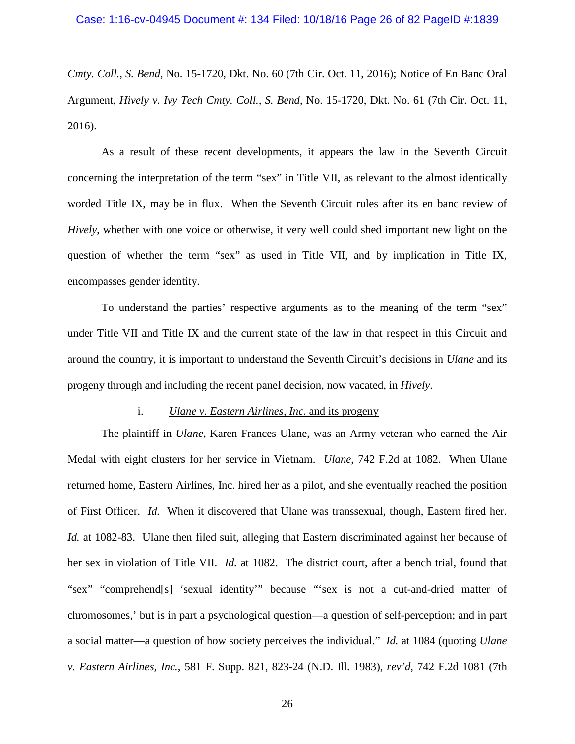*Cmty. Coll., S. Bend*, No. 15-1720, Dkt. No. 60 (7th Cir. Oct. 11, 2016); Notice of En Banc Oral Argument, *Hively v. Ivy Tech Cmty. Coll., S. Bend*, No. 15-1720, Dkt. No. 61 (7th Cir. Oct. 11, 2016).

As a result of these recent developments, it appears the law in the Seventh Circuit concerning the interpretation of the term "sex" in Title VII, as relevant to the almost identically worded Title IX, may be in flux. When the Seventh Circuit rules after its en banc review of *Hively*, whether with one voice or otherwise, it very well could shed important new light on the question of whether the term "sex" as used in Title VII, and by implication in Title IX, encompasses gender identity.

To understand the parties' respective arguments as to the meaning of the term "sex" under Title VII and Title IX and the current state of the law in that respect in this Circuit and around the country, it is important to understand the Seventh Circuit's decisions in *Ulane* and its progeny through and including the recent panel decision, now vacated, in *Hively*.

i. *Ulane v. Eastern Airlines, Inc.* and its progeny

The plaintiff in *Ulane*, Karen Frances Ulane, was an Army veteran who earned the Air Medal with eight clusters for her service in Vietnam. *Ulane*, 742 F.2d at 1082. When Ulane returned home, Eastern Airlines, Inc. hired her as a pilot, and she eventually reached the position of First Officer. *Id.* When it discovered that Ulane was transsexual, though, Eastern fired her. *Id.* at 1082-83. Ulane then filed suit, alleging that Eastern discriminated against her because of her sex in violation of Title VII. *Id.* at 1082. The district court, after a bench trial, found that "sex" "comprehend[s] 'sexual identity'" because "'sex is not a cut-and-dried matter of chromosomes,' but is in part a psychological question—a question of self-perception; and in part a social matter—a question of how society perceives the individual." *Id.* at 1084 (quoting *Ulane v. Eastern Airlines, Inc.*, 581 F. Supp. 821, 823-24 (N.D. Ill. 1983), *rev'd*, 742 F.2d 1081 (7th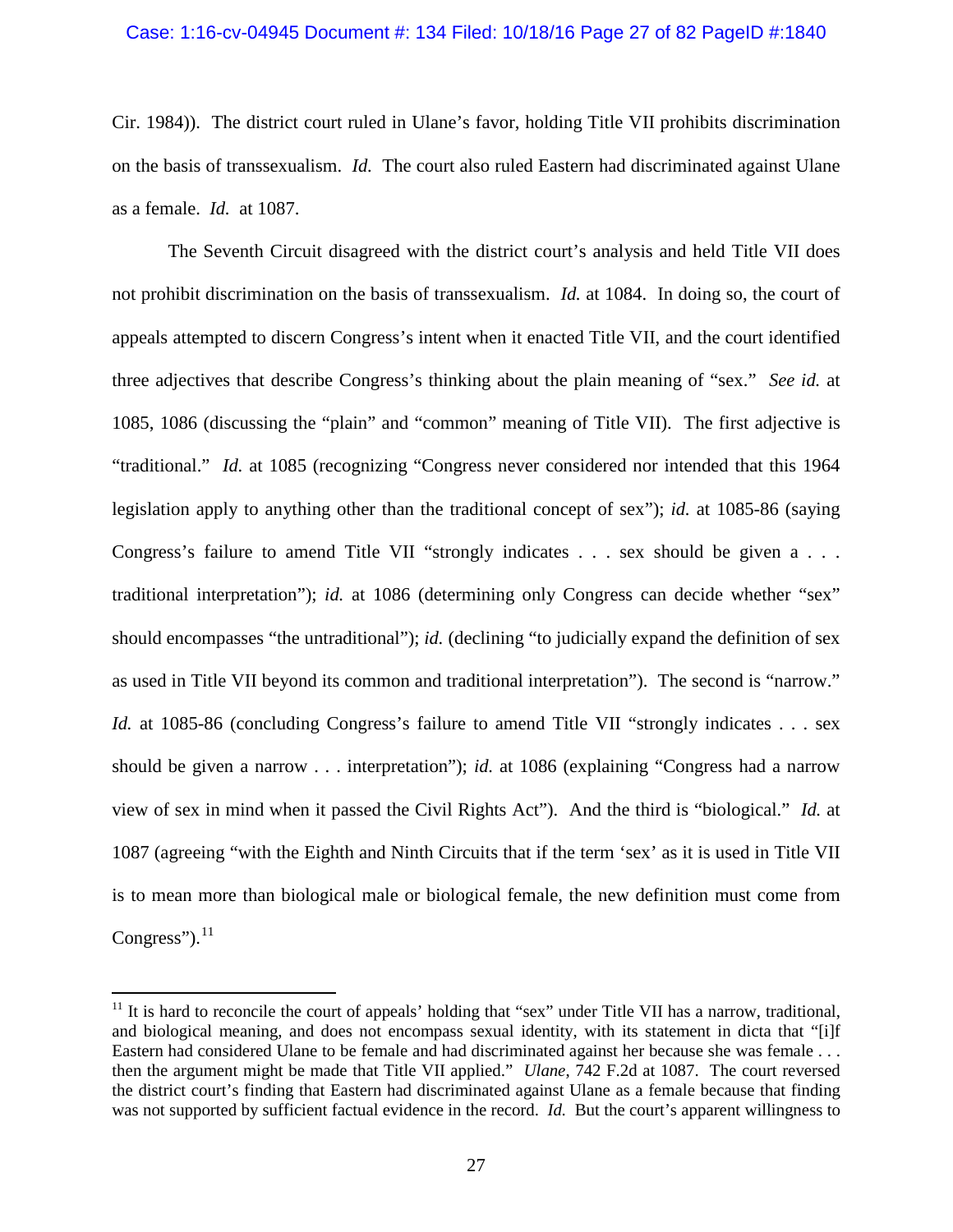Cir. 1984)). The district court ruled in Ulane's favor, holding Title VII prohibits discrimination on the basis of transsexualism. *Id.* The court also ruled Eastern had discriminated against Ulane as a female. *Id.* at 1087.

The Seventh Circuit disagreed with the district court's analysis and held Title VII does not prohibit discrimination on the basis of transsexualism. *Id.* at 1084. In doing so, the court of appeals attempted to discern Congress's intent when it enacted Title VII, and the court identified three adjectives that describe Congress's thinking about the plain meaning of "sex." *See id.* at 1085, 1086 (discussing the "plain" and "common" meaning of Title VII). The first adjective is "traditional." *Id.* at 1085 (recognizing "Congress never considered nor intended that this 1964 legislation apply to anything other than the traditional concept of sex"); *id.* at 1085-86 (saying Congress's failure to amend Title VII "strongly indicates . . . sex should be given a . . . traditional interpretation"); *id.* at 1086 (determining only Congress can decide whether "sex" should encompasses "the untraditional"); *id.* (declining "to judicially expand the definition of sex as used in Title VII beyond its common and traditional interpretation"). The second is "narrow." *Id.* at 1085-86 (concluding Congress's failure to amend Title VII "strongly indicates . . . sex should be given a narrow . . . interpretation"); *id.* at 1086 (explaining "Congress had a narrow view of sex in mind when it passed the Civil Rights Act"). And the third is "biological." *Id.* at 1087 (agreeing "with the Eighth and Ninth Circuits that if the term 'sex' as it is used in Title VII is to mean more than biological male or biological female, the new definition must come from Congress").[11]

[11] It is hard to reconcile the court of appeals' holding that "sex" under Title VII has a narrow, traditional, and biological meaning, and does not encompass sexual identity, with its statement in dicta that "[i]f Eastern had considered Ulane to be female and had discriminated against her because she was female . . . then the argument might be made that Title VII applied." *Ulane*, 742 F.2d at 1087. The court reversed the district court's finding that Eastern had discriminated against Ulane as a female because that finding was not supported by sufficient factual evidence in the record. *Id.* But the court's apparent willingness to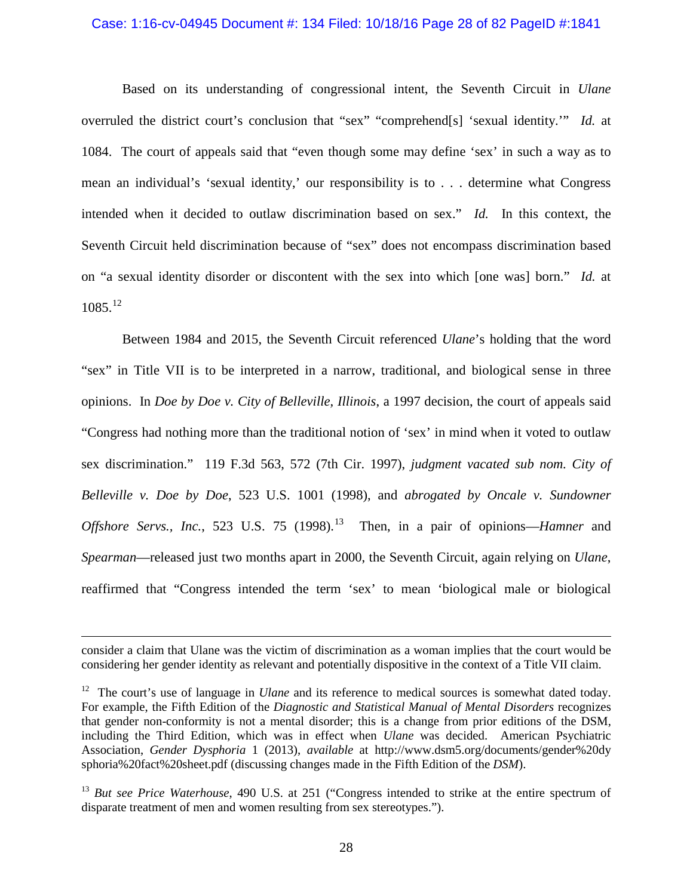Based on its understanding of congressional intent, the Seventh Circuit in *Ulane* overruled the district court's conclusion that "sex" "comprehend[s] 'sexual identity.'" *Id.* at 1084. The court of appeals said that "even though some may define 'sex' in such a way as to mean an individual's 'sexual identity,' our responsibility is to . . . determine what Congress intended when it decided to outlaw discrimination based on sex." *Id.* In this context, the Seventh Circuit held discrimination because of "sex" does not encompass discrimination based on "a sexual identity disorder or discontent with the sex into which [one was] born." *Id.* at 1085.[12]

Between 1984 and 2015, the Seventh Circuit referenced *Ulane*'s holding that the word "sex" in Title VII is to be interpreted in a narrow, traditional, and biological sense in three opinions. In *Doe by Doe v. City of Belleville, Illinois*, a 1997 decision, the court of appeals said "Congress had nothing more than the traditional notion of 'sex' in mind when it voted to outlaw sex discrimination." 119 F.3d 563, 572 (7th Cir. 1997), *judgment vacated sub nom. City of Belleville v. Doe by Doe*, 523 U.S. 1001 (1998), and *abrogated by Oncale v. Sundowner Offshore Servs., Inc.*, 523 U.S. 75 (1998).[13] Then, in a pair of opinions—*Hamner* and *Spearman*—released just two months apart in 2000, the Seventh Circuit, again relying on *Ulane*, reaffirmed that "Congress intended the term 'sex' to mean 'biological male or biological

---

consider a claim that Ulane was the victim of discrimination as a woman implies that the court would be considering her gender identity as relevant and potentially dispositive in the context of a Title VII claim.

[12] The court's use of language in *Ulane* and its reference to medical sources is somewhat dated today. For example, the Fifth Edition of the *Diagnostic and Statistical Manual of Mental Disorders* recognizes that gender non-conformity is not a mental disorder; this is a change from prior editions of the DSM, including the Third Edition, which was in effect when *Ulane* was decided. American Psychiatric Association, *Gender Dysphoria* 1 (2013), *available* at http://www.dsm5.org/documents/gender%20dysphoria%20fact%20sheet.pdf (discussing changes made in the Fifth Edition of the *DSM*).

[13] *But see Price Waterhouse*, 490 U.S. at 251 ("Congress intended to strike at the entire spectrum of disparate treatment of men and women resulting from sex stereotypes.").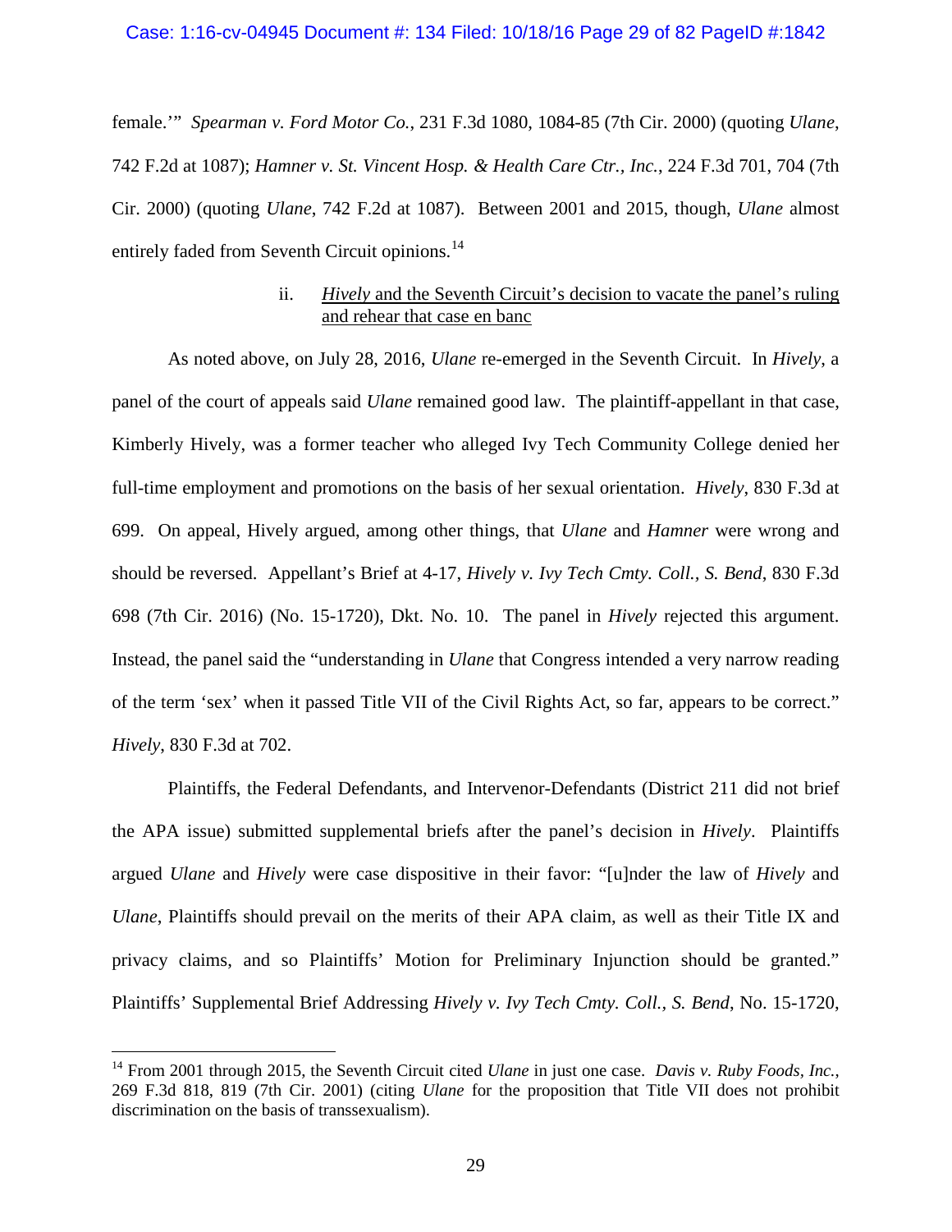female.'" *Spearman v. Ford Motor Co.*, 231 F.3d 1080, 1084-85 (7th Cir. 2000) (quoting *Ulane*, 742 F.2d at 1087); *Hamner v. St. Vincent Hosp. & Health Care Ctr., Inc.*, 224 F.3d 701, 704 (7th Cir. 2000) (quoting *Ulane*, 742 F.2d at 1087). Between 2001 and 2015, though, *Ulane* almost entirely faded from Seventh Circuit opinions.[14]

ii. <u>*Hively* and the Seventh Circuit's decision to vacate the panel's ruling and rehear that case en banc</u>

As noted above, on July 28, 2016, *Ulane* re-emerged in the Seventh Circuit. In *Hively*, a panel of the court of appeals said *Ulane* remained good law. The plaintiff-appellant in that case, Kimberly Hively, was a former teacher who alleged Ivy Tech Community College denied her full-time employment and promotions on the basis of her sexual orientation. *Hively*, 830 F.3d at 699. On appeal, Hively argued, among other things, that *Ulane* and *Hamner* were wrong and should be reversed. Appellant's Brief at 4-17, *Hively v. Ivy Tech Cmty. Coll., S. Bend*, 830 F.3d 698 (7th Cir. 2016) (No. 15-1720), Dkt. No. 10. The panel in *Hively* rejected this argument. Instead, the panel said the "understanding in *Ulane* that Congress intended a very narrow reading of the term 'sex' when it passed Title VII of the Civil Rights Act, so far, appears to be correct." *Hively*, 830 F.3d at 702.

Plaintiffs, the Federal Defendants, and Intervenor-Defendants (District 211 did not brief the APA issue) submitted supplemental briefs after the panel's decision in *Hively*. Plaintiffs argued *Ulane* and *Hively* were case dispositive in their favor: "[u]nder the law of *Hively* and *Ulane*, Plaintiffs should prevail on the merits of their APA claim, as well as their Title IX and privacy claims, and so Plaintiffs' Motion for Preliminary Injunction should be granted." Plaintiffs' Supplemental Brief Addressing *Hively v. Ivy Tech Cmty. Coll., S. Bend*, No. 15-1720,

---

[14] From 2001 through 2015, the Seventh Circuit cited *Ulane* in just one case. *Davis v. Ruby Foods, Inc.*, 269 F.3d 818, 819 (7th Cir. 2001) (citing *Ulane* for the proposition that Title VII does not prohibit discrimination on the basis of transsexualism).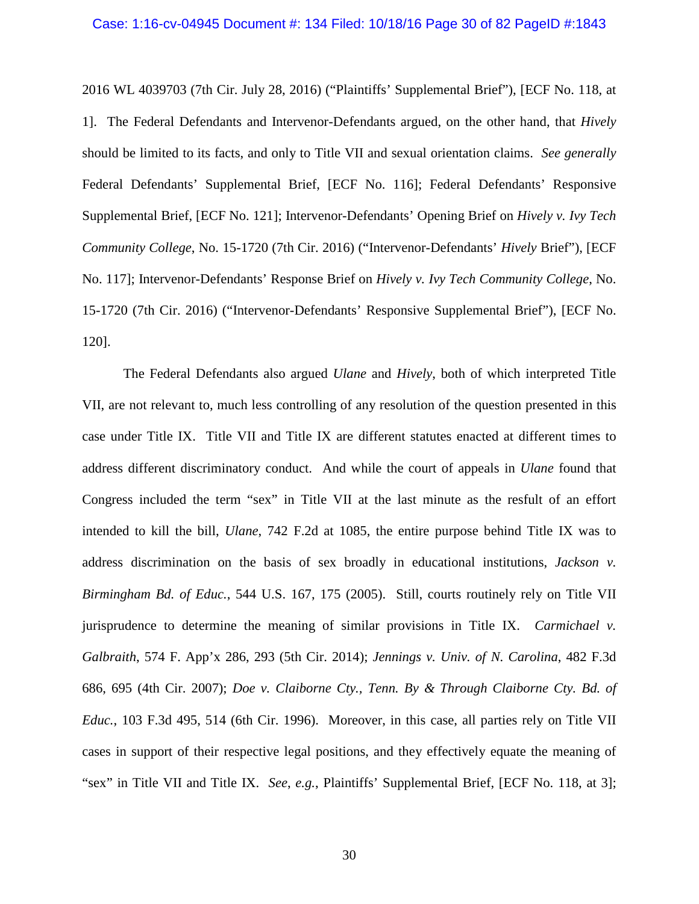2016 WL 4039703 (7th Cir. July 28, 2016) ("Plaintiffs' Supplemental Brief"), [ECF No. 118, at 1]. The Federal Defendants and Intervenor-Defendants argued, on the other hand, that *Hively* should be limited to its facts, and only to Title VII and sexual orientation claims. *See generally* Federal Defendants' Supplemental Brief, [ECF No. 116]; Federal Defendants' Responsive Supplemental Brief, [ECF No. 121]; Intervenor-Defendants' Opening Brief on *Hively v. Ivy Tech Community College*, No. 15-1720 (7th Cir. 2016) ("Intervenor-Defendants' *Hively* Brief"), [ECF No. 117]; Intervenor-Defendants' Response Brief on *Hively v. Ivy Tech Community College*, No. 15-1720 (7th Cir. 2016) ("Intervenor-Defendants' Responsive Supplemental Brief"), [ECF No. 120].

The Federal Defendants also argued *Ulane* and *Hively*, both of which interpreted Title VII, are not relevant to, much less controlling of any resolution of the question presented in this case under Title IX. Title VII and Title IX are different statutes enacted at different times to address different discriminatory conduct. And while the court of appeals in *Ulane* found that Congress included the term "sex" in Title VII at the last minute as the resfult of an effort intended to kill the bill, *Ulane*, 742 F.2d at 1085, the entire purpose behind Title IX was to address discrimination on the basis of sex broadly in educational institutions, *Jackson v. Birmingham Bd. of Educ.*, 544 U.S. 167, 175 (2005). Still, courts routinely rely on Title VII jurisprudence to determine the meaning of similar provisions in Title IX. *Carmichael v. Galbraith*, 574 F. App'x 286, 293 (5th Cir. 2014); *Jennings v. Univ. of N. Carolina*, 482 F.3d 686, 695 (4th Cir. 2007); *Doe v. Claiborne Cty., Tenn. By & Through Claiborne Cty. Bd. of Educ.*, 103 F.3d 495, 514 (6th Cir. 1996). Moreover, in this case, all parties rely on Title VII cases in support of their respective legal positions, and they effectively equate the meaning of "sex" in Title VII and Title IX. *See, e.g.*, Plaintiffs' Supplemental Brief, [ECF No. 118, at 3];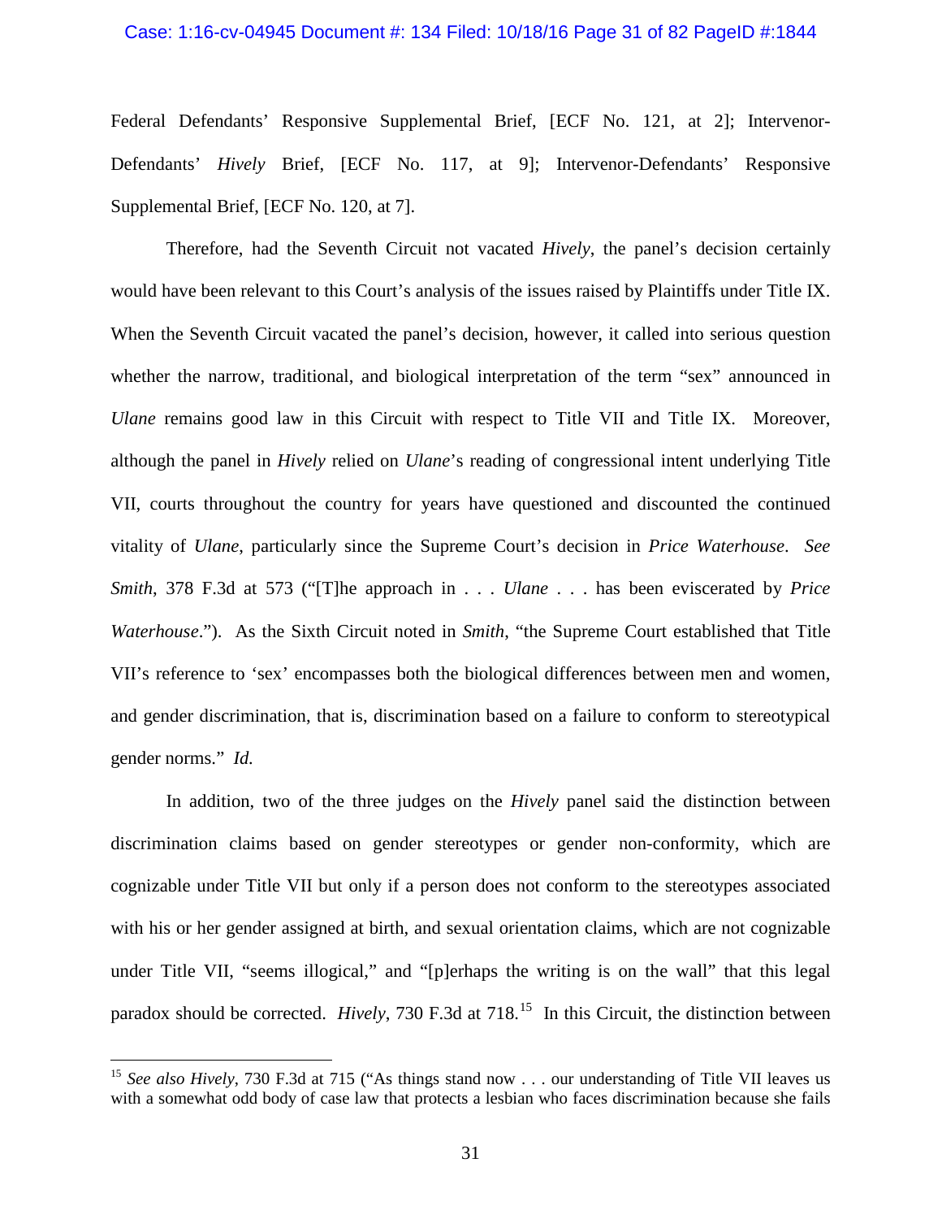Federal Defendants' Responsive Supplemental Brief, [ECF No. 121, at 2]; Intervenor-Defendants' *Hively* Brief, [ECF No. 117, at 9]; Intervenor-Defendants' Responsive Supplemental Brief, [ECF No. 120, at 7].

Therefore, had the Seventh Circuit not vacated *Hively*, the panel's decision certainly would have been relevant to this Court's analysis of the issues raised by Plaintiffs under Title IX. When the Seventh Circuit vacated the panel's decision, however, it called into serious question whether the narrow, traditional, and biological interpretation of the term "sex" announced in *Ulane* remains good law in this Circuit with respect to Title VII and Title IX. Moreover, although the panel in *Hively* relied on *Ulane*'s reading of congressional intent underlying Title VII, courts throughout the country for years have questioned and discounted the continued vitality of *Ulane*, particularly since the Supreme Court's decision in *Price Waterhouse*. *See Smith*, 378 F.3d at 573 ("[T]he approach in . . . *Ulane* . . . has been eviscerated by *Price Waterhouse*."). As the Sixth Circuit noted in *Smith*, "the Supreme Court established that Title VII's reference to 'sex' encompasses both the biological differences between men and women, and gender discrimination, that is, discrimination based on a failure to conform to stereotypical gender norms." *Id.*

In addition, two of the three judges on the *Hively* panel said the distinction between discrimination claims based on gender stereotypes or gender non-conformity, which are cognizable under Title VII but only if a person does not conform to the stereotypes associated with his or her gender assigned at birth, and sexual orientation claims, which are not cognizable under Title VII, "seems illogical," and "[p]erhaps the writing is on the wall" that this legal paradox should be corrected. *Hively*, 730 F.3d at 718.[15] In this Circuit, the distinction between

[15] *See also Hively*, 730 F.3d at 715 ("As things stand now . . . our understanding of Title VII leaves us with a somewhat odd body of case law that protects a lesbian who faces discrimination because she fails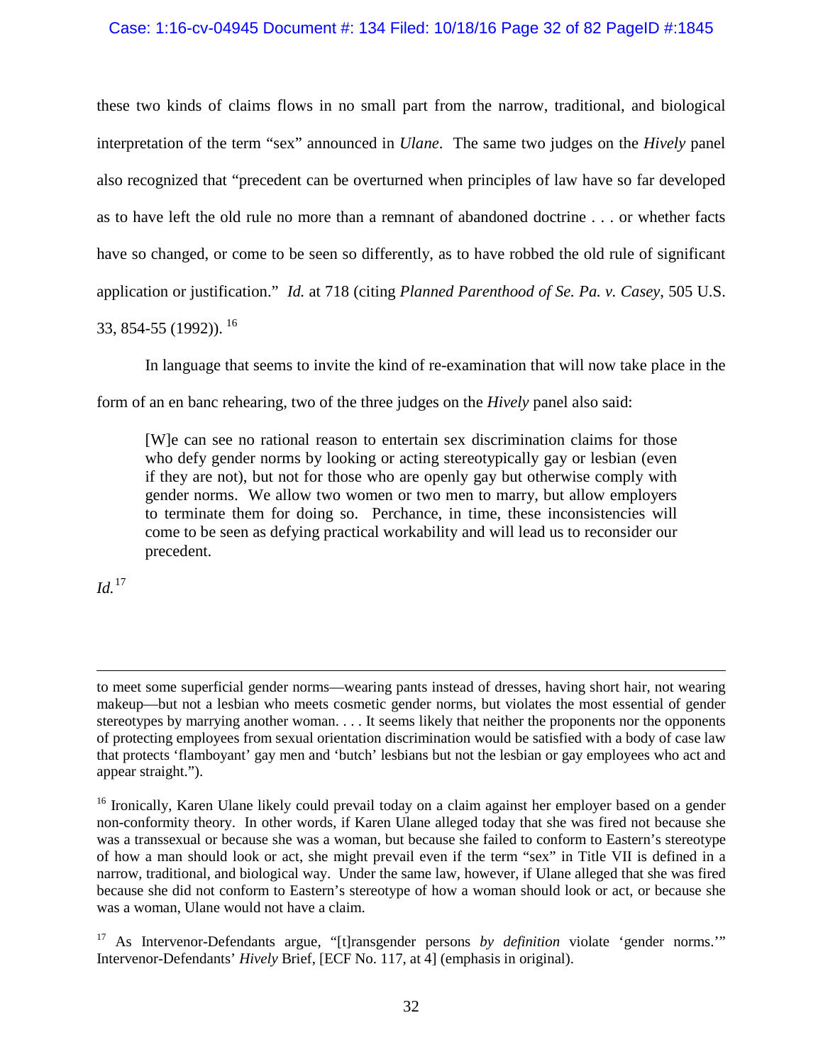these two kinds of claims flows in no small part from the narrow, traditional, and biological interpretation of the term "sex" announced in *Ulane*. The same two judges on the *Hively* panel also recognized that "precedent can be overturned when principles of law have so far developed as to have left the old rule no more than a remnant of abandoned doctrine . . . or whether facts have so changed, or come to be seen so differently, as to have robbed the old rule of significant application or justification." *Id.* at 718 (citing *Planned Parenthood of Se. Pa. v. Casey*, 505 U.S. 33, 854-55 (1992)). [16]

In language that seems to invite the kind of re-examination that will now take place in the form of an en banc rehearing, two of the three judges on the *Hively* panel also said:

> [W]e can see no rational reason to entertain sex discrimination claims for those who defy gender norms by looking or acting stereotypically gay or lesbian (even if they are not), but not for those who are openly gay but otherwise comply with gender norms. We allow two women or two men to marry, but allow employers to terminate them for doing so. Perchance, in time, these inconsistencies will come to be seen as defying practical workability and will lead us to reconsider our precedent.

*Id.*[17]

---

to meet some superficial gender norms—wearing pants instead of dresses, having short hair, not wearing makeup—but not a lesbian who meets cosmetic gender norms, but violates the most essential of gender stereotypes by marrying another woman. . . . It seems likely that neither the proponents nor the opponents of protecting employees from sexual orientation discrimination would be satisfied with a body of case law that protects 'flamboyant' gay men and 'butch' lesbians but not the lesbian or gay employees who act and appear straight.").

[16] Ironically, Karen Ulane likely could prevail today on a claim against her employer based on a gender non-conformity theory. In other words, if Karen Ulane alleged today that she was fired not because she was a transsexual or because she was a woman, but because she failed to conform to Eastern's stereotype of how a man should look or act, she might prevail even if the term "sex" in Title VII is defined in a narrow, traditional, and biological way. Under the same law, however, if Ulane alleged that she was fired because she did not conform to Eastern's stereotype of how a woman should look or act, or because she was a woman, Ulane would not have a claim.

[17] As Intervenor-Defendants argue, "[t]ransgender persons *by definition* violate 'gender norms.'" Intervenor-Defendants' *Hively* Brief, [ECF No. 117, at 4] (emphasis in original).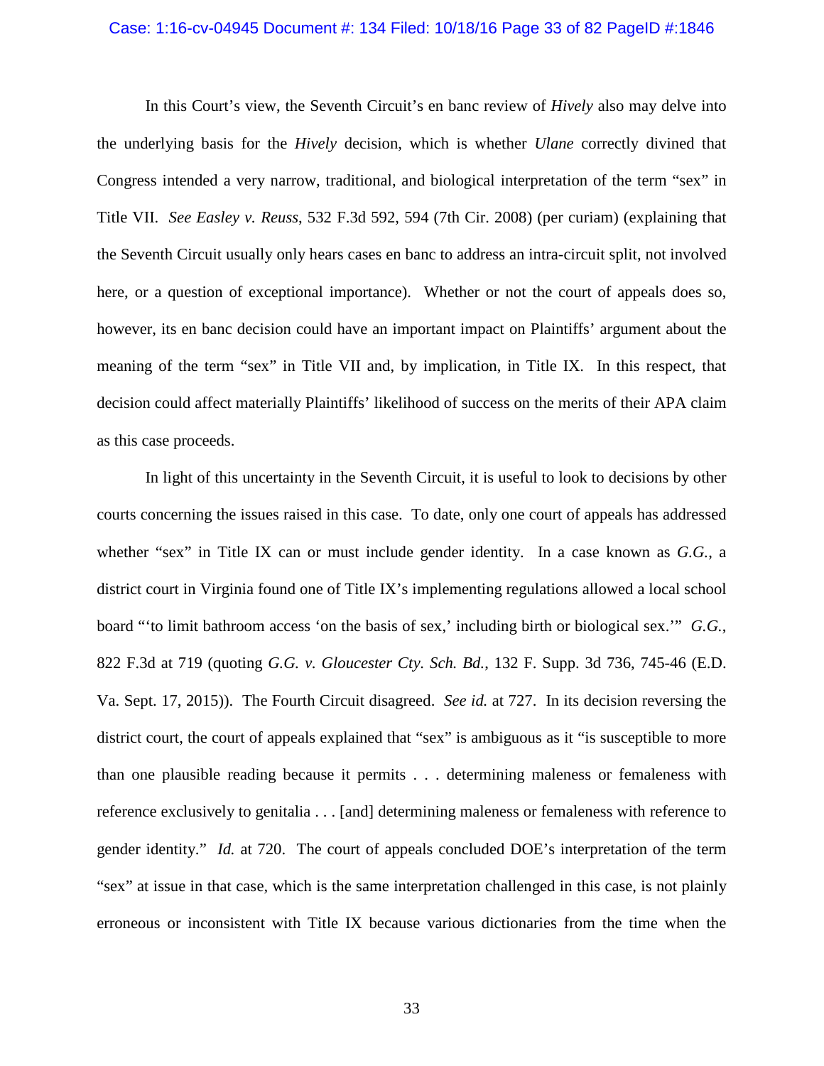In this Court's view, the Seventh Circuit's en banc review of *Hively* also may delve into the underlying basis for the *Hively* decision, which is whether *Ulane* correctly divined that Congress intended a very narrow, traditional, and biological interpretation of the term "sex" in Title VII. *See Easley v. Reuss*, 532 F.3d 592, 594 (7th Cir. 2008) (per curiam) (explaining that the Seventh Circuit usually only hears cases en banc to address an intra-circuit split, not involved here, or a question of exceptional importance). Whether or not the court of appeals does so, however, its en banc decision could have an important impact on Plaintiffs' argument about the meaning of the term "sex" in Title VII and, by implication, in Title IX. In this respect, that decision could affect materially Plaintiffs' likelihood of success on the merits of their APA claim as this case proceeds.

In light of this uncertainty in the Seventh Circuit, it is useful to look to decisions by other courts concerning the issues raised in this case. To date, only one court of appeals has addressed whether "sex" in Title IX can or must include gender identity. In a case known as *G.G.*, a district court in Virginia found one of Title IX's implementing regulations allowed a local school board "'to limit bathroom access 'on the basis of sex,' including birth or biological sex.'" *G.G.*, 822 F.3d at 719 (quoting *G.G. v. Gloucester Cty. Sch. Bd.*, 132 F. Supp. 3d 736, 745-46 (E.D. Va. Sept. 17, 2015)). The Fourth Circuit disagreed. *See id.* at 727. In its decision reversing the district court, the court of appeals explained that "sex" is ambiguous as it "is susceptible to more than one plausible reading because it permits . . . determining maleness or femaleness with reference exclusively to genitalia . . . [and] determining maleness or femaleness with reference to gender identity." *Id.* at 720. The court of appeals concluded DOE's interpretation of the term "sex" at issue in that case, which is the same interpretation challenged in this case, is not plainly erroneous or inconsistent with Title IX because various dictionaries from the time when the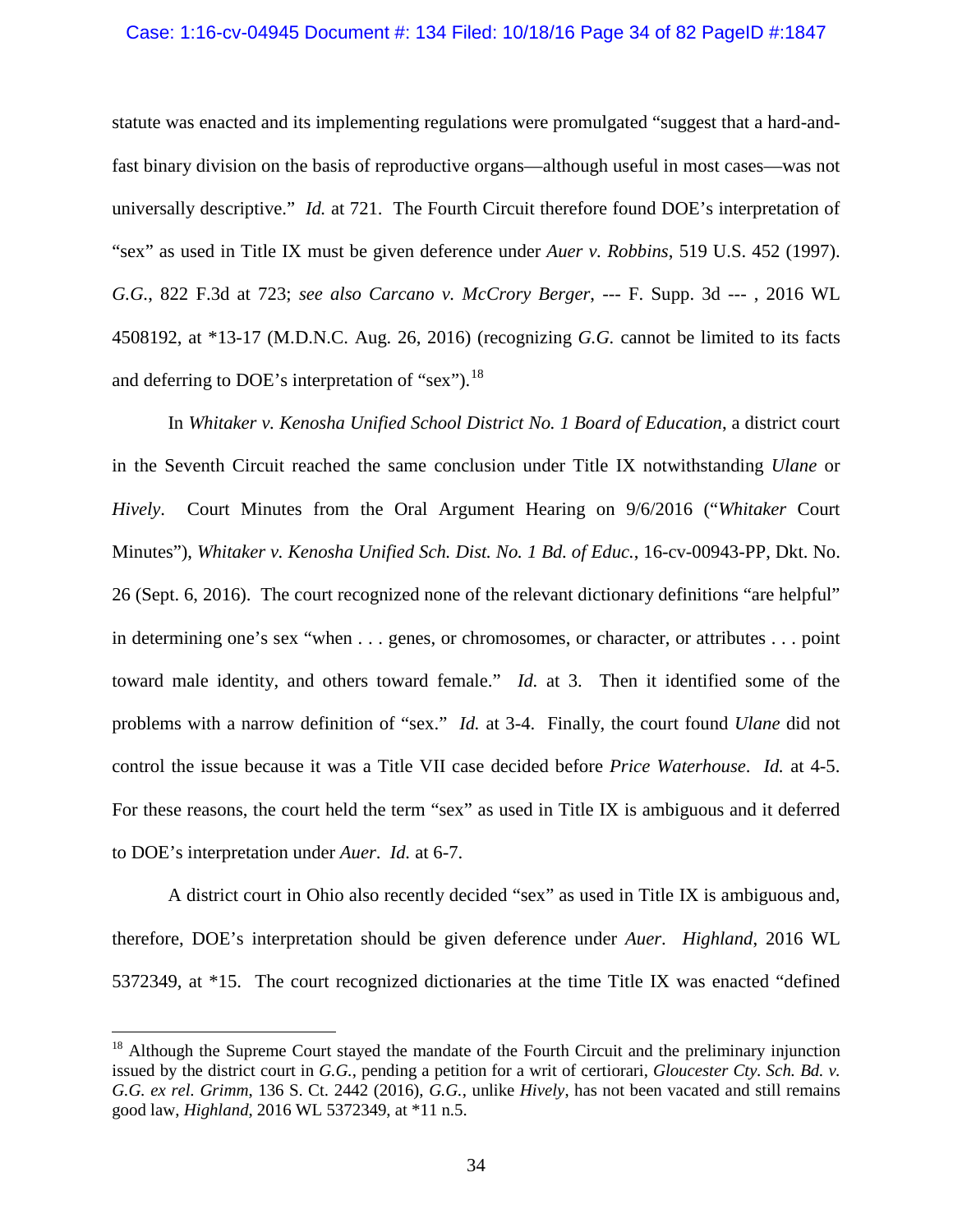statute was enacted and its implementing regulations were promulgated "suggest that a hard-and-fast binary division on the basis of reproductive organs—although useful in most cases—was not universally descriptive." *Id.* at 721. The Fourth Circuit therefore found DOE's interpretation of "sex" as used in Title IX must be given deference under *Auer v. Robbins*, 519 U.S. 452 (1997). *G.G.*, 822 F.3d at 723; *see also Carcano v. McCrory Berger*, --- F. Supp. 3d --- , 2016 WL 4508192, at *13-17 (M.D.N.C. Aug. 26, 2016) (recognizing *G.G.* cannot be limited to its facts and deferring to DOE's interpretation of "sex").[18]

In *Whitaker v. Kenosha Unified School District No. 1 Board of Education*, a district court in the Seventh Circuit reached the same conclusion under Title IX notwithstanding *Ulane* or *Hively*. Court Minutes from the Oral Argument Hearing on 9/6/2016 ("*Whitaker* Court Minutes"), *Whitaker v. Kenosha Unified Sch. Dist. No. 1 Bd. of Educ.*, 16-cv-00943-PP, Dkt. No. 26 (Sept. 6, 2016). The court recognized none of the relevant dictionary definitions "are helpful" in determining one's sex "when . . . genes, or chromosomes, or character, or attributes . . . point toward male identity, and others toward female." *Id.* at 3. Then it identified some of the problems with a narrow definition of "sex." *Id.* at 3-4. Finally, the court found *Ulane* did not control the issue because it was a Title VII case decided before *Price Waterhouse*. *Id.* at 4-5. For these reasons, the court held the term "sex" as used in Title IX is ambiguous and it deferred to DOE's interpretation under *Auer*. *Id.* at 6-7.

A district court in Ohio also recently decided "sex" as used in Title IX is ambiguous and, therefore, DOE's interpretation should be given deference under *Auer*. *Highland*, 2016 WL 5372349, at *15. The court recognized dictionaries at the time Title IX was enacted "defined

---

[18] Although the Supreme Court stayed the mandate of the Fourth Circuit and the preliminary injunction issued by the district court in *G.G.*, pending a petition for a writ of certiorari, *Gloucester Cty. Sch. Bd. v. G.G. ex rel. Grimm*, 136 S. Ct. 2442 (2016), *G.G.*, unlike *Hively*, has not been vacated and still remains good law, *Highland*, 2016 WL 5372349, at *11 n.5.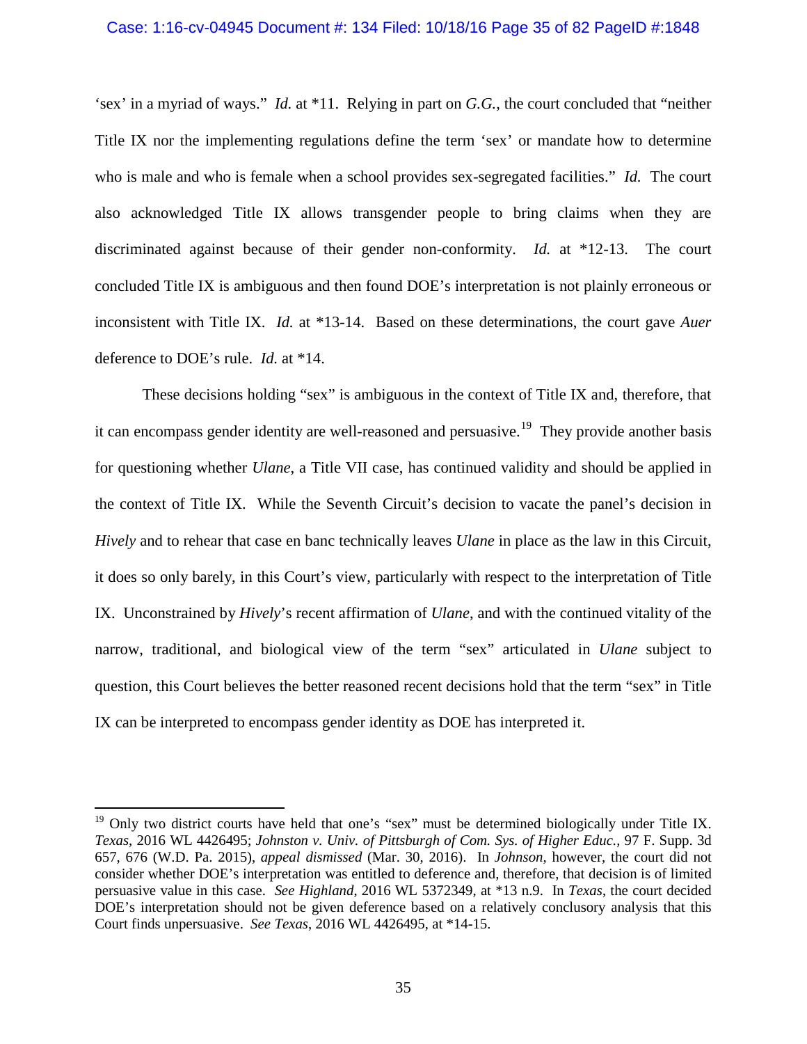'sex' in a myriad of ways." *Id.* at *11. Relying in part on *G.G.*, the court concluded that "neither Title IX nor the implementing regulations define the term 'sex' or mandate how to determine who is male and who is female when a school provides sex-segregated facilities." *Id.* The court also acknowledged Title IX allows transgender people to bring claims when they are discriminated against because of their gender non-conformity. *Id.* at *12-13. The court concluded Title IX is ambiguous and then found DOE's interpretation is not plainly erroneous or inconsistent with Title IX. *Id.* at *13-14. Based on these determinations, the court gave *Auer* deference to DOE's rule. *Id.* at *14.

These decisions holding "sex" is ambiguous in the context of Title IX and, therefore, that it can encompass gender identity are well-reasoned and persuasive.[19] They provide another basis for questioning whether *Ulane*, a Title VII case, has continued validity and should be applied in the context of Title IX. While the Seventh Circuit's decision to vacate the panel's decision in *Hively* and to rehear that case en banc technically leaves *Ulane* in place as the law in this Circuit, it does so only barely, in this Court's view, particularly with respect to the interpretation of Title IX. Unconstrained by *Hively*'s recent affirmation of *Ulane*, and with the continued vitality of the narrow, traditional, and biological view of the term "sex" articulated in *Ulane* subject to question, this Court believes the better reasoned recent decisions hold that the term "sex" in Title IX can be interpreted to encompass gender identity as DOE has interpreted it.

---

[19] Only two district courts have held that one's "sex" must be determined biologically under Title IX. *Texas*, 2016 WL 4426495; *Johnston v. Univ. of Pittsburgh of Com. Sys. of Higher Educ.*, 97 F. Supp. 3d 657, 676 (W.D. Pa. 2015), *appeal dismissed* (Mar. 30, 2016). In *Johnson*, however, the court did not consider whether DOE's interpretation was entitled to deference and, therefore, that decision is of limited persuasive value in this case. *See Highland*, 2016 WL 5372349, at *13 n.9. In *Texas*, the court decided DOE's interpretation should not be given deference based on a relatively conclusory analysis that this Court finds unpersuasive. *See Texas*, 2016 WL 4426495, at *14-15.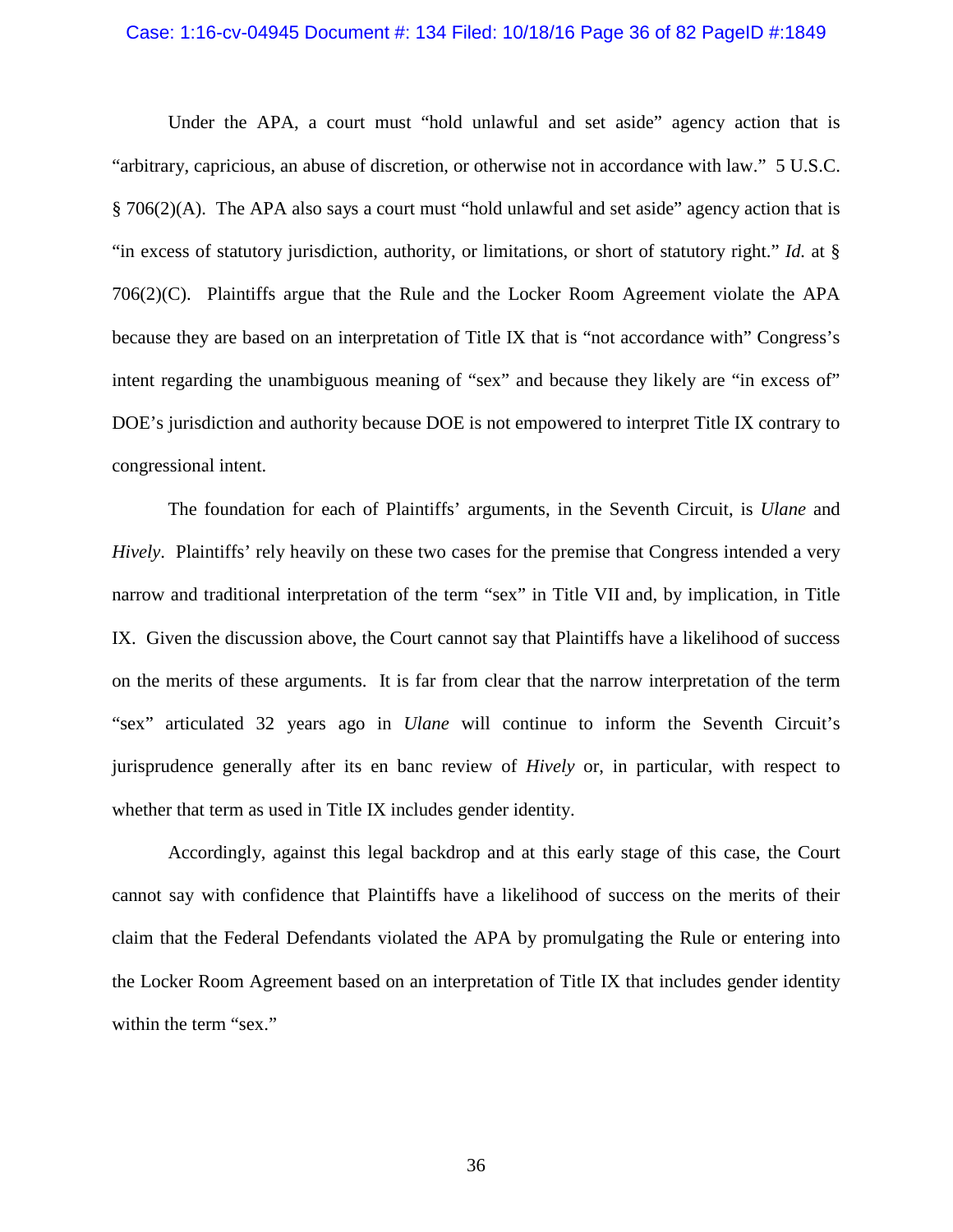Under the APA, a court must "hold unlawful and set aside" agency action that is "arbitrary, capricious, an abuse of discretion, or otherwise not in accordance with law." 5 U.S.C. § 706(2)(A). The APA also says a court must "hold unlawful and set aside" agency action that is "in excess of statutory jurisdiction, authority, or limitations, or short of statutory right." *Id.* at § 706(2)(C). Plaintiffs argue that the Rule and the Locker Room Agreement violate the APA because they are based on an interpretation of Title IX that is "not accordance with" Congress's intent regarding the unambiguous meaning of "sex" and because they likely are "in excess of" DOE's jurisdiction and authority because DOE is not empowered to interpret Title IX contrary to congressional intent.

The foundation for each of Plaintiffs' arguments, in the Seventh Circuit, is *Ulane* and *Hively*. Plaintiffs' rely heavily on these two cases for the premise that Congress intended a very narrow and traditional interpretation of the term "sex" in Title VII and, by implication, in Title IX. Given the discussion above, the Court cannot say that Plaintiffs have a likelihood of success on the merits of these arguments. It is far from clear that the narrow interpretation of the term "sex" articulated 32 years ago in *Ulane* will continue to inform the Seventh Circuit's jurisprudence generally after its en banc review of *Hively* or, in particular, with respect to whether that term as used in Title IX includes gender identity.

Accordingly, against this legal backdrop and at this early stage of this case, the Court cannot say with confidence that Plaintiffs have a likelihood of success on the merits of their claim that the Federal Defendants violated the APA by promulgating the Rule or entering into the Locker Room Agreement based on an interpretation of Title IX that includes gender identity within the term "sex."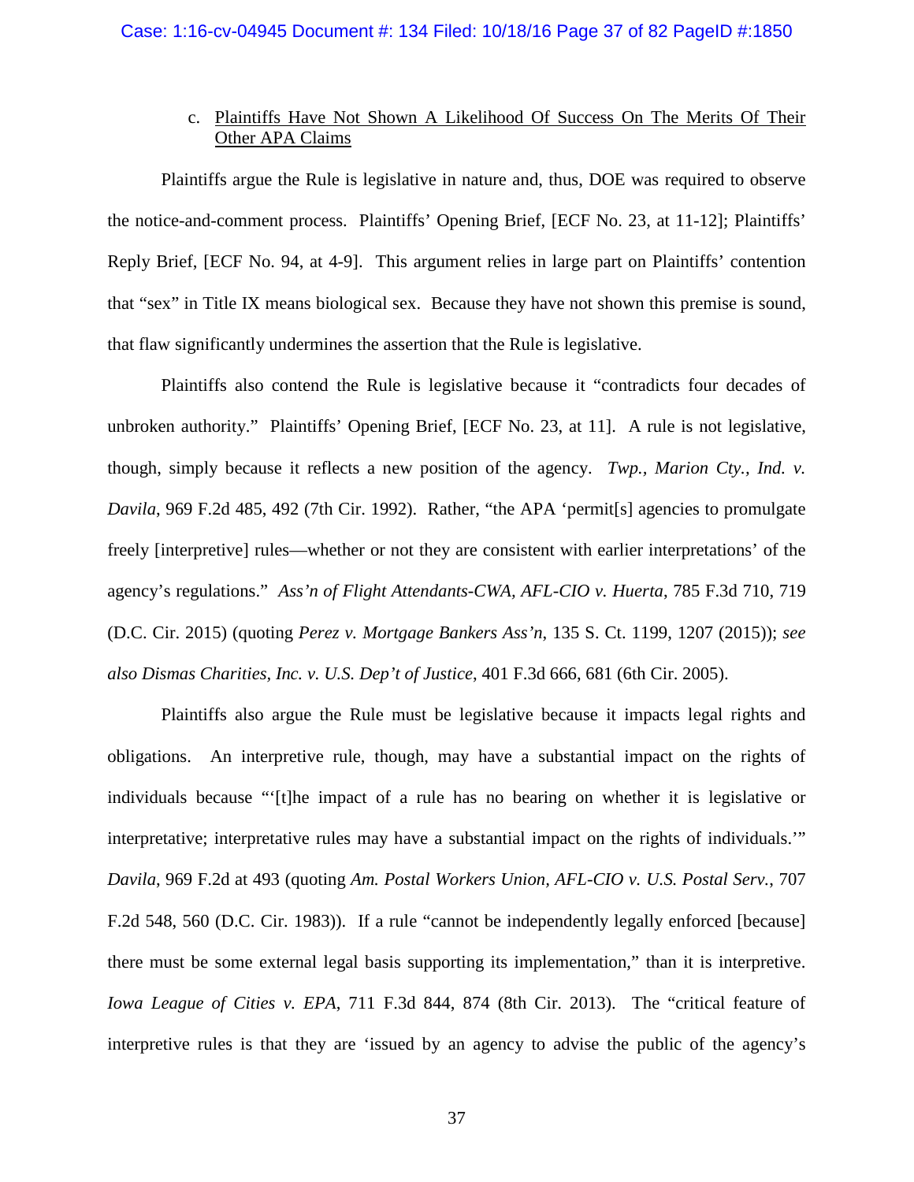c. Plaintiffs Have Not Shown A Likelihood Of Success On The Merits Of Their Other APA Claims

Plaintiffs argue the Rule is legislative in nature and, thus, DOE was required to observe the notice-and-comment process. Plaintiffs' Opening Brief, [ECF No. 23, at 11-12]; Plaintiffs' Reply Brief, [ECF No. 94, at 4-9]. This argument relies in large part on Plaintiffs' contention that "sex" in Title IX means biological sex. Because they have not shown this premise is sound, that flaw significantly undermines the assertion that the Rule is legislative.

Plaintiffs also contend the Rule is legislative because it "contradicts four decades of unbroken authority." Plaintiffs' Opening Brief, [ECF No. 23, at 11]. A rule is not legislative, though, simply because it reflects a new position of the agency. *Twp., Marion Cty., Ind. v. Davila*, 969 F.2d 485, 492 (7th Cir. 1992). Rather, "the APA 'permit[s] agencies to promulgate freely [interpretive] rules—whether or not they are consistent with earlier interpretations' of the agency's regulations." *Ass'n of Flight Attendants-CWA, AFL-CIO v. Huerta*, 785 F.3d 710, 719 (D.C. Cir. 2015) (quoting *Perez v. Mortgage Bankers Ass'n*, 135 S. Ct. 1199, 1207 (2015)); *see also Dismas Charities, Inc. v. U.S. Dep't of Justice*, 401 F.3d 666, 681 (6th Cir. 2005).

Plaintiffs also argue the Rule must be legislative because it impacts legal rights and obligations. An interpretive rule, though, may have a substantial impact on the rights of individuals because "'[t]he impact of a rule has no bearing on whether it is legislative or interpretative; interpretative rules may have a substantial impact on the rights of individuals.'" *Davila*, 969 F.2d at 493 (quoting *Am. Postal Workers Union, AFL-CIO v. U.S. Postal Serv.*, 707 F.2d 548, 560 (D.C. Cir. 1983)). If a rule "cannot be independently legally enforced [because] there must be some external legal basis supporting its implementation," than it is interpretive. *Iowa League of Cities v. EPA*, 711 F.3d 844, 874 (8th Cir. 2013). The "critical feature of interpretive rules is that they are 'issued by an agency to advise the public of the agency's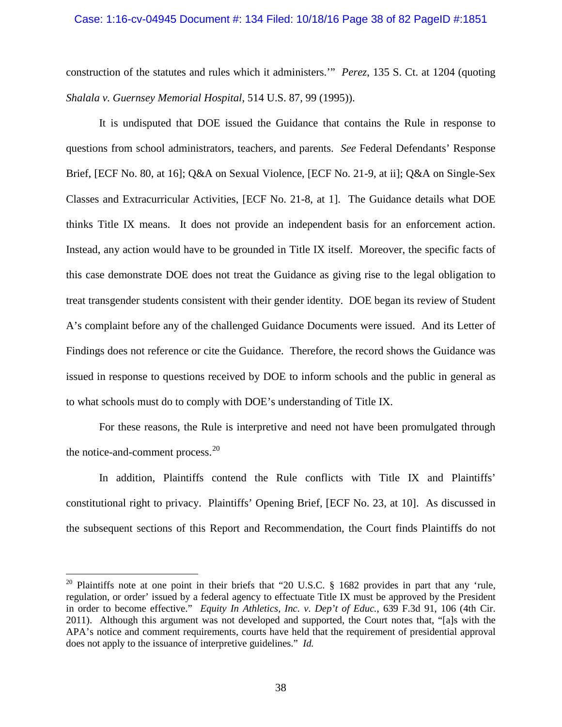construction of the statutes and rules which it administers.'" *Perez*, 135 S. Ct. at 1204 (quoting *Shalala v. Guernsey Memorial Hospital*, 514 U.S. 87, 99 (1995)).

It is undisputed that DOE issued the Guidance that contains the Rule in response to questions from school administrators, teachers, and parents. *See* Federal Defendants' Response Brief, [ECF No. 80, at 16]; Q&A on Sexual Violence, [ECF No. 21-9, at ii]; Q&A on Single-Sex Classes and Extracurricular Activities, [ECF No. 21-8, at 1]. The Guidance details what DOE thinks Title IX means. It does not provide an independent basis for an enforcement action. Instead, any action would have to be grounded in Title IX itself. Moreover, the specific facts of this case demonstrate DOE does not treat the Guidance as giving rise to the legal obligation to treat transgender students consistent with their gender identity. DOE began its review of Student A's complaint before any of the challenged Guidance Documents were issued. And its Letter of Findings does not reference or cite the Guidance. Therefore, the record shows the Guidance was issued in response to questions received by DOE to inform schools and the public in general as to what schools must do to comply with DOE's understanding of Title IX.

For these reasons, the Rule is interpretive and need not have been promulgated through the notice-and-comment process.[20]

In addition, Plaintiffs contend the Rule conflicts with Title IX and Plaintiffs' constitutional right to privacy. Plaintiffs' Opening Brief, [ECF No. 23, at 10]. As discussed in the subsequent sections of this Report and Recommendation, the Court finds Plaintiffs do not

---

[20] Plaintiffs note at one point in their briefs that "20 U.S.C. § 1682 provides in part that any 'rule, regulation, or order' issued by a federal agency to effectuate Title IX must be approved by the President in order to become effective." *Equity In Athletics, Inc. v. Dep't of Educ.*, 639 F.3d 91, 106 (4th Cir. 2011). Although this argument was not developed and supported, the Court notes that, "[a]s with the APA's notice and comment requirements, courts have held that the requirement of presidential approval does not apply to the issuance of interpretive guidelines." *Id.*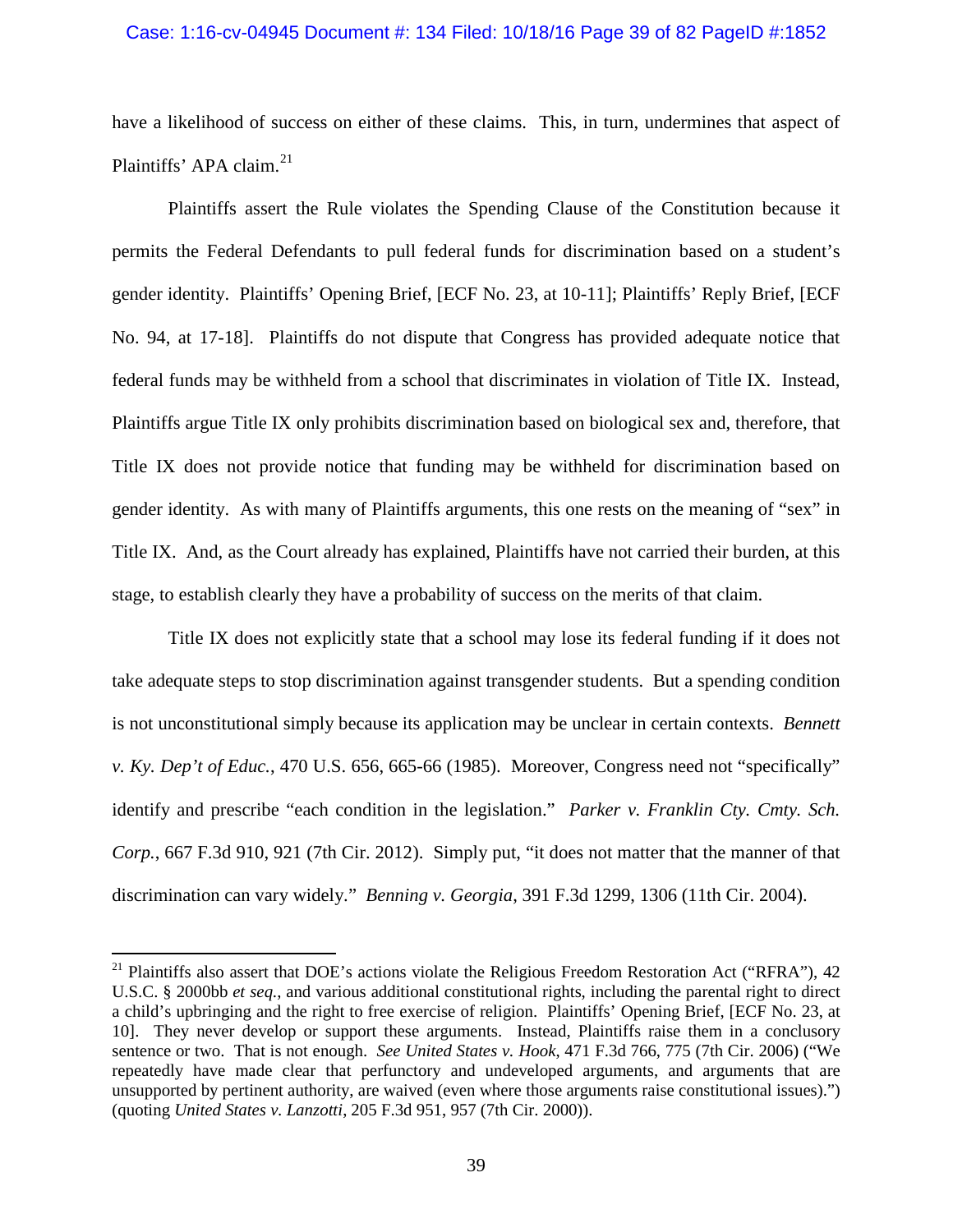have a likelihood of success on either of these claims. This, in turn, undermines that aspect of Plaintiffs' APA claim.[21]

Plaintiffs assert the Rule violates the Spending Clause of the Constitution because it permits the Federal Defendants to pull federal funds for discrimination based on a student's gender identity. Plaintiffs' Opening Brief, [ECF No. 23, at 10-11]; Plaintiffs' Reply Brief, [ECF No. 94, at 17-18]. Plaintiffs do not dispute that Congress has provided adequate notice that federal funds may be withheld from a school that discriminates in violation of Title IX. Instead, Plaintiffs argue Title IX only prohibits discrimination based on biological sex and, therefore, that Title IX does not provide notice that funding may be withheld for discrimination based on gender identity. As with many of Plaintiffs arguments, this one rests on the meaning of "sex" in Title IX. And, as the Court already has explained, Plaintiffs have not carried their burden, at this stage, to establish clearly they have a probability of success on the merits of that claim.

Title IX does not explicitly state that a school may lose its federal funding if it does not take adequate steps to stop discrimination against transgender students. But a spending condition is not unconstitutional simply because its application may be unclear in certain contexts. *Bennett v. Ky. Dep't of Educ.*, 470 U.S. 656, 665-66 (1985). Moreover, Congress need not "specifically" identify and prescribe "each condition in the legislation." *Parker v. Franklin Cty. Cmty. Sch. Corp.*, 667 F.3d 910, 921 (7th Cir. 2012). Simply put, "it does not matter that the manner of that discrimination can vary widely." *Benning v. Georgia*, 391 F.3d 1299, 1306 (11th Cir. 2004).

---

[21] Plaintiffs also assert that DOE's actions violate the Religious Freedom Restoration Act ("RFRA"), 42 U.S.C. § 2000bb *et seq.*, and various additional constitutional rights, including the parental right to direct a child's upbringing and the right to free exercise of religion. Plaintiffs' Opening Brief, [ECF No. 23, at 10]. They never develop or support these arguments. Instead, Plaintiffs raise them in a conclusory sentence or two. That is not enough. *See United States v. Hook*, 471 F.3d 766, 775 (7th Cir. 2006) ("We repeatedly have made clear that perfunctory and undeveloped arguments, and arguments that are unsupported by pertinent authority, are waived (even where those arguments raise constitutional issues).") (quoting *United States v. Lanzotti*, 205 F.3d 951, 957 (7th Cir. 2000)).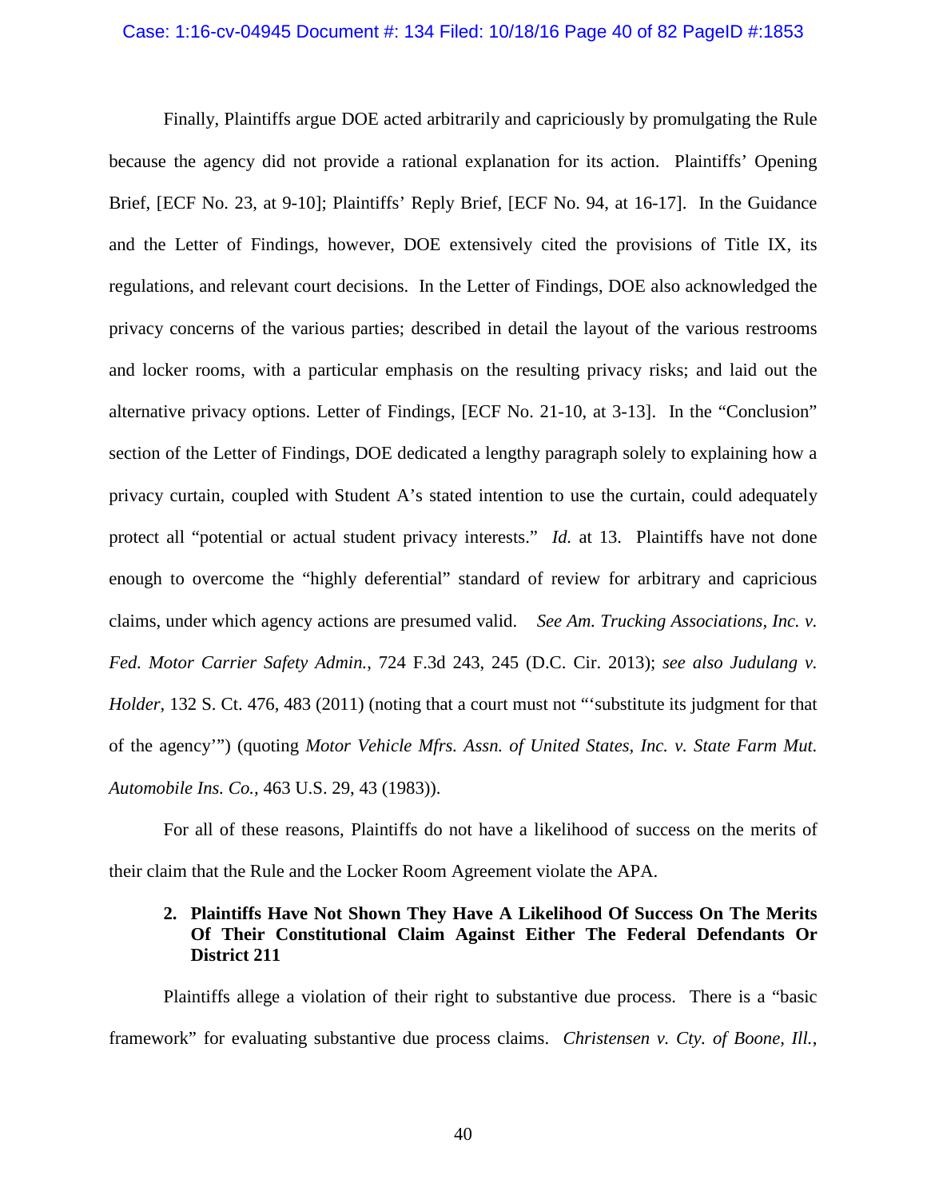Finally, Plaintiffs argue DOE acted arbitrarily and capriciously by promulgating the Rule because the agency did not provide a rational explanation for its action. Plaintiffs' Opening Brief, [ECF No. 23, at 9-10]; Plaintiffs' Reply Brief, [ECF No. 94, at 16-17]. In the Guidance and the Letter of Findings, however, DOE extensively cited the provisions of Title IX, its regulations, and relevant court decisions. In the Letter of Findings, DOE also acknowledged the privacy concerns of the various parties; described in detail the layout of the various restrooms and locker rooms, with a particular emphasis on the resulting privacy risks; and laid out the alternative privacy options. Letter of Findings, [ECF No. 21-10, at 3-13]. In the "Conclusion" section of the Letter of Findings, DOE dedicated a lengthy paragraph solely to explaining how a privacy curtain, coupled with Student A's stated intention to use the curtain, could adequately protect all "potential or actual student privacy interests." *Id.* at 13. Plaintiffs have not done enough to overcome the "highly deferential" standard of review for arbitrary and capricious claims, under which agency actions are presumed valid. *See Am. Trucking Associations, Inc. v. Fed. Motor Carrier Safety Admin.*, 724 F.3d 243, 245 (D.C. Cir. 2013); *see also Judulang v. Holder*, 132 S. Ct. 476, 483 (2011) (noting that a court must not "'substitute its judgment for that of the agency'") (quoting *Motor Vehicle Mfrs. Assn. of United States, Inc. v. State Farm Mut. Automobile Ins. Co.*, 463 U.S. 29, 43 (1983)).

For all of these reasons, Plaintiffs do not have a likelihood of success on the merits of their claim that the Rule and the Locker Room Agreement violate the APA.

### 2. Plaintiffs Have Not Shown They Have A Likelihood Of Success On The Merits Of Their Constitutional Claim Against Either The Federal Defendants Or District 211

Plaintiffs allege a violation of their right to substantive due process. There is a "basic framework" for evaluating substantive due process claims. *Christensen v. Cty. of Boone, Ill.*,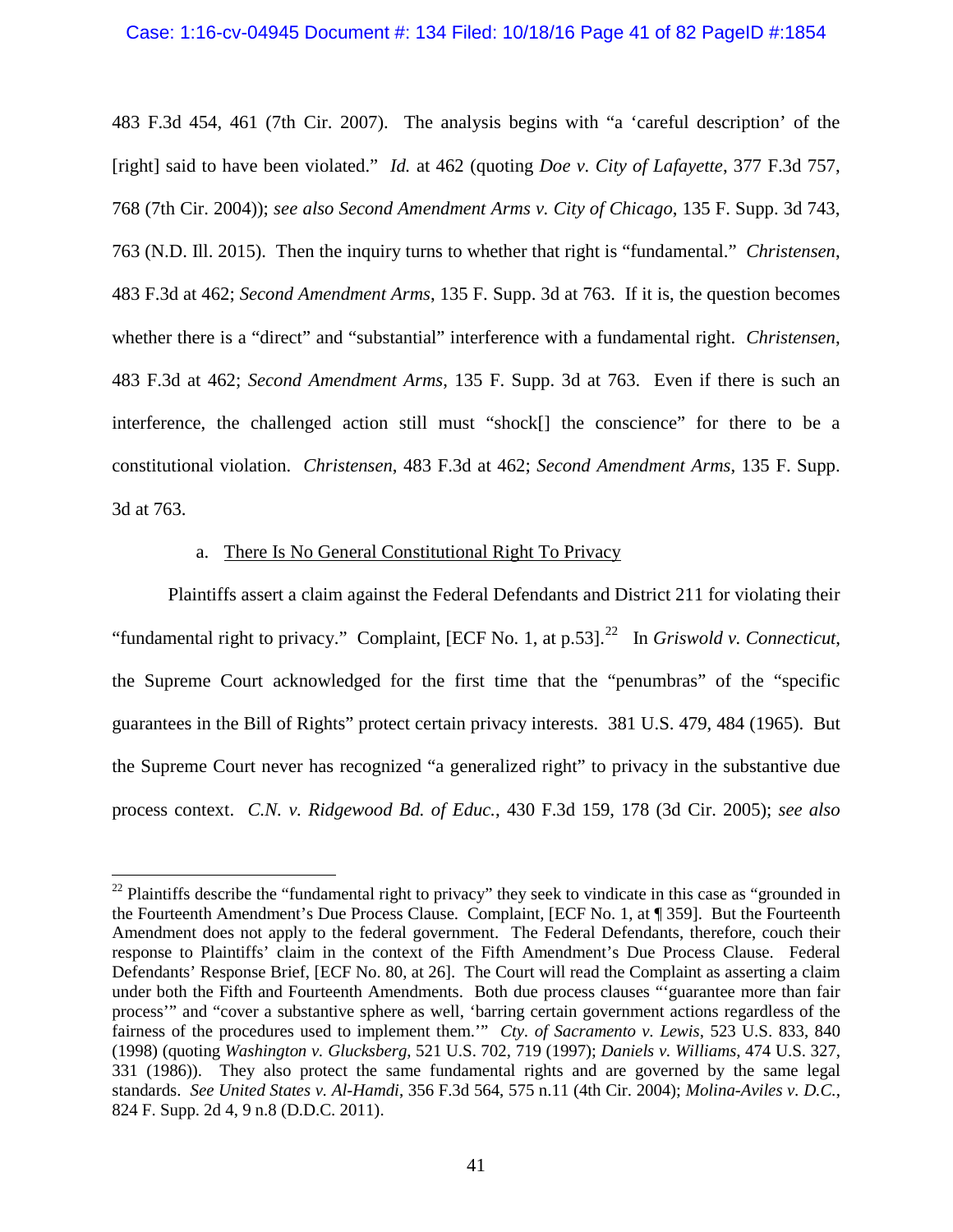483 F.3d 454, 461 (7th Cir. 2007). The analysis begins with "a 'careful description' of the [right] said to have been violated." *Id.* at 462 (quoting *Doe v. City of Lafayette*, 377 F.3d 757, 768 (7th Cir. 2004)); *see also Second Amendment Arms v. City of Chicago*, 135 F. Supp. 3d 743, 763 (N.D. Ill. 2015). Then the inquiry turns to whether that right is "fundamental." *Christensen*, 483 F.3d at 462; *Second Amendment Arms*, 135 F. Supp. 3d at 763. If it is, the question becomes whether there is a "direct" and "substantial" interference with a fundamental right. *Christensen*, 483 F.3d at 462; *Second Amendment Arms*, 135 F. Supp. 3d at 763. Even if there is such an interference, the challenged action still must "shock[] the conscience" for there to be a constitutional violation. *Christensen*, 483 F.3d at 462; *Second Amendment Arms*, 135 F. Supp. 3d at 763.

a. <u>There Is No General Constitutional Right To Privacy</u>

Plaintiffs assert a claim against the Federal Defendants and District 211 for violating their "fundamental right to privacy." Complaint, [ECF No. 1, at p.53].[22] In *Griswold v. Connecticut*, the Supreme Court acknowledged for the first time that the "penumbras" of the "specific guarantees in the Bill of Rights" protect certain privacy interests. 381 U.S. 479, 484 (1965). But the Supreme Court never has recognized "a generalized right" to privacy in the substantive due process context. *C.N. v. Ridgewood Bd. of Educ.*, 430 F.3d 159, 178 (3d Cir. 2005); *see also*

---

[22] Plaintiffs describe the "fundamental right to privacy" they seek to vindicate in this case as "grounded in the Fourteenth Amendment's Due Process Clause. Complaint, [ECF No. 1, at ¶ 359]. But the Fourteenth Amendment does not apply to the federal government. The Federal Defendants, therefore, couch their response to Plaintiffs' claim in the context of the Fifth Amendment's Due Process Clause. Federal Defendants' Response Brief, [ECF No. 80, at 26]. The Court will read the Complaint as asserting a claim under both the Fifth and Fourteenth Amendments. Both due process clauses "'guarantee more than fair process'" and "cover a substantive sphere as well, 'barring certain government actions regardless of the fairness of the procedures used to implement them.'" *Cty. of Sacramento v. Lewis*, 523 U.S. 833, 840 (1998) (quoting *Washington v. Glucksberg*, 521 U.S. 702, 719 (1997); *Daniels v. Williams*, 474 U.S. 327, 331 (1986)). They also protect the same fundamental rights and are governed by the same legal standards. *See United States v. Al-Hamdi*, 356 F.3d 564, 575 n.11 (4th Cir. 2004); *Molina-Aviles v. D.C.*, 824 F. Supp. 2d 4, 9 n.8 (D.D.C. 2011).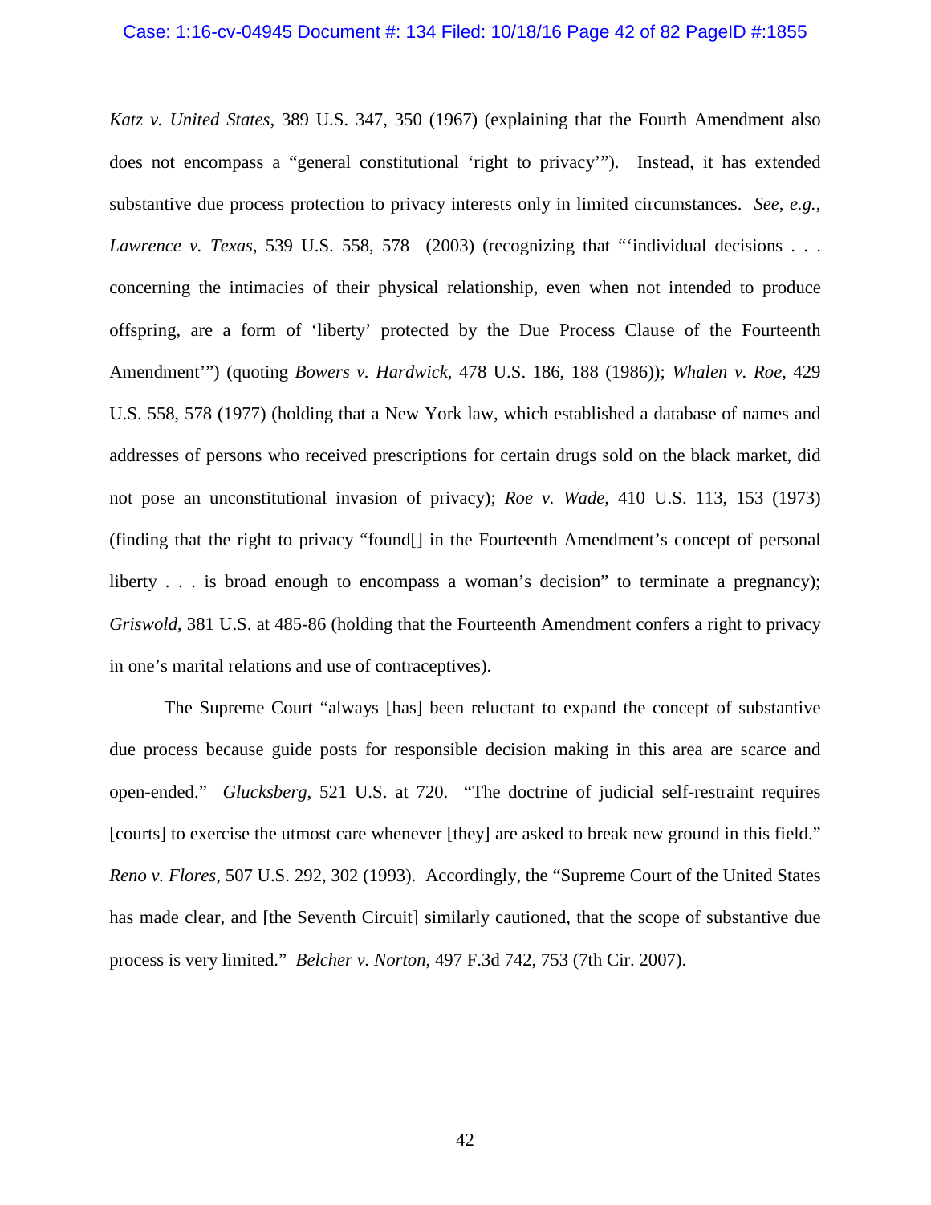*Katz v. United States*, 389 U.S. 347, 350 (1967) (explaining that the Fourth Amendment also does not encompass a "general constitutional 'right to privacy'"). Instead, it has extended substantive due process protection to privacy interests only in limited circumstances. *See*, *e.g.*, *Lawrence v. Texas*, 539 U.S. 558, 578 (2003) (recognizing that "'individual decisions . . . concerning the intimacies of their physical relationship, even when not intended to produce offspring, are a form of 'liberty' protected by the Due Process Clause of the Fourteenth Amendment'") (quoting *Bowers v. Hardwick*, 478 U.S. 186, 188 (1986)); *Whalen v. Roe*, 429 U.S. 558, 578 (1977) (holding that a New York law, which established a database of names and addresses of persons who received prescriptions for certain drugs sold on the black market, did not pose an unconstitutional invasion of privacy); *Roe v. Wade*, 410 U.S. 113, 153 (1973) (finding that the right to privacy "found[] in the Fourteenth Amendment's concept of personal liberty . . . is broad enough to encompass a woman's decision" to terminate a pregnancy); *Griswold*, 381 U.S. at 485-86 (holding that the Fourteenth Amendment confers a right to privacy in one's marital relations and use of contraceptives).

The Supreme Court "always [has] been reluctant to expand the concept of substantive due process because guide posts for responsible decision making in this area are scarce and open-ended." *Glucksberg*, 521 U.S. at 720. "The doctrine of judicial self-restraint requires [courts] to exercise the utmost care whenever [they] are asked to break new ground in this field." *Reno v. Flores*, 507 U.S. 292, 302 (1993). Accordingly, the "Supreme Court of the United States has made clear, and [the Seventh Circuit] similarly cautioned, that the scope of substantive due process is very limited." *Belcher v. Norton*, 497 F.3d 742, 753 (7th Cir. 2007).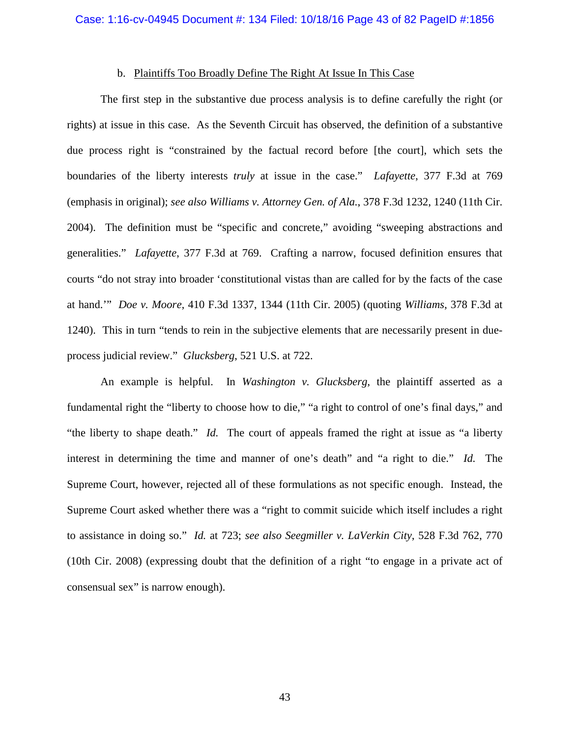### b. Plaintiffs Too Broadly Define The Right At Issue In This Case

The first step in the substantive due process analysis is to define carefully the right (or rights) at issue in this case. As the Seventh Circuit has observed, the definition of a substantive due process right is "constrained by the factual record before [the court], which sets the boundaries of the liberty interests *truly* at issue in the case." *Lafayette*, 377 F.3d at 769 (emphasis in original); *see also Williams v. Attorney Gen. of Ala.*, 378 F.3d 1232, 1240 (11th Cir. 2004). The definition must be "specific and concrete," avoiding "sweeping abstractions and generalities." *Lafayette*, 377 F.3d at 769. Crafting a narrow, focused definition ensures that courts "do not stray into broader 'constitutional vistas than are called for by the facts of the case at hand.'" *Doe v. Moore*, 410 F.3d 1337, 1344 (11th Cir. 2005) (quoting *Williams*, 378 F.3d at 1240). This in turn "tends to rein in the subjective elements that are necessarily present in due-process judicial review." *Glucksberg*, 521 U.S. at 722.

An example is helpful. In *Washington v. Glucksberg*, the plaintiff asserted as a fundamental right the "liberty to choose how to die," "a right to control of one's final days," and "the liberty to shape death." *Id.* The court of appeals framed the right at issue as "a liberty interest in determining the time and manner of one's death" and "a right to die." *Id.* The Supreme Court, however, rejected all of these formulations as not specific enough. Instead, the Supreme Court asked whether there was a "right to commit suicide which itself includes a right to assistance in doing so." *Id.* at 723; *see also Seegmiller v. LaVerkin City*, 528 F.3d 762, 770 (10th Cir. 2008) (expressing doubt that the definition of a right "to engage in a private act of consensual sex" is narrow enough).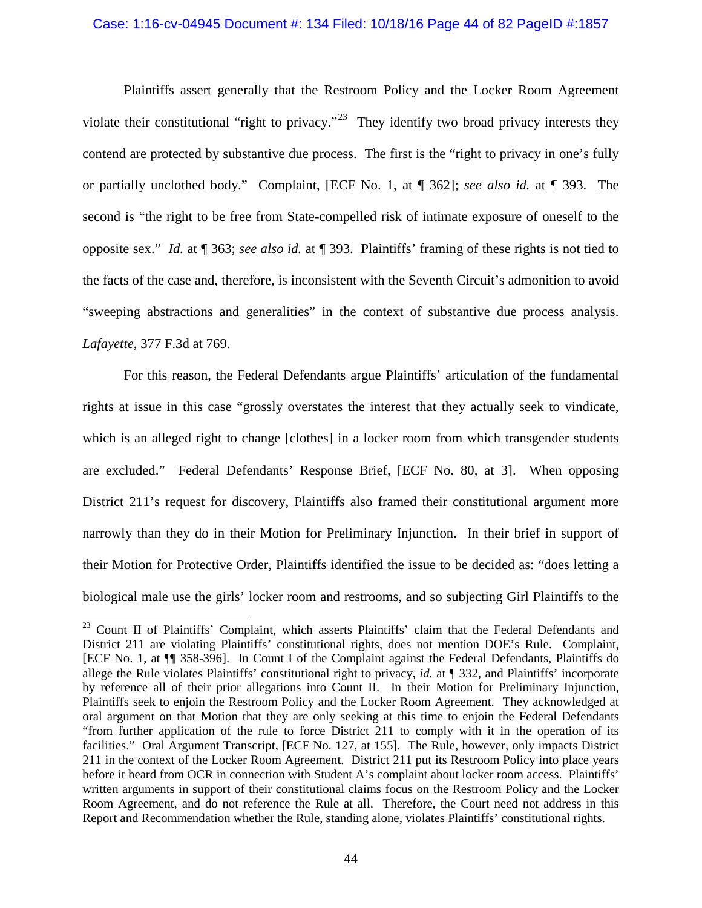Plaintiffs assert generally that the Restroom Policy and the Locker Room Agreement violate their constitutional "right to privacy."[23] They identify two broad privacy interests they contend are protected by substantive due process. The first is the "right to privacy in one's fully or partially unclothed body." Complaint, [ECF No. 1, at ¶ 362]; *see also id.* at ¶ 393. The second is "the right to be free from State-compelled risk of intimate exposure of oneself to the opposite sex." *Id.* at ¶ 363; *see also id.* at ¶ 393. Plaintiffs' framing of these rights is not tied to the facts of the case and, therefore, is inconsistent with the Seventh Circuit's admonition to avoid "sweeping abstractions and generalities" in the context of substantive due process analysis. *Lafayette*, 377 F.3d at 769.

For this reason, the Federal Defendants argue Plaintiffs' articulation of the fundamental rights at issue in this case "grossly overstates the interest that they actually seek to vindicate, which is an alleged right to change [clothes] in a locker room from which transgender students are excluded." Federal Defendants' Response Brief, [ECF No. 80, at 3]. When opposing District 211's request for discovery, Plaintiffs also framed their constitutional argument more narrowly than they do in their Motion for Preliminary Injunction. In their brief in support of their Motion for Protective Order, Plaintiffs identified the issue to be decided as: "does letting a biological male use the girls' locker room and restrooms, and so subjecting Girl Plaintiffs to the

---

[23] Count II of Plaintiffs' Complaint, which asserts Plaintiffs' claim that the Federal Defendants and District 211 are violating Plaintiffs' constitutional rights, does not mention DOE's Rule. Complaint, [ECF No. 1, at ¶¶ 358-396]. In Count I of the Complaint against the Federal Defendants, Plaintiffs do allege the Rule violates Plaintiffs' constitutional right to privacy, *id.* at ¶ 332, and Plaintiffs' incorporate by reference all of their prior allegations into Count II. In their Motion for Preliminary Injunction, Plaintiffs seek to enjoin the Restroom Policy and the Locker Room Agreement. They acknowledged at oral argument on that Motion that they are only seeking at this time to enjoin the Federal Defendants "from further application of the rule to force District 211 to comply with it in the operation of its facilities." Oral Argument Transcript, [ECF No. 127, at 155]. The Rule, however, only impacts District 211 in the context of the Locker Room Agreement. District 211 put its Restroom Policy into place years before it heard from OCR in connection with Student A's complaint about locker room access. Plaintiffs' written arguments in support of their constitutional claims focus on the Restroom Policy and the Locker Room Agreement, and do not reference the Rule at all. Therefore, the Court need not address in this Report and Recommendation whether the Rule, standing alone, violates Plaintiffs' constitutional rights.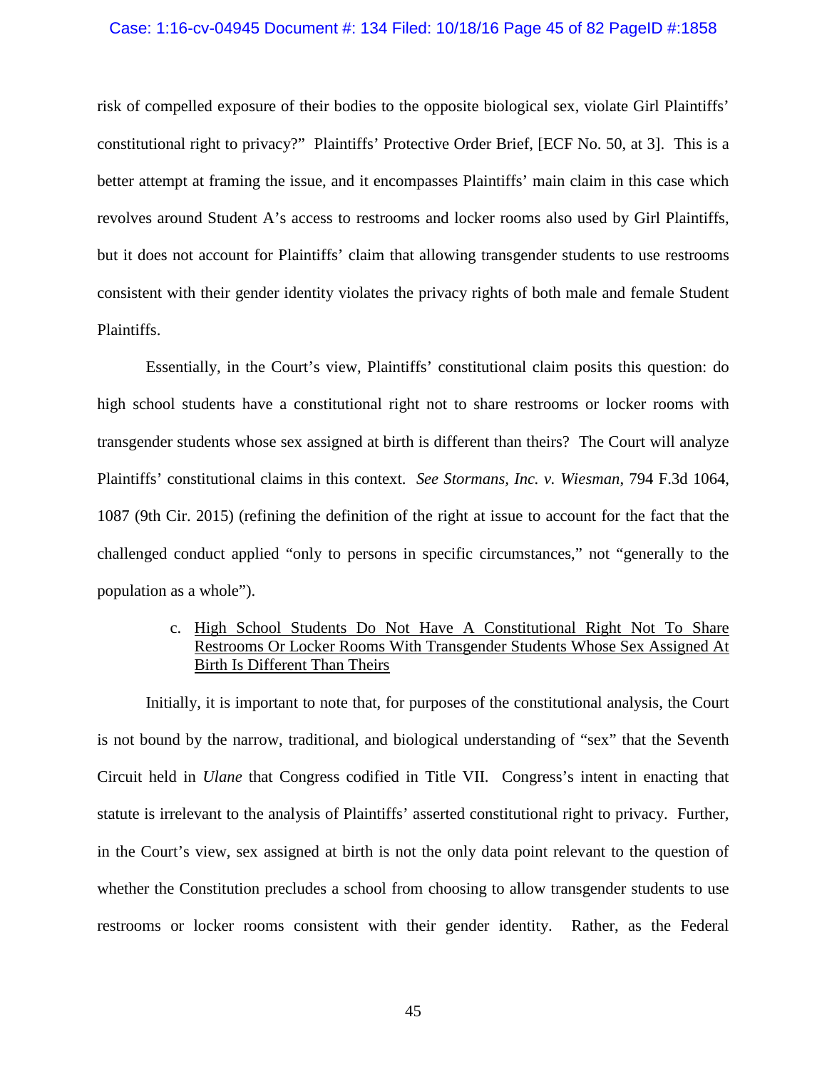risk of compelled exposure of their bodies to the opposite biological sex, violate Girl Plaintiffs' constitutional right to privacy?" Plaintiffs' Protective Order Brief, [ECF No. 50, at 3]. This is a better attempt at framing the issue, and it encompasses Plaintiffs' main claim in this case which revolves around Student A's access to restrooms and locker rooms also used by Girl Plaintiffs, but it does not account for Plaintiffs' claim that allowing transgender students to use restrooms consistent with their gender identity violates the privacy rights of both male and female Student Plaintiffs.

Essentially, in the Court's view, Plaintiffs' constitutional claim posits this question: do high school students have a constitutional right not to share restrooms or locker rooms with transgender students whose sex assigned at birth is different than theirs? The Court will analyze Plaintiffs' constitutional claims in this context. *See Stormans, Inc. v. Wiesman*, 794 F.3d 1064, 1087 (9th Cir. 2015) (refining the definition of the right at issue to account for the fact that the challenged conduct applied "only to persons in specific circumstances," not "generally to the population as a whole").

c. <u>High School Students Do Not Have A Constitutional Right Not To Share Restrooms Or Locker Rooms With Transgender Students Whose Sex Assigned At Birth Is Different Than Theirs</u>

Initially, it is important to note that, for purposes of the constitutional analysis, the Court is not bound by the narrow, traditional, and biological understanding of "sex" that the Seventh Circuit held in *Ulane* that Congress codified in Title VII. Congress's intent in enacting that statute is irrelevant to the analysis of Plaintiffs' asserted constitutional right to privacy. Further, in the Court's view, sex assigned at birth is not the only data point relevant to the question of whether the Constitution precludes a school from choosing to allow transgender students to use restrooms or locker rooms consistent with their gender identity. Rather, as the Federal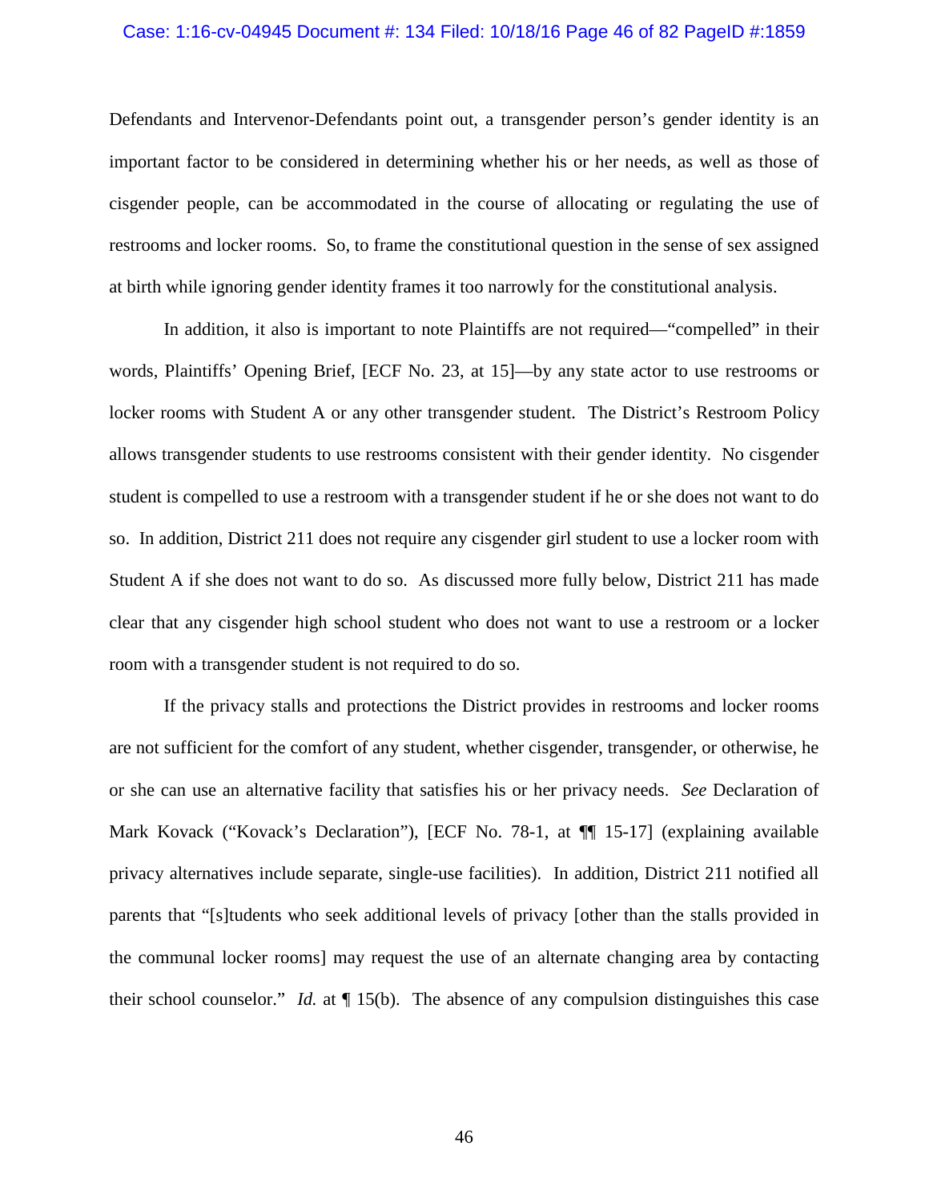Defendants and Intervenor-Defendants point out, a transgender person's gender identity is an important factor to be considered in determining whether his or her needs, as well as those of cisgender people, can be accommodated in the course of allocating or regulating the use of restrooms and locker rooms. So, to frame the constitutional question in the sense of sex assigned at birth while ignoring gender identity frames it too narrowly for the constitutional analysis.

In addition, it also is important to note Plaintiffs are not required—"compelled" in their words, Plaintiffs' Opening Brief, [ECF No. 23, at 15]—by any state actor to use restrooms or locker rooms with Student A or any other transgender student. The District's Restroom Policy allows transgender students to use restrooms consistent with their gender identity. No cisgender student is compelled to use a restroom with a transgender student if he or she does not want to do so. In addition, District 211 does not require any cisgender girl student to use a locker room with Student A if she does not want to do so. As discussed more fully below, District 211 has made clear that any cisgender high school student who does not want to use a restroom or a locker room with a transgender student is not required to do so.

If the privacy stalls and protections the District provides in restrooms and locker rooms are not sufficient for the comfort of any student, whether cisgender, transgender, or otherwise, he or she can use an alternative facility that satisfies his or her privacy needs. *See* Declaration of Mark Kovack ("Kovack's Declaration"), [ECF No. 78-1, at ¶¶ 15-17] (explaining available privacy alternatives include separate, single-use facilities). In addition, District 211 notified all parents that "[s]tudents who seek additional levels of privacy [other than the stalls provided in the communal locker rooms] may request the use of an alternate changing area by contacting their school counselor." *Id.* at ¶ 15(b). The absence of any compulsion distinguishes this case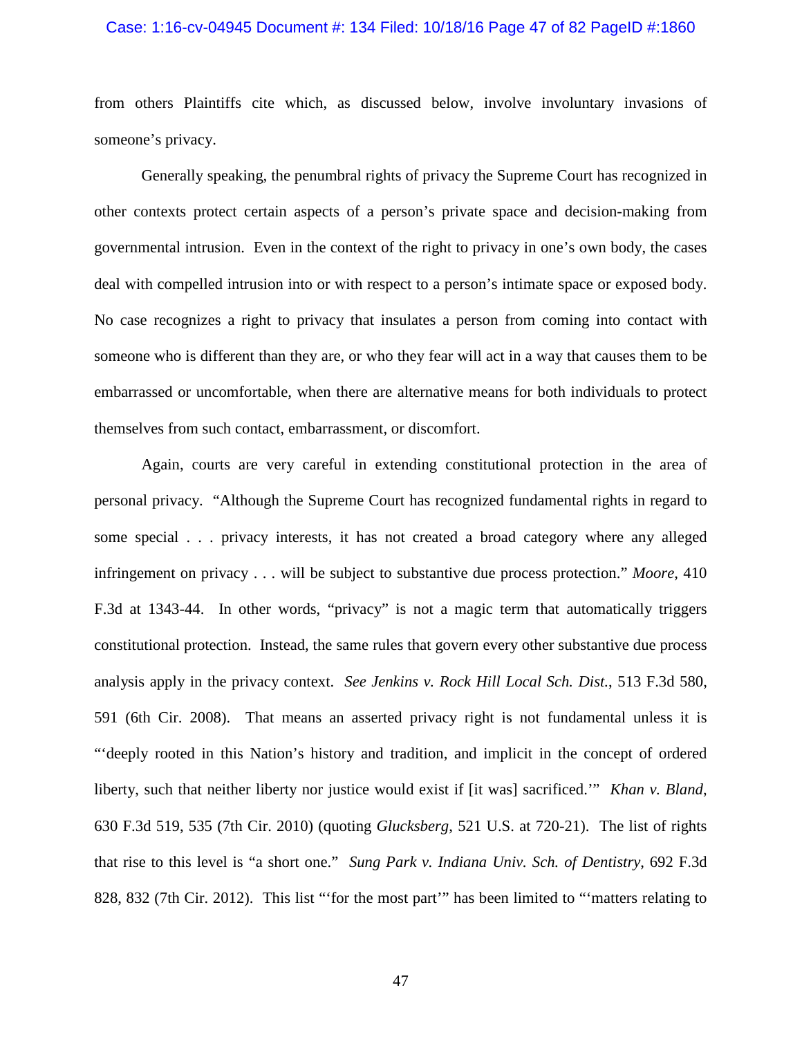from others Plaintiffs cite which, as discussed below, involve involuntary invasions of someone's privacy.

Generally speaking, the penumbral rights of privacy the Supreme Court has recognized in other contexts protect certain aspects of a person's private space and decision-making from governmental intrusion. Even in the context of the right to privacy in one's own body, the cases deal with compelled intrusion into or with respect to a person's intimate space or exposed body. No case recognizes a right to privacy that insulates a person from coming into contact with someone who is different than they are, or who they fear will act in a way that causes them to be embarrassed or uncomfortable, when there are alternative means for both individuals to protect themselves from such contact, embarrassment, or discomfort.

Again, courts are very careful in extending constitutional protection in the area of personal privacy. "Although the Supreme Court has recognized fundamental rights in regard to some special . . . privacy interests, it has not created a broad category where any alleged infringement on privacy . . . will be subject to substantive due process protection." *Moore*, 410 F.3d at 1343-44. In other words, "privacy" is not a magic term that automatically triggers constitutional protection. Instead, the same rules that govern every other substantive due process analysis apply in the privacy context. *See Jenkins v. Rock Hill Local Sch. Dist.*, 513 F.3d 580, 591 (6th Cir. 2008). That means an asserted privacy right is not fundamental unless it is "'deeply rooted in this Nation's history and tradition, and implicit in the concept of ordered liberty, such that neither liberty nor justice would exist if [it was] sacrificed.'" *Khan v. Bland*, 630 F.3d 519, 535 (7th Cir. 2010) (quoting *Glucksberg*, 521 U.S. at 720-21). The list of rights that rise to this level is "a short one." *Sung Park v. Indiana Univ. Sch. of Dentistry*, 692 F.3d 828, 832 (7th Cir. 2012). This list "'for the most part'" has been limited to "'matters relating to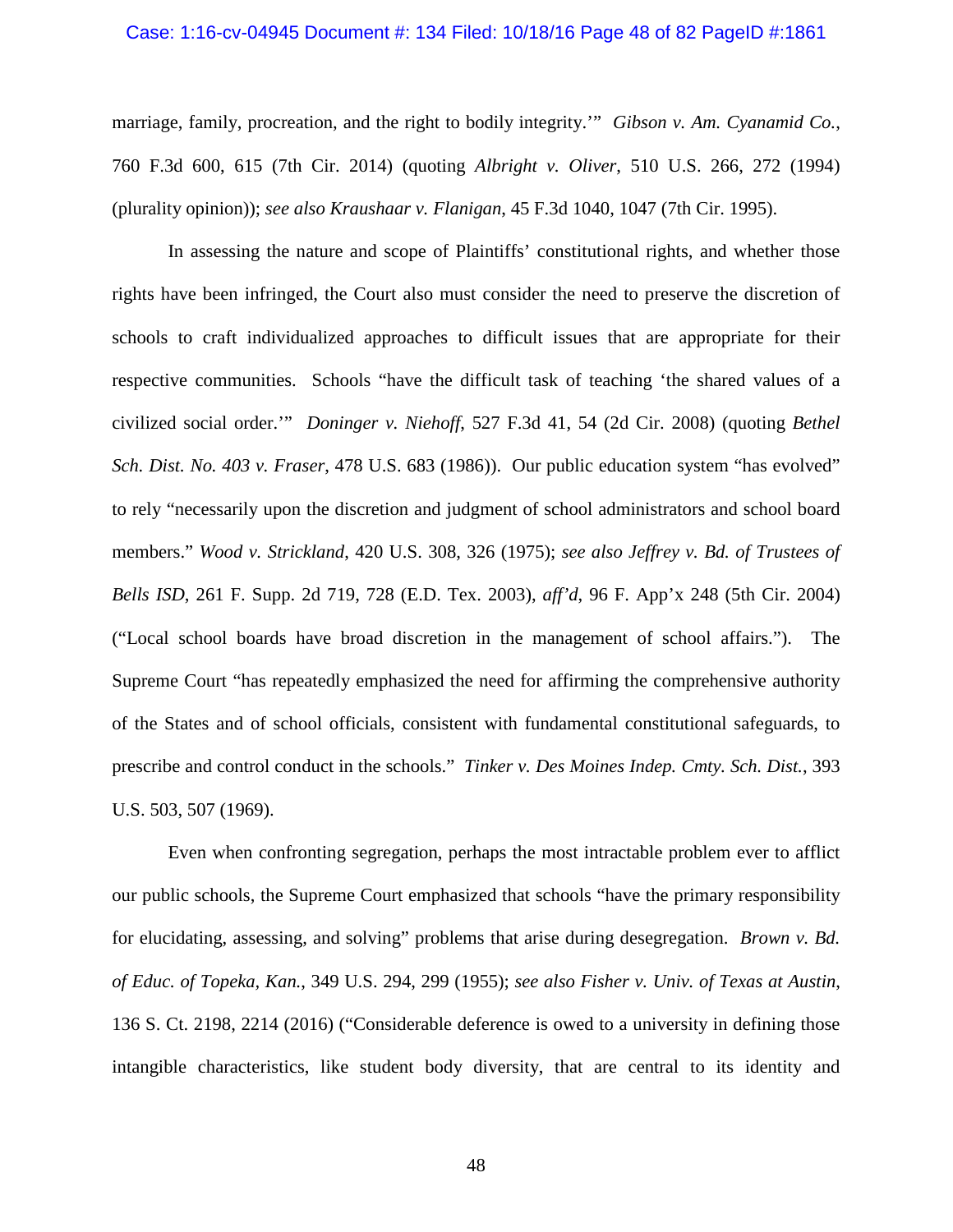marriage, family, procreation, and the right to bodily integrity.'" *Gibson v. Am. Cyanamid Co.*, 760 F.3d 600, 615 (7th Cir. 2014) (quoting *Albright v. Oliver*, 510 U.S. 266, 272 (1994) (plurality opinion)); *see also Kraushaar v. Flanigan*, 45 F.3d 1040, 1047 (7th Cir. 1995).

In assessing the nature and scope of Plaintiffs' constitutional rights, and whether those rights have been infringed, the Court also must consider the need to preserve the discretion of schools to craft individualized approaches to difficult issues that are appropriate for their respective communities. Schools "have the difficult task of teaching 'the shared values of a civilized social order.'" *Doninger v. Niehoff*, 527 F.3d 41, 54 (2d Cir. 2008) (quoting *Bethel Sch. Dist. No. 403 v. Fraser*, 478 U.S. 683 (1986)). Our public education system "has evolved" to rely "necessarily upon the discretion and judgment of school administrators and school board members." *Wood v. Strickland*, 420 U.S. 308, 326 (1975); *see also Jeffrey v. Bd. of Trustees of Bells ISD*, 261 F. Supp. 2d 719, 728 (E.D. Tex. 2003), *aff'd*, 96 F. App'x 248 (5th Cir. 2004) ("Local school boards have broad discretion in the management of school affairs."). The Supreme Court "has repeatedly emphasized the need for affirming the comprehensive authority of the States and of school officials, consistent with fundamental constitutional safeguards, to prescribe and control conduct in the schools." *Tinker v. Des Moines Indep. Cmty. Sch. Dist.*, 393 U.S. 503, 507 (1969).

Even when confronting segregation, perhaps the most intractable problem ever to afflict our public schools, the Supreme Court emphasized that schools "have the primary responsibility for elucidating, assessing, and solving" problems that arise during desegregation. *Brown v. Bd. of Educ. of Topeka, Kan.*, 349 U.S. 294, 299 (1955); *see also Fisher v. Univ. of Texas at Austin*, 136 S. Ct. 2198, 2214 (2016) ("Considerable deference is owed to a university in defining those intangible characteristics, like student body diversity, that are central to its identity and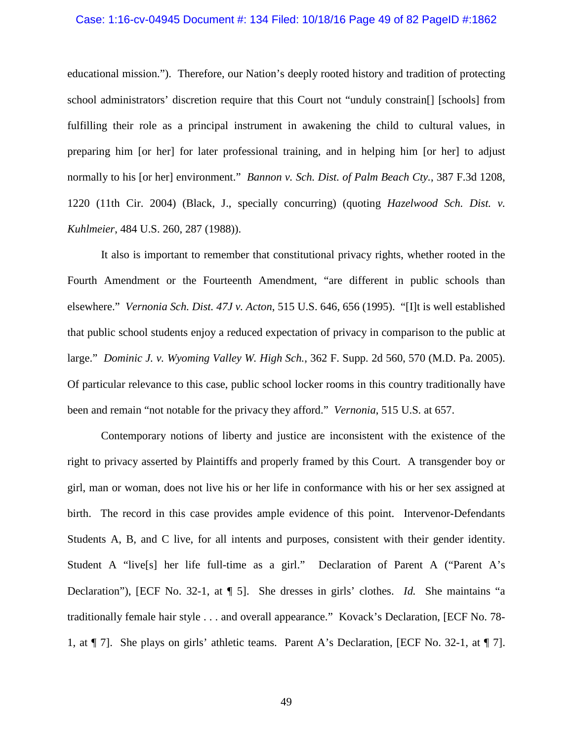educational mission."). Therefore, our Nation's deeply rooted history and tradition of protecting school administrators' discretion require that this Court not "unduly constrain[] [schools] from fulfilling their role as a principal instrument in awakening the child to cultural values, in preparing him [or her] for later professional training, and in helping him [or her] to adjust normally to his [or her] environment." *Bannon v. Sch. Dist. of Palm Beach Cty.*, 387 F.3d 1208, 1220 (11th Cir. 2004) (Black, J., specially concurring) (quoting *Hazelwood Sch. Dist. v. Kuhlmeier*, 484 U.S. 260, 287 (1988)).

It also is important to remember that constitutional privacy rights, whether rooted in the Fourth Amendment or the Fourteenth Amendment, "are different in public schools than elsewhere." *Vernonia Sch. Dist. 47J v. Acton*, 515 U.S. 646, 656 (1995). "[I]t is well established that public school students enjoy a reduced expectation of privacy in comparison to the public at large." *Dominic J. v. Wyoming Valley W. High Sch.*, 362 F. Supp. 2d 560, 570 (M.D. Pa. 2005). Of particular relevance to this case, public school locker rooms in this country traditionally have been and remain "not notable for the privacy they afford." *Vernonia*, 515 U.S. at 657.

Contemporary notions of liberty and justice are inconsistent with the existence of the right to privacy asserted by Plaintiffs and properly framed by this Court. A transgender boy or girl, man or woman, does not live his or her life in conformance with his or her sex assigned at birth. The record in this case provides ample evidence of this point. Intervenor-Defendants Students A, B, and C live, for all intents and purposes, consistent with their gender identity. Student A "live[s] her life full-time as a girl." Declaration of Parent A ("Parent A's Declaration"), [ECF No. 32-1, at ¶ 5]. She dresses in girls' clothes. *Id.* She maintains "a traditionally female hair style . . . and overall appearance." Kovack's Declaration, [ECF No. 78-1, at ¶ 7]. She plays on girls' athletic teams. Parent A's Declaration, [ECF No. 32-1, at ¶ 7].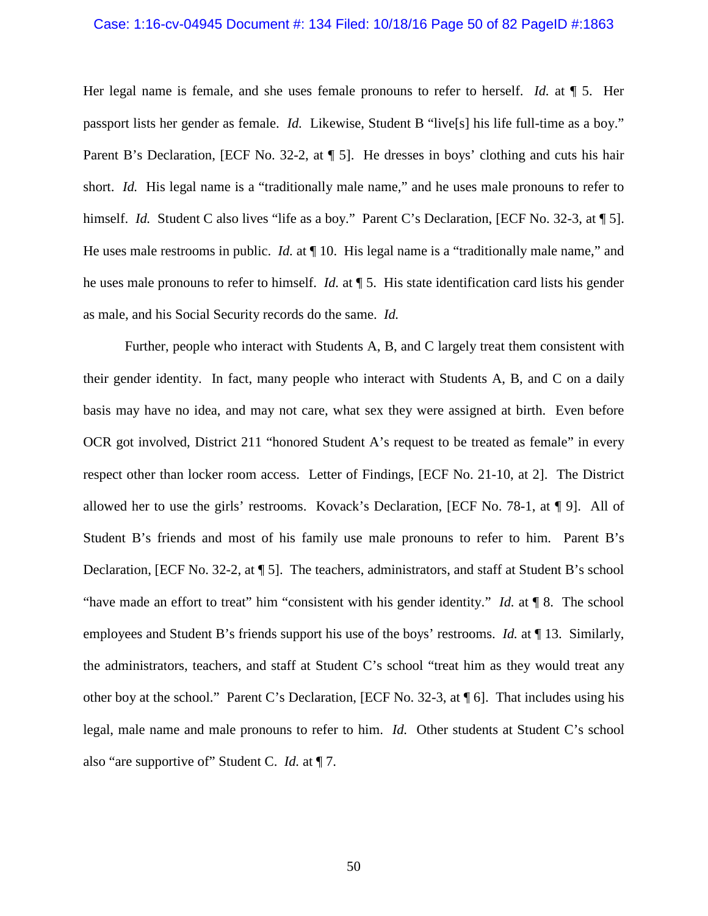Her legal name is female, and she uses female pronouns to refer to herself. *Id.* at ¶ 5. Her passport lists her gender as female. *Id.* Likewise, Student B "live[s] his life full-time as a boy." Parent B's Declaration, [ECF No. 32-2, at ¶ 5]. He dresses in boys' clothing and cuts his hair short. *Id.* His legal name is a "traditionally male name," and he uses male pronouns to refer to himself. *Id.* Student C also lives "life as a boy." Parent C's Declaration, [ECF No. 32-3, at ¶ 5]. He uses male restrooms in public. *Id.* at ¶ 10. His legal name is a "traditionally male name," and he uses male pronouns to refer to himself. *Id.* at ¶ 5. His state identification card lists his gender as male, and his Social Security records do the same. *Id.*

Further, people who interact with Students A, B, and C largely treat them consistent with their gender identity. In fact, many people who interact with Students A, B, and C on a daily basis may have no idea, and may not care, what sex they were assigned at birth. Even before OCR got involved, District 211 "honored Student A's request to be treated as female" in every respect other than locker room access. Letter of Findings, [ECF No. 21-10, at 2]. The District allowed her to use the girls' restrooms. Kovack's Declaration, [ECF No. 78-1, at ¶ 9]. All of Student B's friends and most of his family use male pronouns to refer to him. Parent B's Declaration, [ECF No. 32-2, at ¶ 5]. The teachers, administrators, and staff at Student B's school "have made an effort to treat" him "consistent with his gender identity." *Id.* at ¶ 8. The school employees and Student B's friends support his use of the boys' restrooms. *Id.* at ¶ 13. Similarly, the administrators, teachers, and staff at Student C's school "treat him as they would treat any other boy at the school." Parent C's Declaration, [ECF No. 32-3, at ¶ 6]. That includes using his legal, male name and male pronouns to refer to him. *Id.* Other students at Student C's school also "are supportive of" Student C. *Id.* at ¶ 7.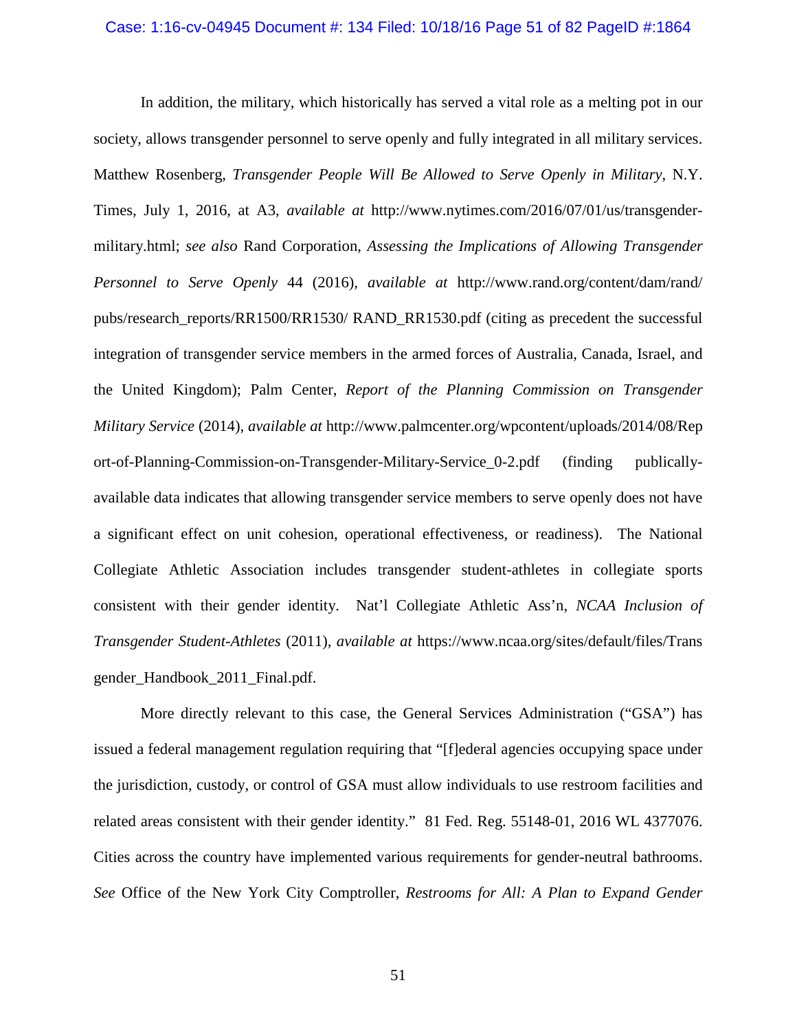In addition, the military, which historically has served a vital role as a melting pot in our society, allows transgender personnel to serve openly and fully integrated in all military services. Matthew Rosenberg, *Transgender People Will Be Allowed to Serve Openly in Military*, N.Y. Times, July 1, 2016, at A3, *available at* http://www.nytimes.com/2016/07/01/us/transgender-military.html; *see also* Rand Corporation, *Assessing the Implications of Allowing Transgender Personnel to Serve Openly* 44 (2016), *available at* http://www.rand.org/content/dam/rand/pubs/research_reports/RR1500/RR1530/ RAND_RR1530.pdf (citing as precedent the successful integration of transgender service members in the armed forces of Australia, Canada, Israel, and the United Kingdom); Palm Center, *Report of the Planning Commission on Transgender Military Service* (2014), *available at* http://www.palmcenter.org/wpcontent/uploads/2014/08/Report-of-Planning-Commission-on-Transgender-Military-Service_0-2.pdf (finding publically-available data indicates that allowing transgender service members to serve openly does not have a significant effect on unit cohesion, operational effectiveness, or readiness). The National Collegiate Athletic Association includes transgender student-athletes in collegiate sports consistent with their gender identity. Nat'l Collegiate Athletic Ass'n, *NCAA Inclusion of Transgender Student-Athletes* (2011), *available at* https://www.ncaa.org/sites/default/files/Transgender_Handbook_2011_Final.pdf.

More directly relevant to this case, the General Services Administration ("GSA") has issued a federal management regulation requiring that "[f]ederal agencies occupying space under the jurisdiction, custody, or control of GSA must allow individuals to use restroom facilities and related areas consistent with their gender identity." 81 Fed. Reg. 55148-01, 2016 WL 4377076. Cities across the country have implemented various requirements for gender-neutral bathrooms. *See* Office of the New York City Comptroller, *Restrooms for All: A Plan to Expand Gender*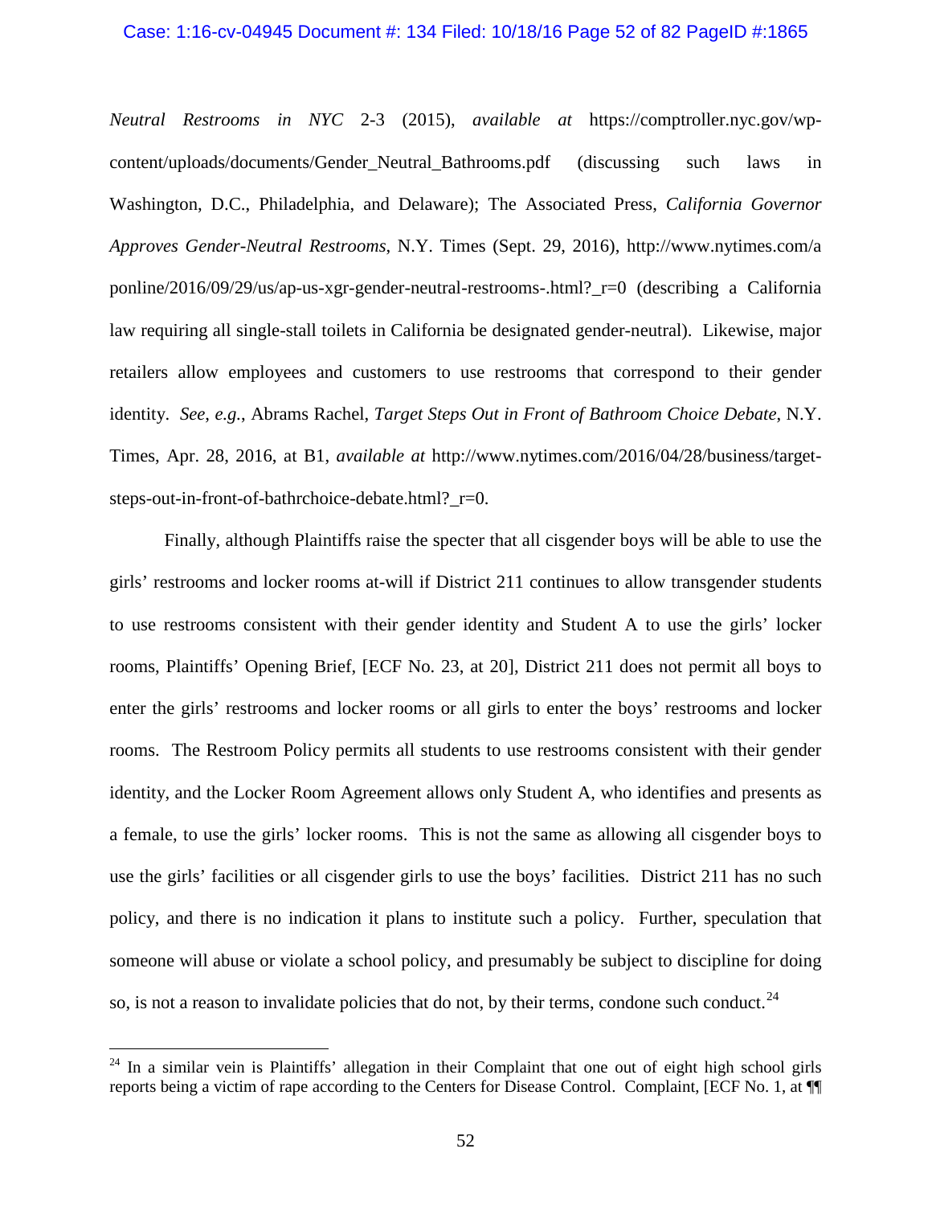*Neutral Restrooms in NYC* 2-3 (2015), *available at* https://comptroller.nyc.gov/wp-content/uploads/documents/Gender_Neutral_Bathrooms.pdf (discussing such laws in Washington, D.C., Philadelphia, and Delaware); The Associated Press, *California Governor Approves Gender-Neutral Restrooms*, N.Y. Times (Sept. 29, 2016), http://www.nytimes.com/aponline/2016/09/29/us/ap-us-xgr-gender-neutral-restrooms-.html?_r=0 (describing a California law requiring all single-stall toilets in California be designated gender-neutral). Likewise, major retailers allow employees and customers to use restrooms that correspond to their gender identity. *See*, *e.g.*, Abrams Rachel, *Target Steps Out in Front of Bathroom Choice Debate*, N.Y. Times, Apr. 28, 2016, at B1, *available at* http://www.nytimes.com/2016/04/28/business/target-steps-out-in-front-of-bathrchoice-debate.html?_r=0.

Finally, although Plaintiffs raise the specter that all cisgender boys will be able to use the girls' restrooms and locker rooms at-will if District 211 continues to allow transgender students to use restrooms consistent with their gender identity and Student A to use the girls' locker rooms, Plaintiffs' Opening Brief, [ECF No. 23, at 20], District 211 does not permit all boys to enter the girls' restrooms and locker rooms or all girls to enter the boys' restrooms and locker rooms. The Restroom Policy permits all students to use restrooms consistent with their gender identity, and the Locker Room Agreement allows only Student A, who identifies and presents as a female, to use the girls' locker rooms. This is not the same as allowing all cisgender boys to use the girls' facilities or all cisgender girls to use the boys' facilities. District 211 has no such policy, and there is no indication it plans to institute such a policy. Further, speculation that someone will abuse or violate a school policy, and presumably be subject to discipline for doing so, is not a reason to invalidate policies that do not, by their terms, condone such conduct.[24]

---

[24] In a similar vein is Plaintiffs' allegation in their Complaint that one out of eight high school girls reports being a victim of rape according to the Centers for Disease Control. Complaint, [ECF No. 1, at ¶¶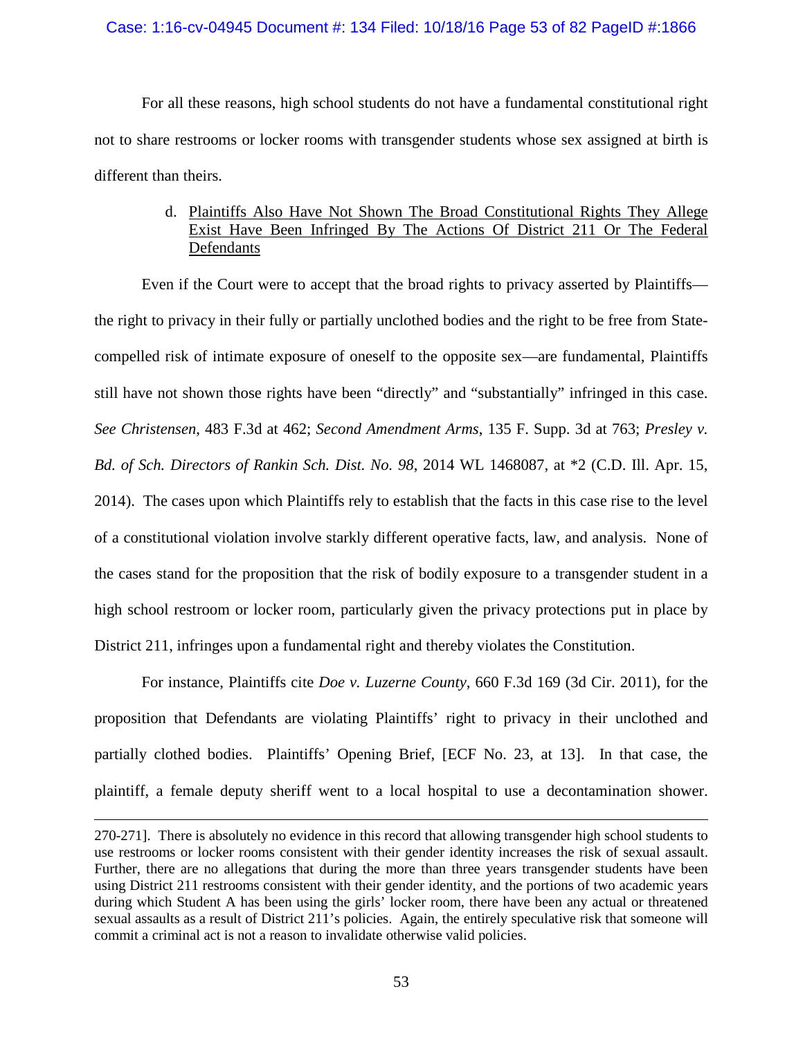For all these reasons, high school students do not have a fundamental constitutional right not to share restrooms or locker rooms with transgender students whose sex assigned at birth is different than theirs.

d. <u>Plaintiffs Also Have Not Shown The Broad Constitutional Rights They Allege Exist Have Been Infringed By The Actions Of District 211 Or The Federal Defendants</u>

Even if the Court were to accept that the broad rights to privacy asserted by Plaintiffs—the right to privacy in their fully or partially unclothed bodies and the right to be free from State-compelled risk of intimate exposure of oneself to the opposite sex—are fundamental, Plaintiffs still have not shown those rights have been "directly" and "substantially" infringed in this case. *See Christensen*, 483 F.3d at 462; *Second Amendment Arms*, 135 F. Supp. 3d at 763; *Presley v. Bd. of Sch. Directors of Rankin Sch. Dist. No. 98*, 2014 WL 1468087, at *2 (C.D. Ill. Apr. 15, 2014). The cases upon which Plaintiffs rely to establish that the facts in this case rise to the level of a constitutional violation involve starkly different operative facts, law, and analysis. None of the cases stand for the proposition that the risk of bodily exposure to a transgender student in a high school restroom or locker room, particularly given the privacy protections put in place by District 211, infringes upon a fundamental right and thereby violates the Constitution.

For instance, Plaintiffs cite *Doe v. Luzerne County*, 660 F.3d 169 (3d Cir. 2011), for the proposition that Defendants are violating Plaintiffs' right to privacy in their unclothed and partially clothed bodies. Plaintiffs' Opening Brief, [ECF No. 23, at 13]. In that case, the plaintiff, a female deputy sheriff went to a local hospital to use a decontamination shower.

---

270-271]. There is absolutely no evidence in this record that allowing transgender high school students to use restrooms or locker rooms consistent with their gender identity increases the risk of sexual assault. Further, there are no allegations that during the more than three years transgender students have been using District 211 restrooms consistent with their gender identity, and the portions of two academic years during which Student A has been using the girls' locker room, there have been any actual or threatened sexual assaults as a result of District 211's policies. Again, the entirely speculative risk that someone will commit a criminal act is not a reason to invalidate otherwise valid policies.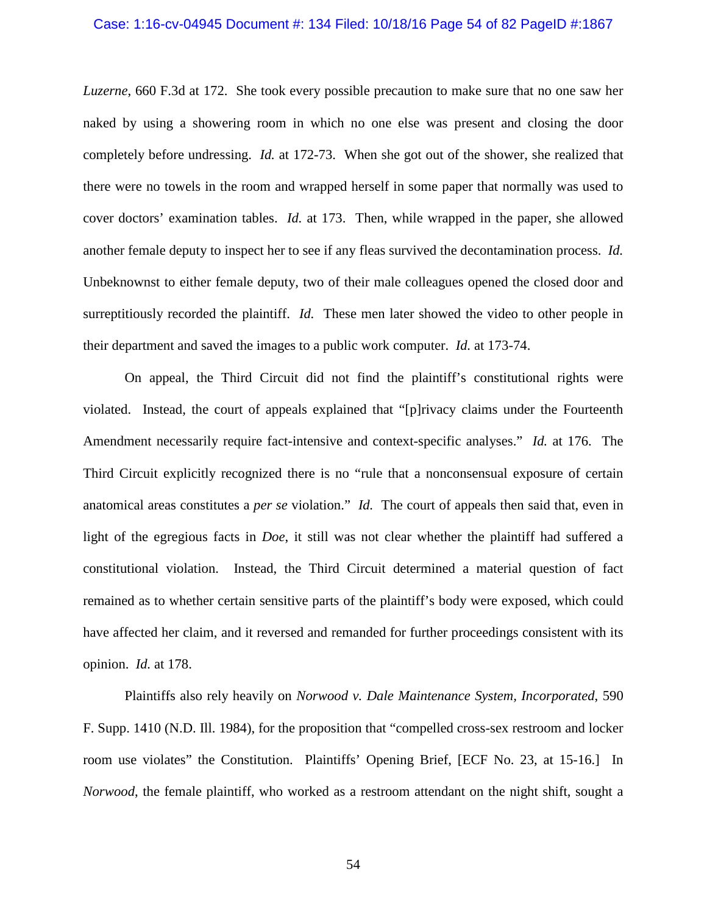*Luzerne*, 660 F.3d at 172. She took every possible precaution to make sure that no one saw her naked by using a showering room in which no one else was present and closing the door completely before undressing. *Id.* at 172-73. When she got out of the shower, she realized that there were no towels in the room and wrapped herself in some paper that normally was used to cover doctors' examination tables. *Id.* at 173. Then, while wrapped in the paper, she allowed another female deputy to inspect her to see if any fleas survived the decontamination process. *Id.* Unbeknownst to either female deputy, two of their male colleagues opened the closed door and surreptitiously recorded the plaintiff. *Id.* These men later showed the video to other people in their department and saved the images to a public work computer. *Id.* at 173-74.

On appeal, the Third Circuit did not find the plaintiff's constitutional rights were violated. Instead, the court of appeals explained that "[p]rivacy claims under the Fourteenth Amendment necessarily require fact-intensive and context-specific analyses." *Id.* at 176. The Third Circuit explicitly recognized there is no "rule that a nonconsensual exposure of certain anatomical areas constitutes a *per se* violation." *Id.* The court of appeals then said that, even in light of the egregious facts in *Doe*, it still was not clear whether the plaintiff had suffered a constitutional violation. Instead, the Third Circuit determined a material question of fact remained as to whether certain sensitive parts of the plaintiff's body were exposed, which could have affected her claim, and it reversed and remanded for further proceedings consistent with its opinion. *Id.* at 178.

Plaintiffs also rely heavily on *Norwood v. Dale Maintenance System, Incorporated*, 590 F. Supp. 1410 (N.D. Ill. 1984), for the proposition that "compelled cross-sex restroom and locker room use violates" the Constitution. Plaintiffs' Opening Brief, [ECF No. 23, at 15-16.] In *Norwood*, the female plaintiff, who worked as a restroom attendant on the night shift, sought a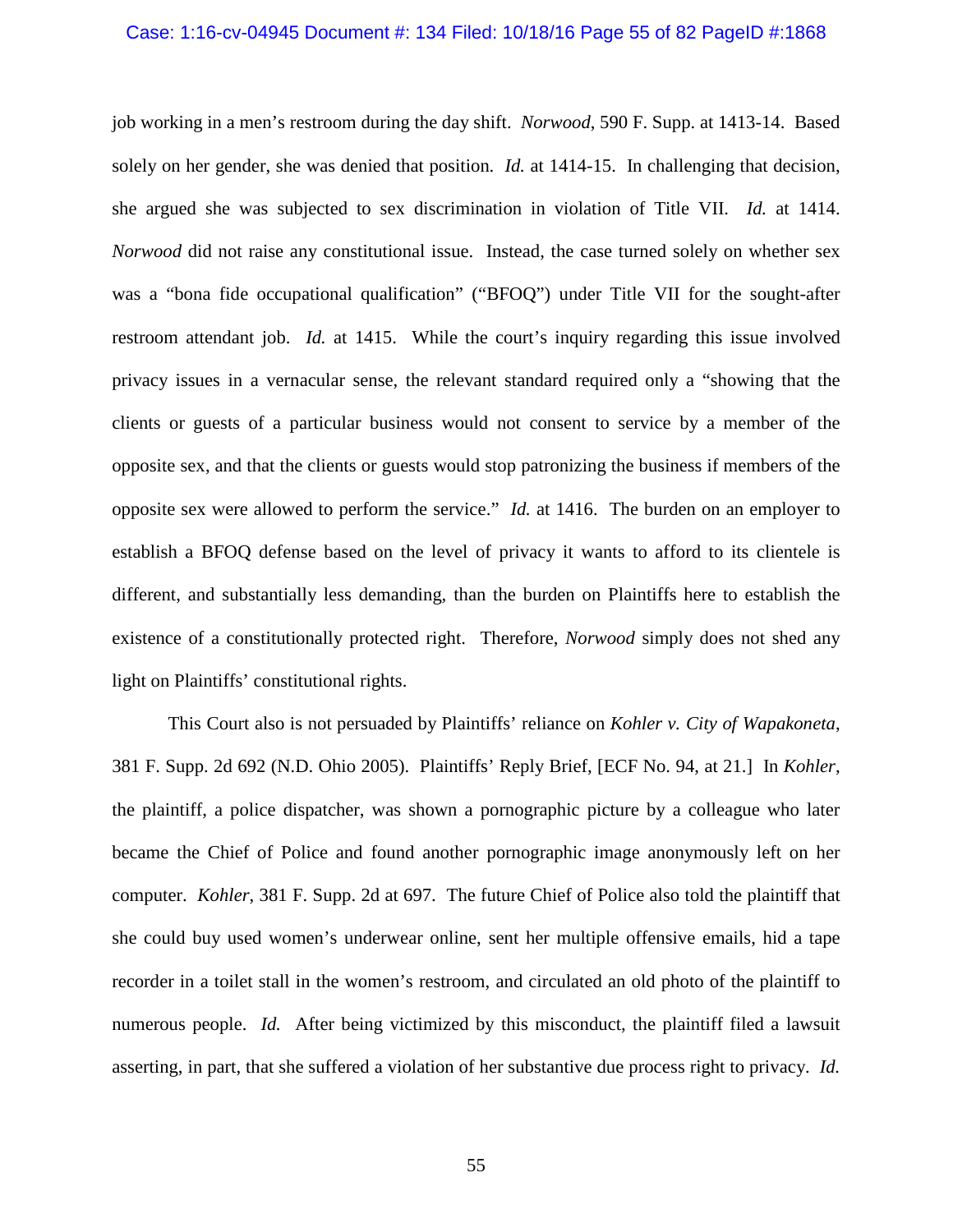job working in a men's restroom during the day shift. *Norwood*, 590 F. Supp. at 1413-14. Based solely on her gender, she was denied that position. *Id.* at 1414-15. In challenging that decision, she argued she was subjected to sex discrimination in violation of Title VII. *Id.* at 1414. *Norwood* did not raise any constitutional issue. Instead, the case turned solely on whether sex was a "bona fide occupational qualification" ("BFOQ") under Title VII for the sought-after restroom attendant job. *Id.* at 1415. While the court's inquiry regarding this issue involved privacy issues in a vernacular sense, the relevant standard required only a "showing that the clients or guests of a particular business would not consent to service by a member of the opposite sex, and that the clients or guests would stop patronizing the business if members of the opposite sex were allowed to perform the service." *Id.* at 1416. The burden on an employer to establish a BFOQ defense based on the level of privacy it wants to afford to its clientele is different, and substantially less demanding, than the burden on Plaintiffs here to establish the existence of a constitutionally protected right. Therefore, *Norwood* simply does not shed any light on Plaintiffs' constitutional rights.

This Court also is not persuaded by Plaintiffs' reliance on *Kohler v. City of Wapakoneta*, 381 F. Supp. 2d 692 (N.D. Ohio 2005). Plaintiffs' Reply Brief, [ECF No. 94, at 21.] In *Kohler*, the plaintiff, a police dispatcher, was shown a pornographic picture by a colleague who later became the Chief of Police and found another pornographic image anonymously left on her computer. *Kohler*, 381 F. Supp. 2d at 697. The future Chief of Police also told the plaintiff that she could buy used women's underwear online, sent her multiple offensive emails, hid a tape recorder in a toilet stall in the women's restroom, and circulated an old photo of the plaintiff to numerous people. *Id.* After being victimized by this misconduct, the plaintiff filed a lawsuit asserting, in part, that she suffered a violation of her substantive due process right to privacy. *Id.*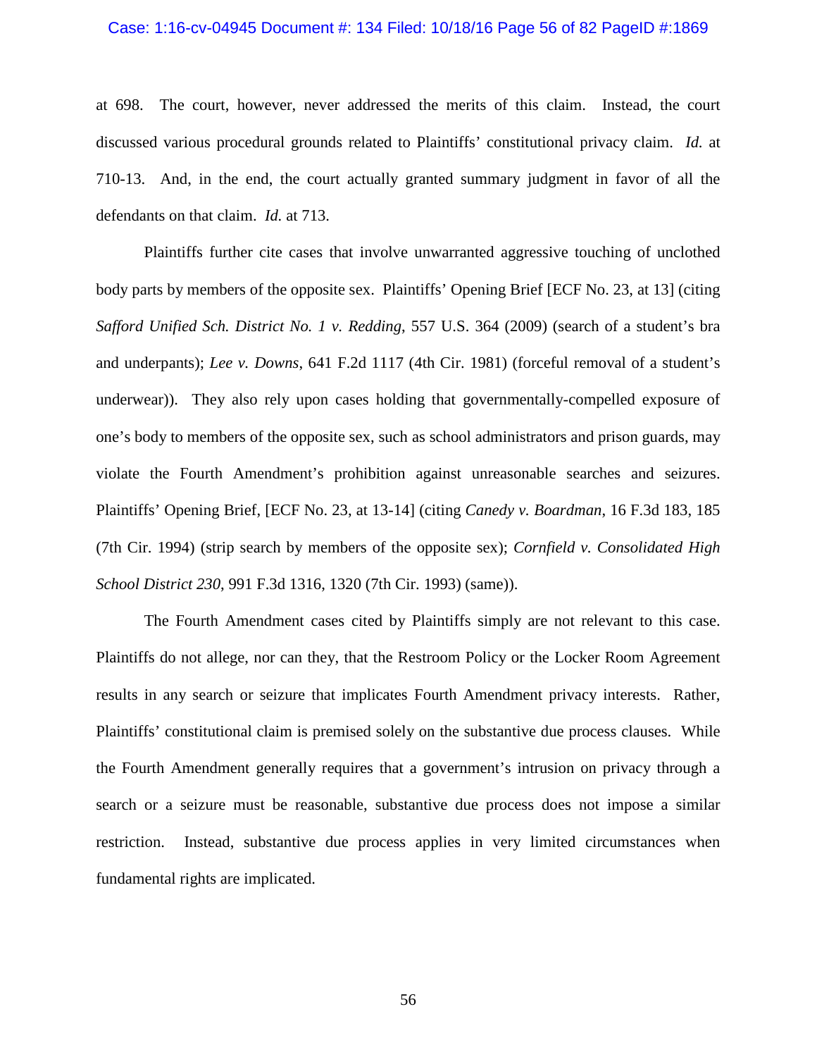at 698. The court, however, never addressed the merits of this claim. Instead, the court discussed various procedural grounds related to Plaintiffs' constitutional privacy claim. *Id.* at 710-13. And, in the end, the court actually granted summary judgment in favor of all the defendants on that claim. *Id.* at 713.

Plaintiffs further cite cases that involve unwarranted aggressive touching of unclothed body parts by members of the opposite sex. Plaintiffs' Opening Brief [ECF No. 23, at 13] (citing *Safford Unified Sch. District No. 1 v. Redding*, 557 U.S. 364 (2009) (search of a student's bra and underpants); *Lee v. Downs*, 641 F.2d 1117 (4th Cir. 1981) (forceful removal of a student's underwear)). They also rely upon cases holding that governmentally-compelled exposure of one's body to members of the opposite sex, such as school administrators and prison guards, may violate the Fourth Amendment's prohibition against unreasonable searches and seizures. Plaintiffs' Opening Brief, [ECF No. 23, at 13-14] (citing *Canedy v. Boardman*, 16 F.3d 183, 185 (7th Cir. 1994) (strip search by members of the opposite sex); *Cornfield v. Consolidated High School District 230*, 991 F.3d 1316, 1320 (7th Cir. 1993) (same)).

The Fourth Amendment cases cited by Plaintiffs simply are not relevant to this case. Plaintiffs do not allege, nor can they, that the Restroom Policy or the Locker Room Agreement results in any search or seizure that implicates Fourth Amendment privacy interests. Rather, Plaintiffs' constitutional claim is premised solely on the substantive due process clauses. While the Fourth Amendment generally requires that a government's intrusion on privacy through a search or a seizure must be reasonable, substantive due process does not impose a similar restriction. Instead, substantive due process applies in very limited circumstances when fundamental rights are implicated.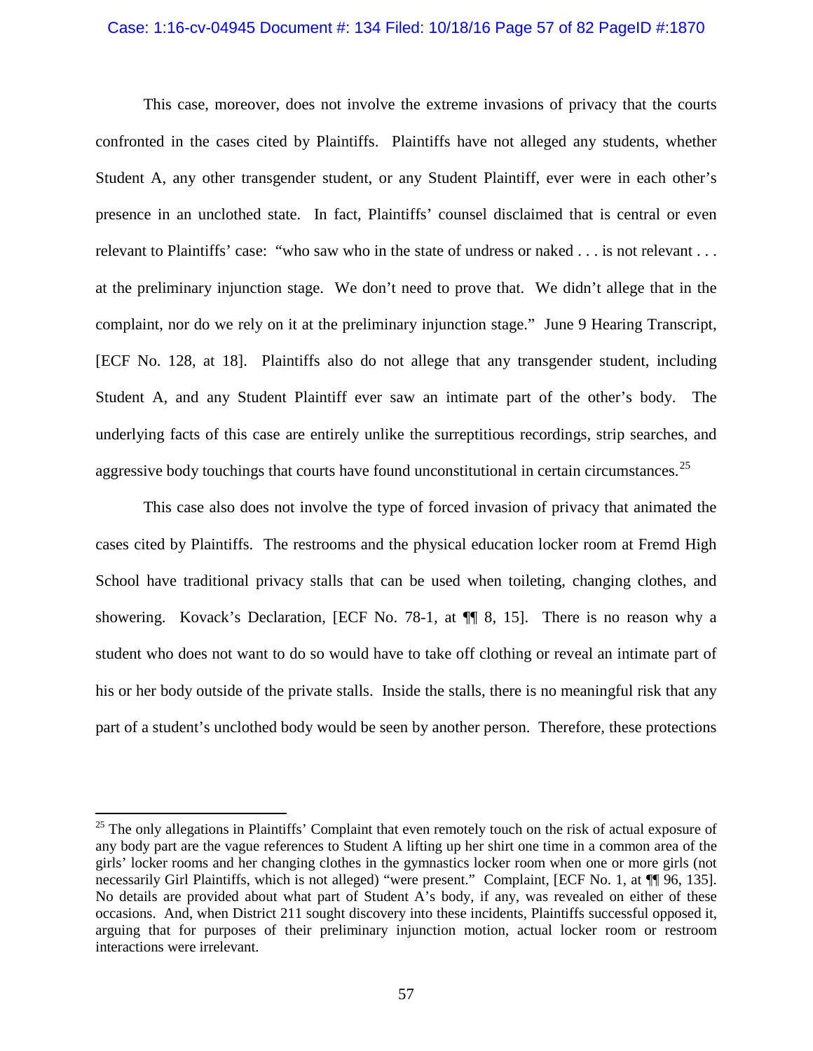This case, moreover, does not involve the extreme invasions of privacy that the courts confronted in the cases cited by Plaintiffs. Plaintiffs have not alleged any students, whether Student A, any other transgender student, or any Student Plaintiff, ever were in each other's presence in an unclothed state. In fact, Plaintiffs' counsel disclaimed that is central or even relevant to Plaintiffs' case: "who saw who in the state of undress or naked . . . is not relevant . . . at the preliminary injunction stage. We don't need to prove that. We didn't allege that in the complaint, nor do we rely on it at the preliminary injunction stage." June 9 Hearing Transcript, [ECF No. 128, at 18]. Plaintiffs also do not allege that any transgender student, including Student A, and any Student Plaintiff ever saw an intimate part of the other's body. The underlying facts of this case are entirely unlike the surreptitious recordings, strip searches, and aggressive body touchings that courts have found unconstitutional in certain circumstances.[25]

This case also does not involve the type of forced invasion of privacy that animated the cases cited by Plaintiffs. The restrooms and the physical education locker room at Fremd High School have traditional privacy stalls that can be used when toileting, changing clothes, and showering. Kovack's Declaration, [ECF No. 78-1, at ¶¶ 8, 15]. There is no reason why a student who does not want to do so would have to take off clothing or reveal an intimate part of his or her body outside of the private stalls. Inside the stalls, there is no meaningful risk that any part of a student's unclothed body would be seen by another person. Therefore, these protections

---

[25] The only allegations in Plaintiffs' Complaint that even remotely touch on the risk of actual exposure of any body part are the vague references to Student A lifting up her shirt one time in a common area of the girls' locker rooms and her changing clothes in the gymnastics locker room when one or more girls (not necessarily Girl Plaintiffs, which is not alleged) "were present." Complaint, [ECF No. 1, at ¶¶ 96, 135]. No details are provided about what part of Student A's body, if any, was revealed on either of these occasions. And, when District 211 sought discovery into these incidents, Plaintiffs successful opposed it, arguing that for purposes of their preliminary injunction motion, actual locker room or restroom interactions were irrelevant.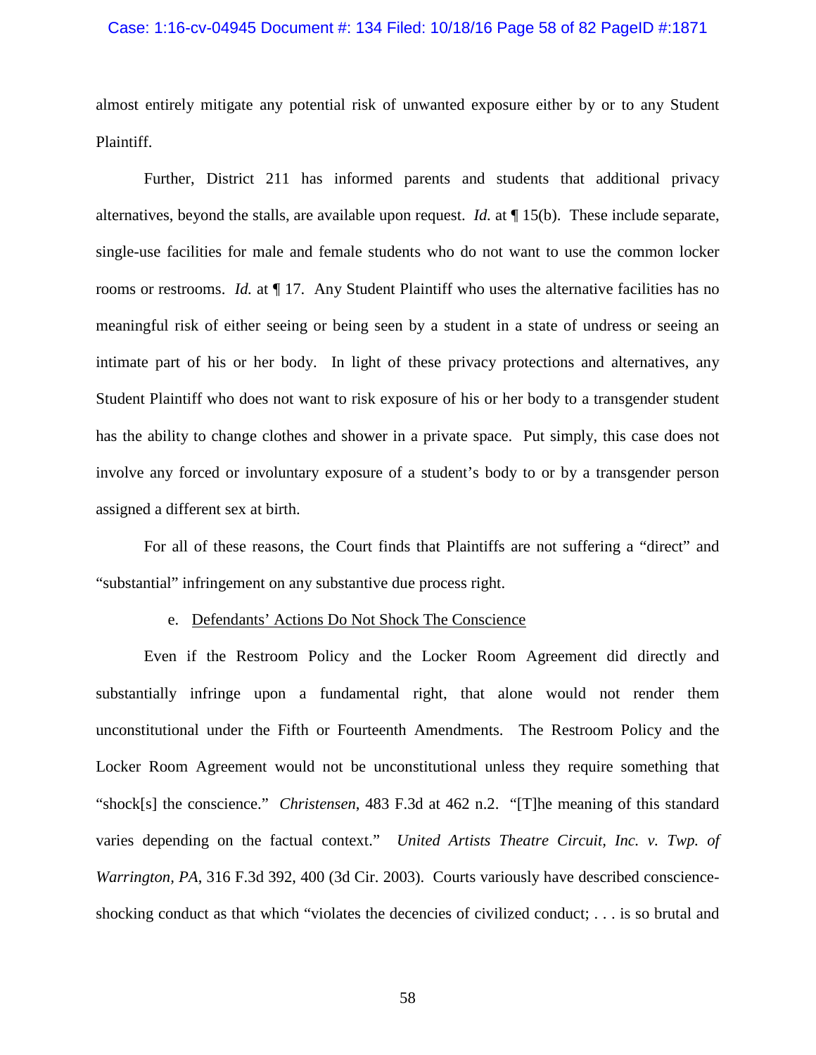almost entirely mitigate any potential risk of unwanted exposure either by or to any Student Plaintiff.

Further, District 211 has informed parents and students that additional privacy alternatives, beyond the stalls, are available upon request. *Id.* at ¶ 15(b). These include separate, single-use facilities for male and female students who do not want to use the common locker rooms or restrooms. *Id.* at ¶ 17. Any Student Plaintiff who uses the alternative facilities has no meaningful risk of either seeing or being seen by a student in a state of undress or seeing an intimate part of his or her body. In light of these privacy protections and alternatives, any Student Plaintiff who does not want to risk exposure of his or her body to a transgender student has the ability to change clothes and shower in a private space. Put simply, this case does not involve any forced or involuntary exposure of a student's body to or by a transgender person assigned a different sex at birth.

For all of these reasons, the Court finds that Plaintiffs are not suffering a "direct" and "substantial" infringement on any substantive due process right.

e. Defendants' Actions Do Not Shock The Conscience

Even if the Restroom Policy and the Locker Room Agreement did directly and substantially infringe upon a fundamental right, that alone would not render them unconstitutional under the Fifth or Fourteenth Amendments. The Restroom Policy and the Locker Room Agreement would not be unconstitutional unless they require something that "shock[s] the conscience." *Christensen*, 483 F.3d at 462 n.2. "[T]he meaning of this standard varies depending on the factual context." *United Artists Theatre Circuit, Inc. v. Twp. of Warrington, PA*, 316 F.3d 392, 400 (3d Cir. 2003). Courts variously have described conscience-shocking conduct as that which "violates the decencies of civilized conduct; . . . is so brutal and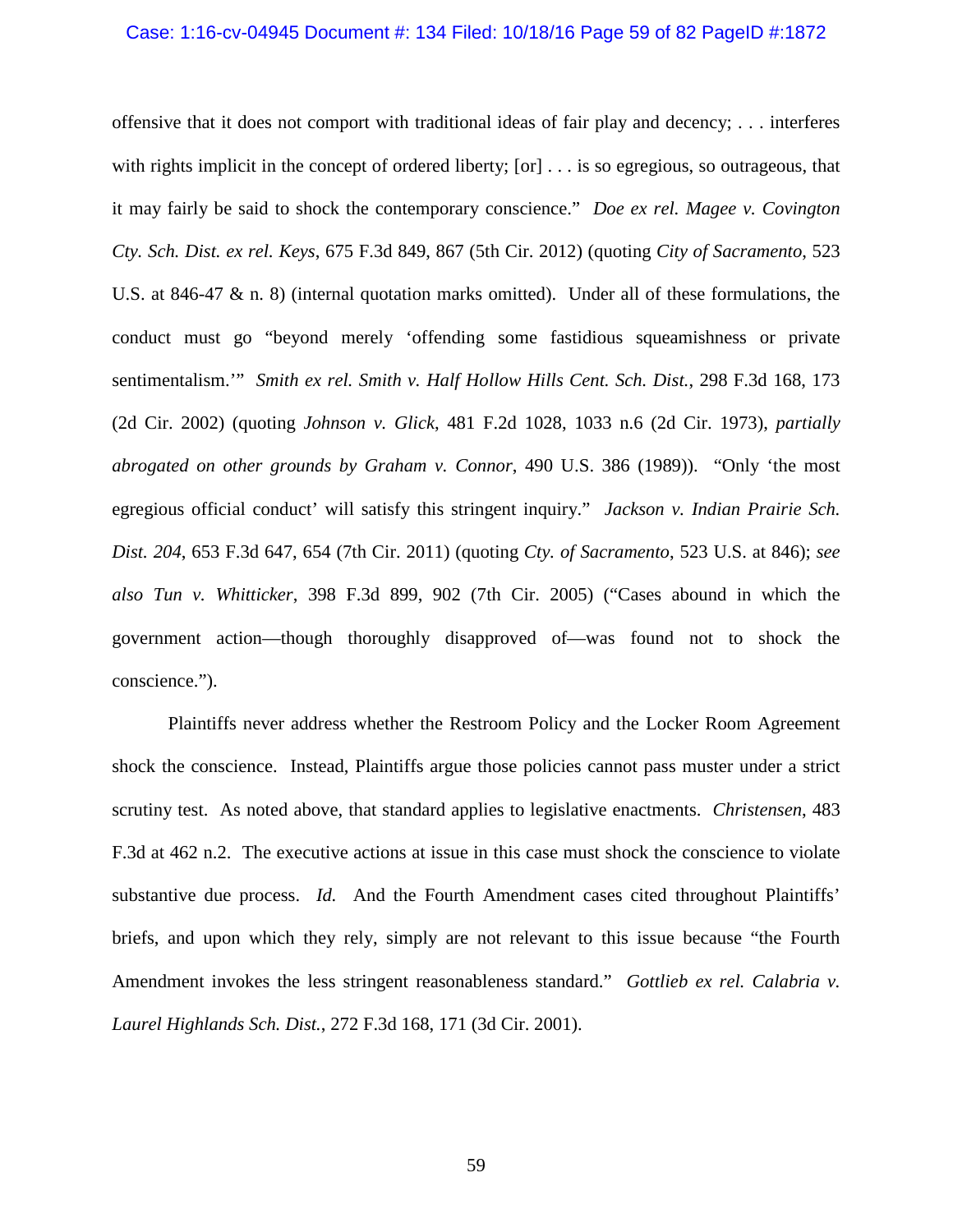offensive that it does not comport with traditional ideas of fair play and decency; . . . interferes with rights implicit in the concept of ordered liberty; [or] . . . is so egregious, so outrageous, that it may fairly be said to shock the contemporary conscience." *Doe ex rel. Magee v. Covington Cty. Sch. Dist. ex rel. Keys*, 675 F.3d 849, 867 (5th Cir. 2012) (quoting *City of Sacramento*, 523 U.S. at 846-47 & n. 8) (internal quotation marks omitted). Under all of these formulations, the conduct must go "beyond merely 'offending some fastidious squeamishness or private sentimentalism.'" *Smith ex rel. Smith v. Half Hollow Hills Cent. Sch. Dist.*, 298 F.3d 168, 173 (2d Cir. 2002) (quoting *Johnson v. Glick*, 481 F.2d 1028, 1033 n.6 (2d Cir. 1973), *partially abrogated on other grounds by Graham v. Connor*, 490 U.S. 386 (1989)). "Only 'the most egregious official conduct' will satisfy this stringent inquiry." *Jackson v. Indian Prairie Sch. Dist. 204*, 653 F.3d 647, 654 (7th Cir. 2011) (quoting *Cty. of Sacramento*, 523 U.S. at 846); *see also Tun v. Whitticker*, 398 F.3d 899, 902 (7th Cir. 2005) ("Cases abound in which the government action—though thoroughly disapproved of—was found not to shock the conscience.").

Plaintiffs never address whether the Restroom Policy and the Locker Room Agreement shock the conscience. Instead, Plaintiffs argue those policies cannot pass muster under a strict scrutiny test. As noted above, that standard applies to legislative enactments. *Christensen*, 483 F.3d at 462 n.2. The executive actions at issue in this case must shock the conscience to violate substantive due process. *Id.* And the Fourth Amendment cases cited throughout Plaintiffs' briefs, and upon which they rely, simply are not relevant to this issue because "the Fourth Amendment invokes the less stringent reasonableness standard." *Gottlieb ex rel. Calabria v. Laurel Highlands Sch. Dist.*, 272 F.3d 168, 171 (3d Cir. 2001).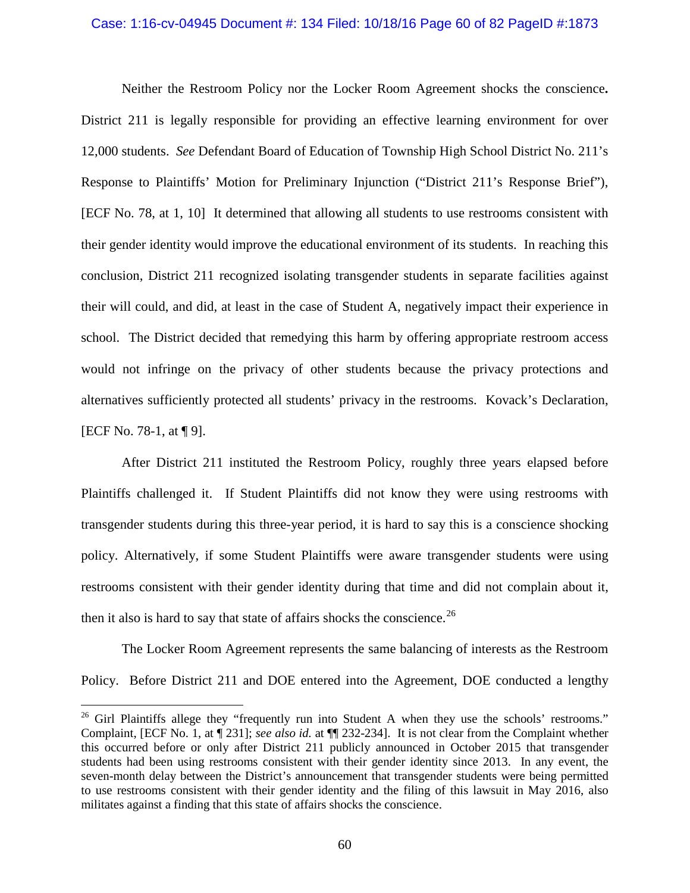Neither the Restroom Policy nor the Locker Room Agreement shocks the conscience**.** District 211 is legally responsible for providing an effective learning environment for over 12,000 students. *See* Defendant Board of Education of Township High School District No. 211's Response to Plaintiffs' Motion for Preliminary Injunction ("District 211's Response Brief"), [ECF No. 78, at 1, 10] It determined that allowing all students to use restrooms consistent with their gender identity would improve the educational environment of its students. In reaching this conclusion, District 211 recognized isolating transgender students in separate facilities against their will could, and did, at least in the case of Student A, negatively impact their experience in school. The District decided that remedying this harm by offering appropriate restroom access would not infringe on the privacy of other students because the privacy protections and alternatives sufficiently protected all students' privacy in the restrooms. Kovack's Declaration, [ECF No. 78-1, at ¶ 9].

After District 211 instituted the Restroom Policy, roughly three years elapsed before Plaintiffs challenged it. If Student Plaintiffs did not know they were using restrooms with transgender students during this three-year period, it is hard to say this is a conscience shocking policy. Alternatively, if some Student Plaintiffs were aware transgender students were using restrooms consistent with their gender identity during that time and did not complain about it, then it also is hard to say that state of affairs shocks the conscience.[26]

The Locker Room Agreement represents the same balancing of interests as the Restroom Policy. Before District 211 and DOE entered into the Agreement, DOE conducted a lengthy

[26] Girl Plaintiffs allege they "frequently run into Student A when they use the schools' restrooms." Complaint, [ECF No. 1, at ¶ 231]; *see also id.* at ¶¶ 232-234]. It is not clear from the Complaint whether this occurred before or only after District 211 publicly announced in October 2015 that transgender students had been using restrooms consistent with their gender identity since 2013. In any event, the seven-month delay between the District's announcement that transgender students were being permitted to use restrooms consistent with their gender identity and the filing of this lawsuit in May 2016, also militates against a finding that this state of affairs shocks the conscience.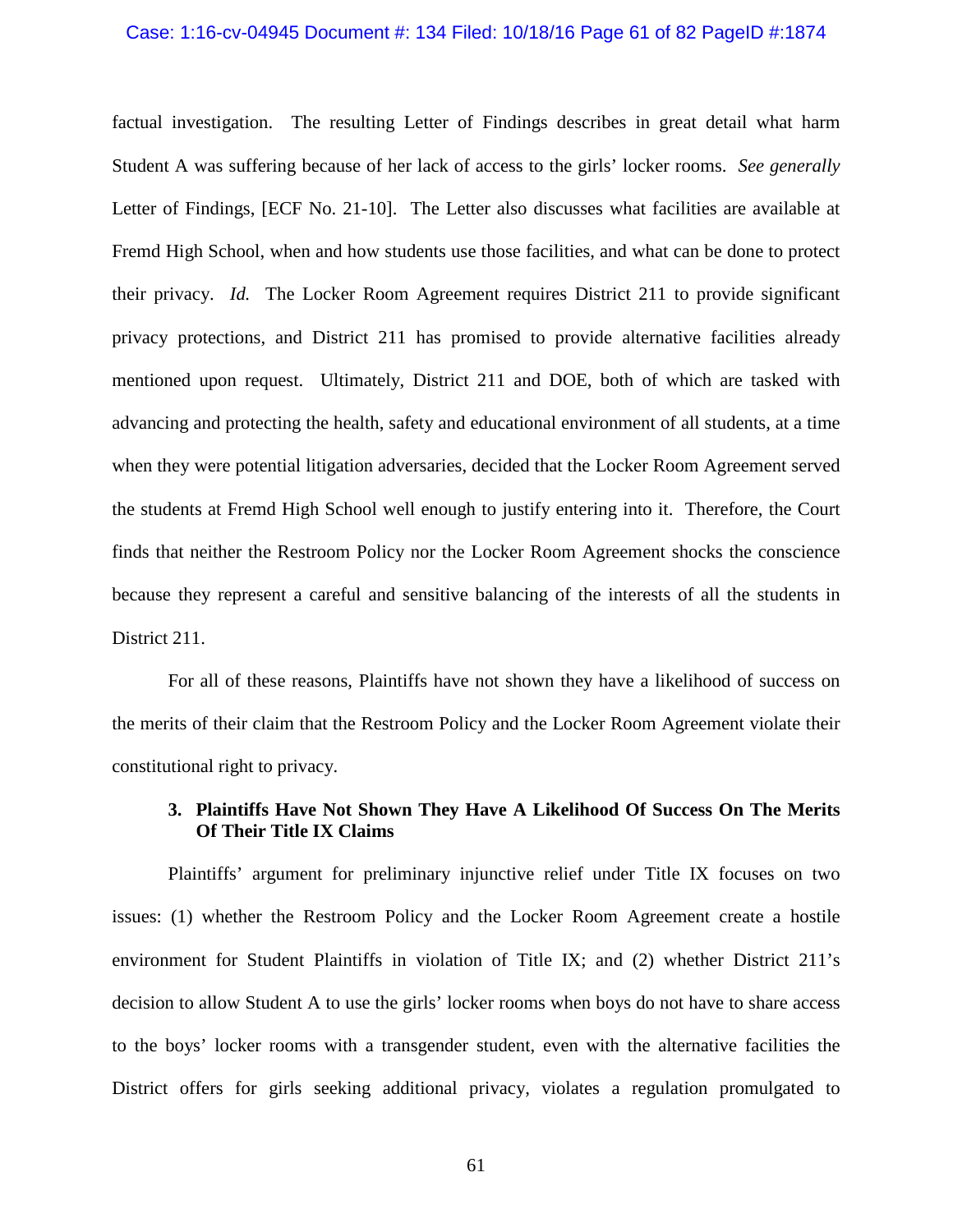factual investigation. The resulting Letter of Findings describes in great detail what harm Student A was suffering because of her lack of access to the girls' locker rooms. *See generally* Letter of Findings, [ECF No. 21-10]. The Letter also discusses what facilities are available at Fremd High School, when and how students use those facilities, and what can be done to protect their privacy. *Id.* The Locker Room Agreement requires District 211 to provide significant privacy protections, and District 211 has promised to provide alternative facilities already mentioned upon request. Ultimately, District 211 and DOE, both of which are tasked with advancing and protecting the health, safety and educational environment of all students, at a time when they were potential litigation adversaries, decided that the Locker Room Agreement served the students at Fremd High School well enough to justify entering into it. Therefore, the Court finds that neither the Restroom Policy nor the Locker Room Agreement shocks the conscience because they represent a careful and sensitive balancing of the interests of all the students in District 211.

For all of these reasons, Plaintiffs have not shown they have a likelihood of success on the merits of their claim that the Restroom Policy and the Locker Room Agreement violate their constitutional right to privacy.

**3. Plaintiffs Have Not Shown They Have A Likelihood Of Success On The Merits Of Their Title IX Claims**

Plaintiffs' argument for preliminary injunctive relief under Title IX focuses on two issues: (1) whether the Restroom Policy and the Locker Room Agreement create a hostile environment for Student Plaintiffs in violation of Title IX; and (2) whether District 211's decision to allow Student A to use the girls' locker rooms when boys do not have to share access to the boys' locker rooms with a transgender student, even with the alternative facilities the District offers for girls seeking additional privacy, violates a regulation promulgated to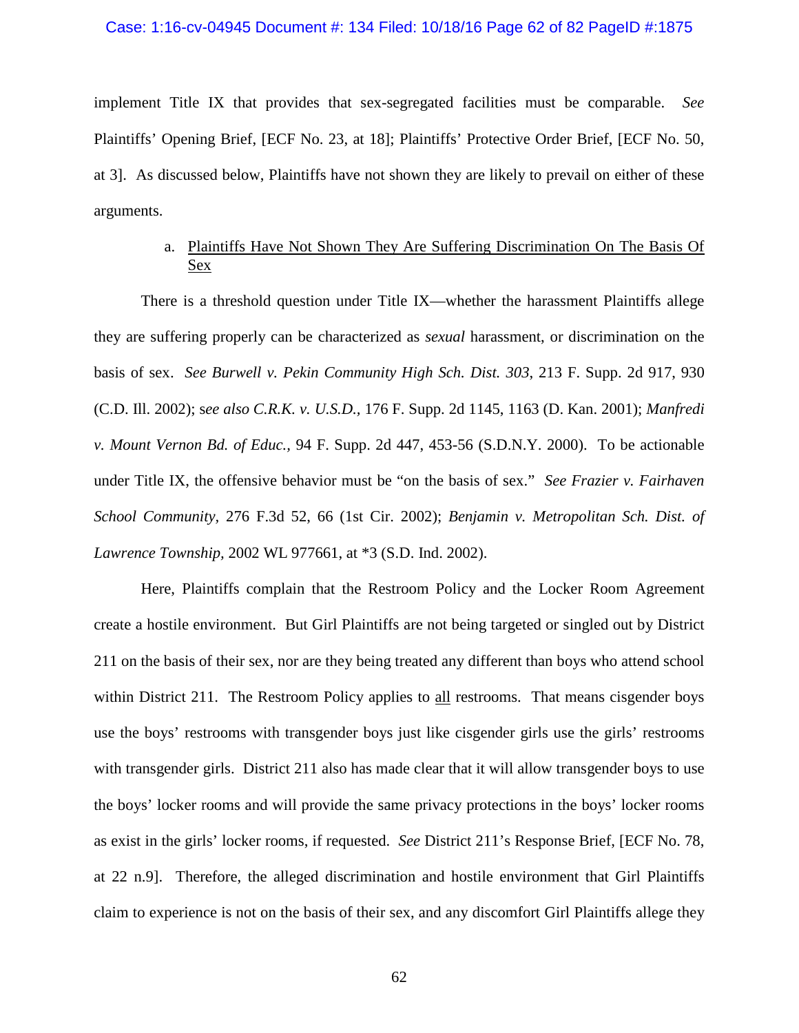implement Title IX that provides that sex-segregated facilities must be comparable. *See* Plaintiffs' Opening Brief, [ECF No. 23, at 18]; Plaintiffs' Protective Order Brief, [ECF No. 50, at 3]. As discussed below, Plaintiffs have not shown they are likely to prevail on either of these arguments.

a. Plaintiffs Have Not Shown They Are Suffering Discrimination On The Basis Of Sex

There is a threshold question under Title IX—whether the harassment Plaintiffs allege they are suffering properly can be characterized as *sexual* harassment, or discrimination on the basis of sex. *See Burwell v. Pekin Community High Sch. Dist. 303*, 213 F. Supp. 2d 917, 930 (C.D. Ill. 2002); s*ee also C.R.K. v. U.S.D.*, 176 F. Supp. 2d 1145, 1163 (D. Kan. 2001); *Manfredi v. Mount Vernon Bd. of Educ.*, 94 F. Supp. 2d 447, 453-56 (S.D.N.Y. 2000). To be actionable under Title IX, the offensive behavior must be "on the basis of sex." *See Frazier v. Fairhaven School Community,* 276 F.3d 52, 66 (1st Cir. 2002); *Benjamin v. Metropolitan Sch. Dist. of Lawrence Township,* 2002 WL 977661, at \*3 (S.D. Ind. 2002).

Here, Plaintiffs complain that the Restroom Policy and the Locker Room Agreement create a hostile environment. But Girl Plaintiffs are not being targeted or singled out by District 211 on the basis of their sex, nor are they being treated any different than boys who attend school within District 211. The Restroom Policy applies to all restrooms. That means cisgender boys use the boys' restrooms with transgender boys just like cisgender girls use the girls' restrooms with transgender girls. District 211 also has made clear that it will allow transgender boys to use the boys' locker rooms and will provide the same privacy protections in the boys' locker rooms as exist in the girls' locker rooms, if requested. *See* District 211's Response Brief, [ECF No. 78, at 22 n.9]. Therefore, the alleged discrimination and hostile environment that Girl Plaintiffs claim to experience is not on the basis of their sex, and any discomfort Girl Plaintiffs allege they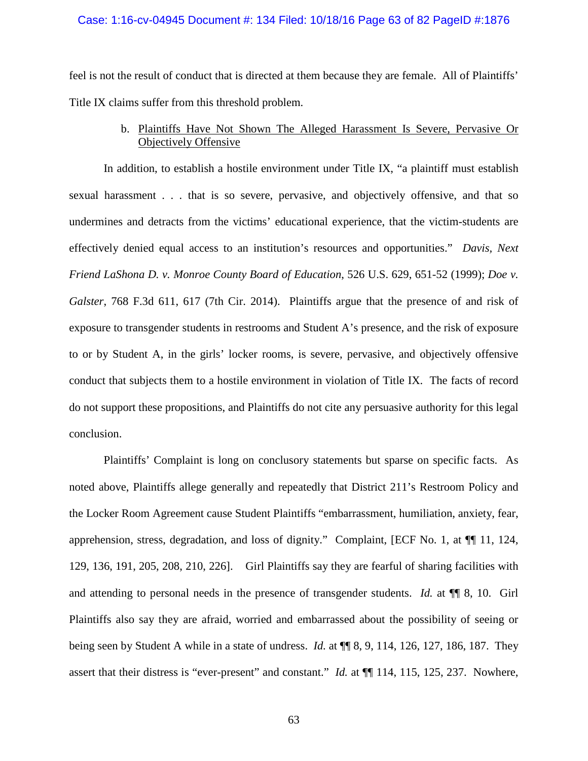feel is not the result of conduct that is directed at them because they are female. All of Plaintiffs' Title IX claims suffer from this threshold problem.

b. <u>Plaintiffs Have Not Shown The Alleged Harassment Is Severe, Pervasive Or Objectively Offensive</u>

In addition, to establish a hostile environment under Title IX, "a plaintiff must establish sexual harassment . . . that is so severe, pervasive, and objectively offensive, and that so undermines and detracts from the victims' educational experience, that the victim-students are effectively denied equal access to an institution's resources and opportunities." *Davis, Next Friend LaShona D. v. Monroe County Board of Education*, 526 U.S. 629, 651-52 (1999); *Doe v. Galster*, 768 F.3d 611, 617 (7th Cir. 2014). Plaintiffs argue that the presence of and risk of exposure to transgender students in restrooms and Student A's presence, and the risk of exposure to or by Student A, in the girls' locker rooms, is severe, pervasive, and objectively offensive conduct that subjects them to a hostile environment in violation of Title IX. The facts of record do not support these propositions, and Plaintiffs do not cite any persuasive authority for this legal conclusion.

Plaintiffs' Complaint is long on conclusory statements but sparse on specific facts. As noted above, Plaintiffs allege generally and repeatedly that District 211's Restroom Policy and the Locker Room Agreement cause Student Plaintiffs "embarrassment, humiliation, anxiety, fear, apprehension, stress, degradation, and loss of dignity." Complaint, [ECF No. 1, at ¶¶ 11, 124, 129, 136, 191, 205, 208, 210, 226]. Girl Plaintiffs say they are fearful of sharing facilities with and attending to personal needs in the presence of transgender students. *Id.* at ¶¶ 8, 10. Girl Plaintiffs also say they are afraid, worried and embarrassed about the possibility of seeing or being seen by Student A while in a state of undress. *Id.* at ¶¶ 8, 9, 114, 126, 127, 186, 187. They assert that their distress is "ever-present" and constant." *Id.* at ¶¶ 114, 115, 125, 237. Nowhere,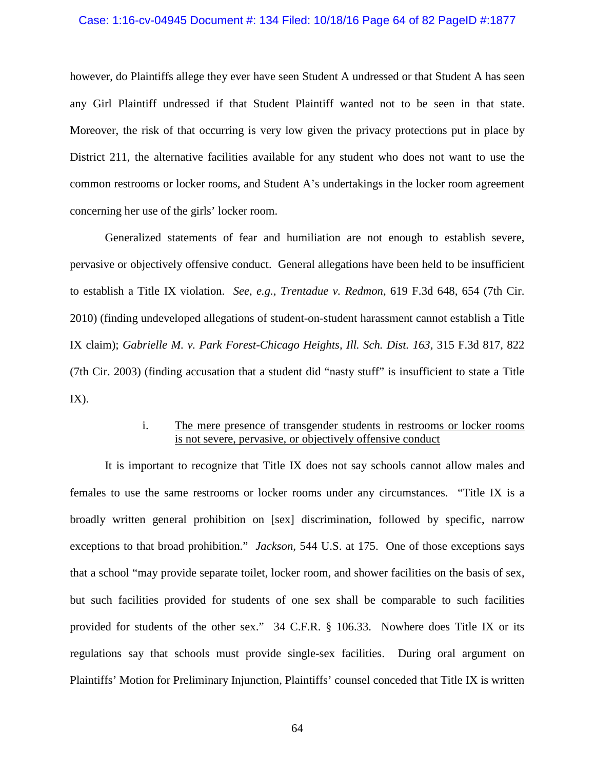however, do Plaintiffs allege they ever have seen Student A undressed or that Student A has seen any Girl Plaintiff undressed if that Student Plaintiff wanted not to be seen in that state. Moreover, the risk of that occurring is very low given the privacy protections put in place by District 211, the alternative facilities available for any student who does not want to use the common restrooms or locker rooms, and Student A's undertakings in the locker room agreement concerning her use of the girls' locker room.

Generalized statements of fear and humiliation are not enough to establish severe, pervasive or objectively offensive conduct. General allegations have been held to be insufficient to establish a Title IX violation. *See, e.g.*, *Trentadue v. Redmon*, 619 F.3d 648, 654 (7th Cir. 2010) (finding undeveloped allegations of student-on-student harassment cannot establish a Title IX claim); *Gabrielle M. v. Park Forest-Chicago Heights, Ill. Sch. Dist. 163*, 315 F.3d 817, 822 (7th Cir. 2003) (finding accusation that a student did "nasty stuff" is insufficient to state a Title IX).

i. <u>The mere presence of transgender students in restrooms or locker rooms is not severe, pervasive, or objectively offensive conduct</u>

It is important to recognize that Title IX does not say schools cannot allow males and females to use the same restrooms or locker rooms under any circumstances. "Title IX is a broadly written general prohibition on [sex] discrimination, followed by specific, narrow exceptions to that broad prohibition." *Jackson*, 544 U.S. at 175. One of those exceptions says that a school "may provide separate toilet, locker room, and shower facilities on the basis of sex, but such facilities provided for students of one sex shall be comparable to such facilities provided for students of the other sex." 34 C.F.R. § 106.33. Nowhere does Title IX or its regulations say that schools must provide single-sex facilities. During oral argument on Plaintiffs' Motion for Preliminary Injunction, Plaintiffs' counsel conceded that Title IX is written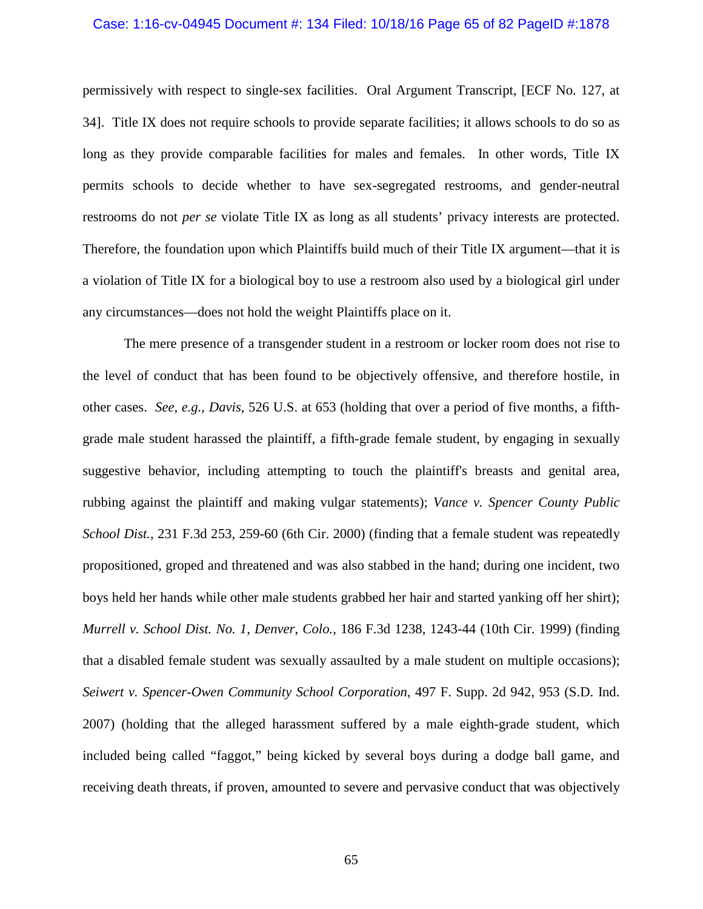permissively with respect to single-sex facilities. Oral Argument Transcript, [ECF No. 127, at 34]. Title IX does not require schools to provide separate facilities; it allows schools to do so as long as they provide comparable facilities for males and females. In other words, Title IX permits schools to decide whether to have sex-segregated restrooms, and gender-neutral restrooms do not *per se* violate Title IX as long as all students' privacy interests are protected. Therefore, the foundation upon which Plaintiffs build much of their Title IX argument—that it is a violation of Title IX for a biological boy to use a restroom also used by a biological girl under any circumstances—does not hold the weight Plaintiffs place on it.

The mere presence of a transgender student in a restroom or locker room does not rise to the level of conduct that has been found to be objectively offensive, and therefore hostile, in other cases. *See*, *e.g.*, *Davis*, 526 U.S. at 653 (holding that over a period of five months, a fifth-grade male student harassed the plaintiff, a fifth-grade female student, by engaging in sexually suggestive behavior, including attempting to touch the plaintiff's breasts and genital area, rubbing against the plaintiff and making vulgar statements); *Vance v. Spencer County Public School Dist.*, 231 F.3d 253, 259-60 (6th Cir. 2000) (finding that a female student was repeatedly propositioned, groped and threatened and was also stabbed in the hand; during one incident, two boys held her hands while other male students grabbed her hair and started yanking off her shirt); *Murrell v. School Dist. No. 1, Denver, Colo.*, 186 F.3d 1238, 1243-44 (10th Cir. 1999) (finding that a disabled female student was sexually assaulted by a male student on multiple occasions); *Seiwert v. Spencer-Owen Community School Corporation*, 497 F. Supp. 2d 942, 953 (S.D. Ind. 2007) (holding that the alleged harassment suffered by a male eighth-grade student, which included being called "faggot," being kicked by several boys during a dodge ball game, and receiving death threats, if proven, amounted to severe and pervasive conduct that was objectively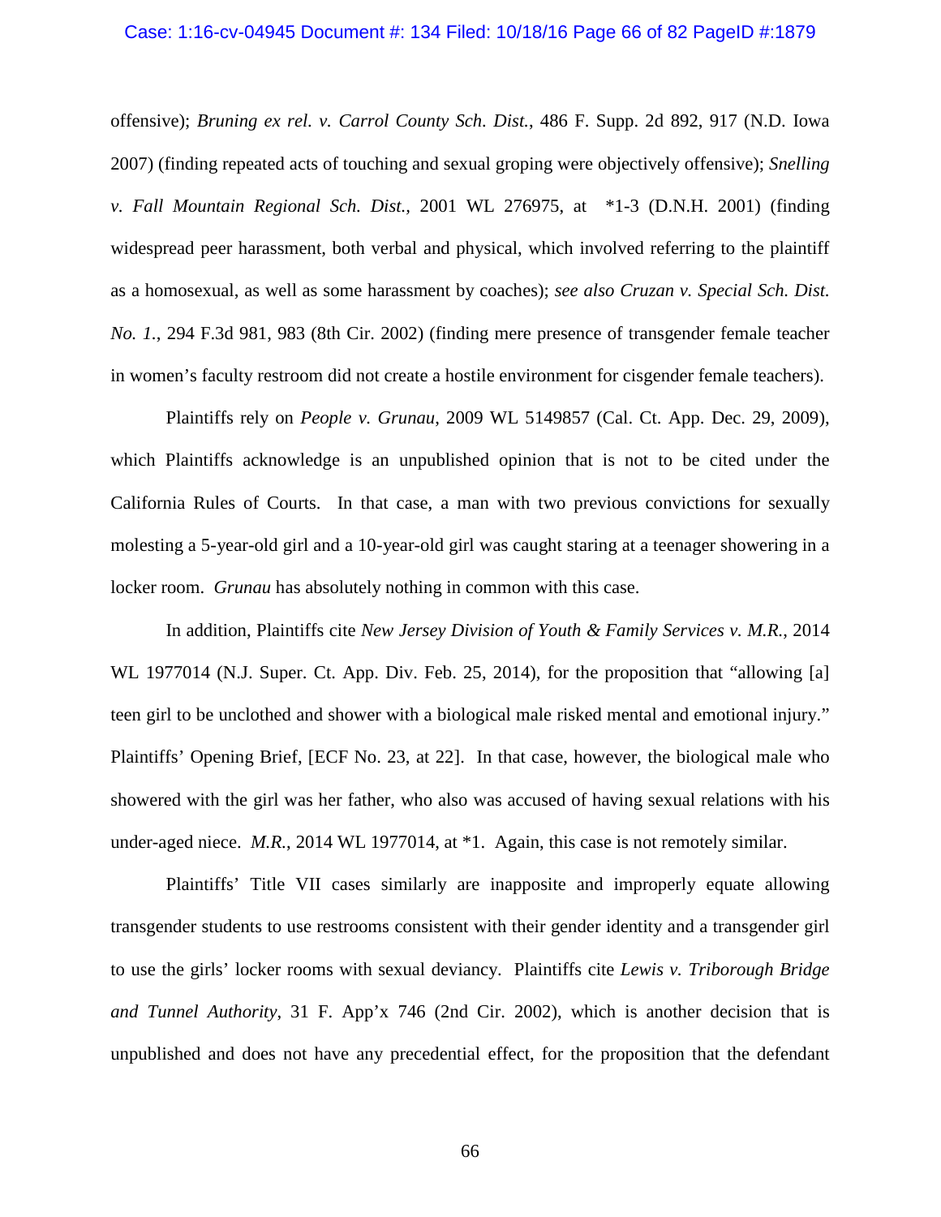offensive); *Bruning ex rel. v. Carrol County Sch. Dist.*, 486 F. Supp. 2d 892, 917 (N.D. Iowa 2007) (finding repeated acts of touching and sexual groping were objectively offensive); *Snelling v. Fall Mountain Regional Sch. Dist.*, 2001 WL 276975, at *1-3 (D.N.H. 2001) (finding widespread peer harassment, both verbal and physical, which involved referring to the plaintiff as a homosexual, as well as some harassment by coaches); *see also Cruzan v. Special Sch. Dist. No. 1.*, 294 F.3d 981, 983 (8th Cir. 2002) (finding mere presence of transgender female teacher in women's faculty restroom did not create a hostile environment for cisgender female teachers).

Plaintiffs rely on *People v. Grunau*, 2009 WL 5149857 (Cal. Ct. App. Dec. 29, 2009), which Plaintiffs acknowledge is an unpublished opinion that is not to be cited under the California Rules of Courts. In that case, a man with two previous convictions for sexually molesting a 5-year-old girl and a 10-year-old girl was caught staring at a teenager showering in a locker room. *Grunau* has absolutely nothing in common with this case.

In addition, Plaintiffs cite *New Jersey Division of Youth & Family Services v. M.R.*, 2014 WL 1977014 (N.J. Super. Ct. App. Div. Feb. 25, 2014), for the proposition that "allowing [a] teen girl to be unclothed and shower with a biological male risked mental and emotional injury." Plaintiffs' Opening Brief, [ECF No. 23, at 22]. In that case, however, the biological male who showered with the girl was her father, who also was accused of having sexual relations with his under-aged niece. *M.R.*, 2014 WL 1977014, at *1. Again, this case is not remotely similar.

Plaintiffs' Title VII cases similarly are inapposite and improperly equate allowing transgender students to use restrooms consistent with their gender identity and a transgender girl to use the girls' locker rooms with sexual deviancy. Plaintiffs cite *Lewis v. Triborough Bridge and Tunnel Authority*, 31 F. App'x 746 (2nd Cir. 2002), which is another decision that is unpublished and does not have any precedential effect, for the proposition that the defendant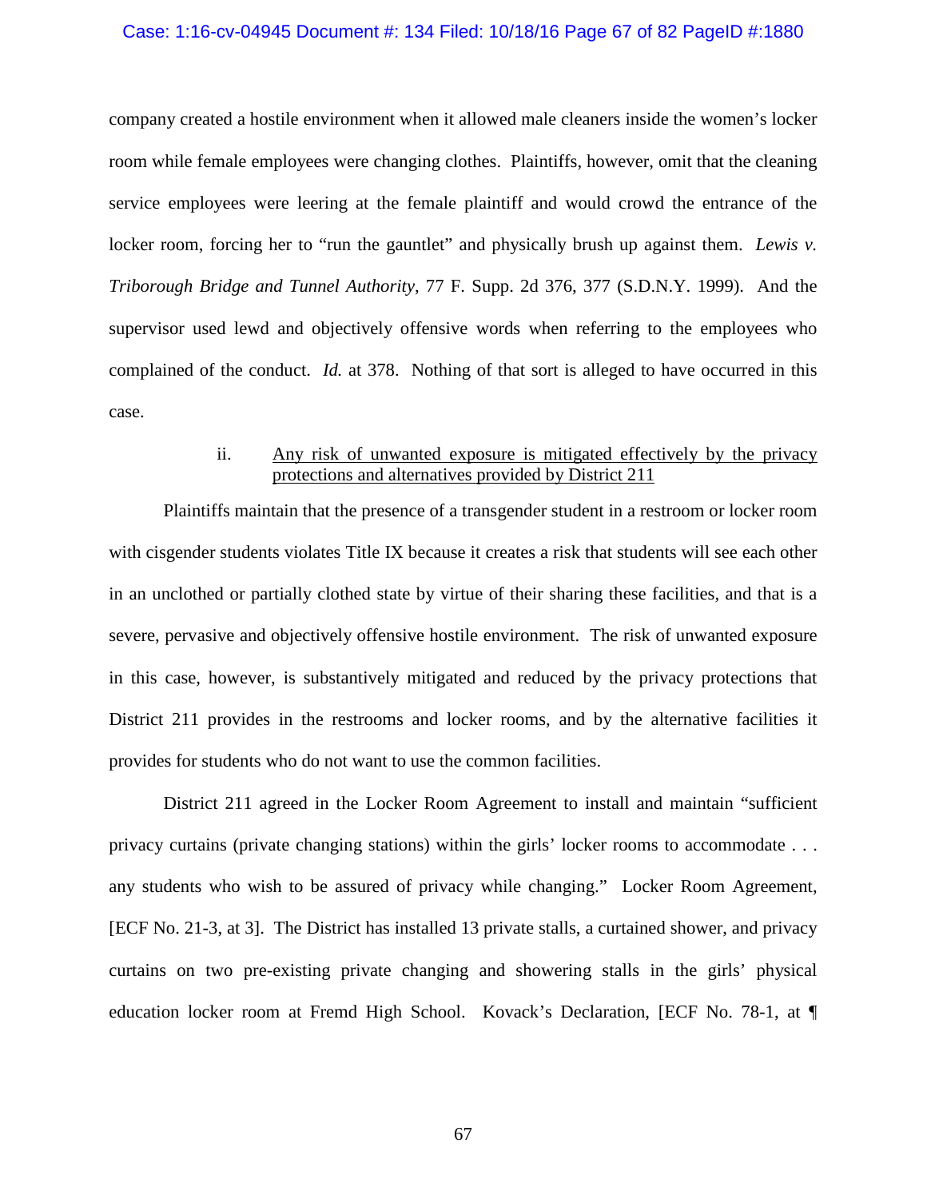company created a hostile environment when it allowed male cleaners inside the women's locker room while female employees were changing clothes. Plaintiffs, however, omit that the cleaning service employees were leering at the female plaintiff and would crowd the entrance of the locker room, forcing her to "run the gauntlet" and physically brush up against them. *Lewis v. Triborough Bridge and Tunnel Authority*, 77 F. Supp. 2d 376, 377 (S.D.N.Y. 1999). And the supervisor used lewd and objectively offensive words when referring to the employees who complained of the conduct. *Id.* at 378. Nothing of that sort is alleged to have occurred in this case.

ii. <u>Any risk of unwanted exposure is mitigated effectively by the privacy protections and alternatives provided by District 211</u>

Plaintiffs maintain that the presence of a transgender student in a restroom or locker room with cisgender students violates Title IX because it creates a risk that students will see each other in an unclothed or partially clothed state by virtue of their sharing these facilities, and that is a severe, pervasive and objectively offensive hostile environment. The risk of unwanted exposure in this case, however, is substantively mitigated and reduced by the privacy protections that District 211 provides in the restrooms and locker rooms, and by the alternative facilities it provides for students who do not want to use the common facilities.

District 211 agreed in the Locker Room Agreement to install and maintain "sufficient privacy curtains (private changing stations) within the girls' locker rooms to accommodate . . . any students who wish to be assured of privacy while changing." Locker Room Agreement, [ECF No. 21-3, at 3]. The District has installed 13 private stalls, a curtained shower, and privacy curtains on two pre-existing private changing and showering stalls in the girls' physical education locker room at Fremd High School. Kovack's Declaration, [ECF No. 78-1, at ¶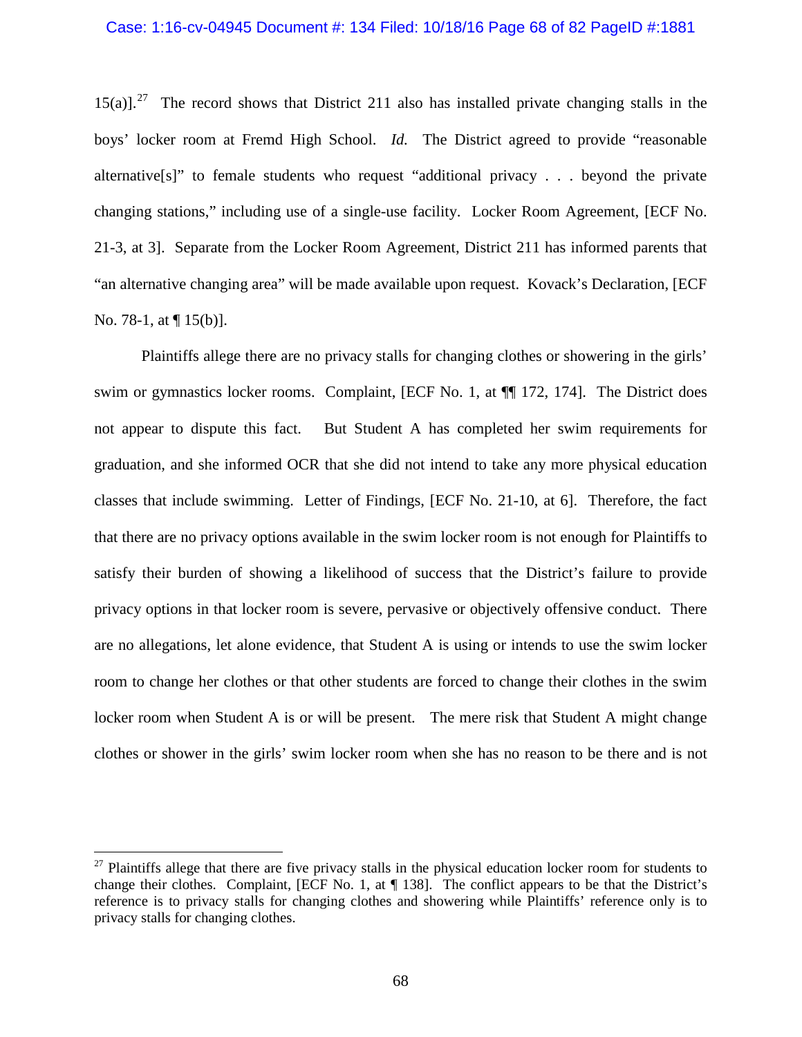15(a)].[27] The record shows that District 211 also has installed private changing stalls in the boys' locker room at Fremd High School. *Id.* The District agreed to provide "reasonable alternative[s]" to female students who request "additional privacy . . . beyond the private changing stations," including use of a single-use facility. Locker Room Agreement, [ECF No. 21-3, at 3]. Separate from the Locker Room Agreement, District 211 has informed parents that "an alternative changing area" will be made available upon request. Kovack's Declaration, [ECF No. 78-1, at ¶ 15(b)].

Plaintiffs allege there are no privacy stalls for changing clothes or showering in the girls' swim or gymnastics locker rooms. Complaint, [ECF No. 1, at ¶¶ 172, 174]. The District does not appear to dispute this fact. But Student A has completed her swim requirements for graduation, and she informed OCR that she did not intend to take any more physical education classes that include swimming. Letter of Findings, [ECF No. 21-10, at 6]. Therefore, the fact that there are no privacy options available in the swim locker room is not enough for Plaintiffs to satisfy their burden of showing a likelihood of success that the District's failure to provide privacy options in that locker room is severe, pervasive or objectively offensive conduct. There are no allegations, let alone evidence, that Student A is using or intends to use the swim locker room to change her clothes or that other students are forced to change their clothes in the swim locker room when Student A is or will be present. The mere risk that Student A might change clothes or shower in the girls' swim locker room when she has no reason to be there and is not

---

[27] Plaintiffs allege that there are five privacy stalls in the physical education locker room for students to change their clothes. Complaint, [ECF No. 1, at ¶ 138]. The conflict appears to be that the District's reference is to privacy stalls for changing clothes and showering while Plaintiffs' reference only is to privacy stalls for changing clothes.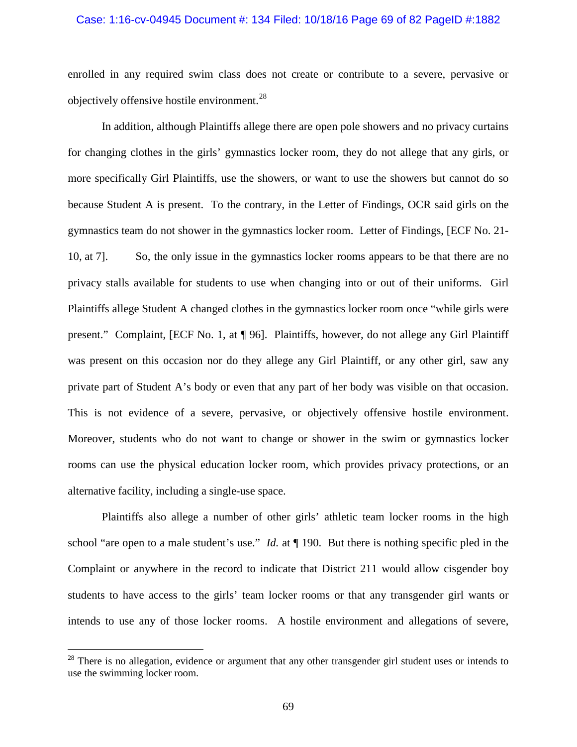enrolled in any required swim class does not create or contribute to a severe, pervasive or objectively offensive hostile environment.[28]

In addition, although Plaintiffs allege there are open pole showers and no privacy curtains for changing clothes in the girls' gymnastics locker room, they do not allege that any girls, or more specifically Girl Plaintiffs, use the showers, or want to use the showers but cannot do so because Student A is present. To the contrary, in the Letter of Findings, OCR said girls on the gymnastics team do not shower in the gymnastics locker room. Letter of Findings, [ECF No. 21-10, at 7]. So, the only issue in the gymnastics locker rooms appears to be that there are no privacy stalls available for students to use when changing into or out of their uniforms. Girl Plaintiffs allege Student A changed clothes in the gymnastics locker room once "while girls were present." Complaint, [ECF No. 1, at ¶ 96]. Plaintiffs, however, do not allege any Girl Plaintiff was present on this occasion nor do they allege any Girl Plaintiff, or any other girl, saw any private part of Student A's body or even that any part of her body was visible on that occasion. This is not evidence of a severe, pervasive, or objectively offensive hostile environment. Moreover, students who do not want to change or shower in the swim or gymnastics locker rooms can use the physical education locker room, which provides privacy protections, or an alternative facility, including a single-use space.

Plaintiffs also allege a number of other girls' athletic team locker rooms in the high school "are open to a male student's use." *Id.* at ¶ 190. But there is nothing specific pled in the Complaint or anywhere in the record to indicate that District 211 would allow cisgender boy students to have access to the girls' team locker rooms or that any transgender girl wants or intends to use any of those locker rooms. A hostile environment and allegations of severe,

---

[28] There is no allegation, evidence or argument that any other transgender girl student uses or intends to use the swimming locker room.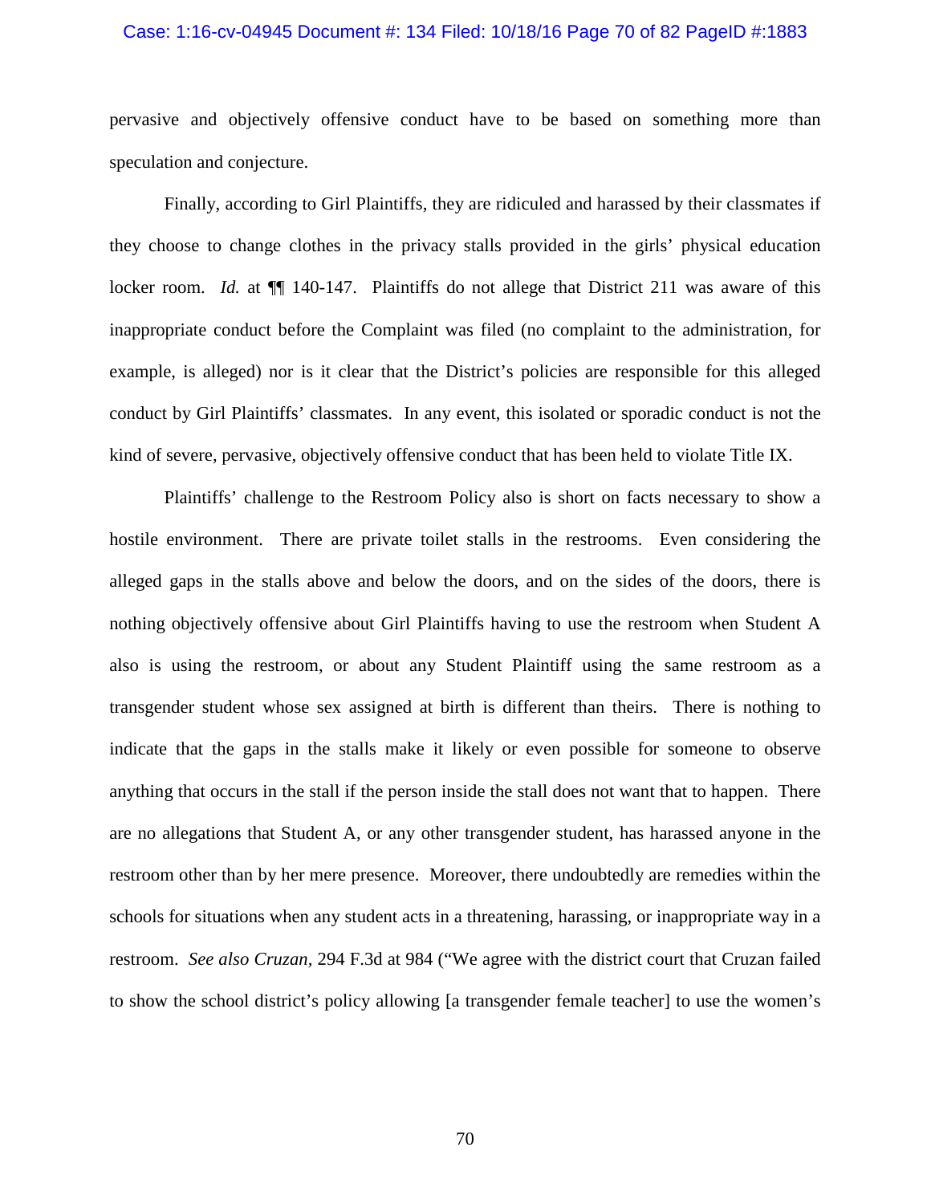pervasive and objectively offensive conduct have to be based on something more than speculation and conjecture.

Finally, according to Girl Plaintiffs, they are ridiculed and harassed by their classmates if they choose to change clothes in the privacy stalls provided in the girls' physical education locker room. *Id.* at ¶¶ 140-147. Plaintiffs do not allege that District 211 was aware of this inappropriate conduct before the Complaint was filed (no complaint to the administration, for example, is alleged) nor is it clear that the District's policies are responsible for this alleged conduct by Girl Plaintiffs' classmates. In any event, this isolated or sporadic conduct is not the kind of severe, pervasive, objectively offensive conduct that has been held to violate Title IX.

Plaintiffs' challenge to the Restroom Policy also is short on facts necessary to show a hostile environment. There are private toilet stalls in the restrooms. Even considering the alleged gaps in the stalls above and below the doors, and on the sides of the doors, there is nothing objectively offensive about Girl Plaintiffs having to use the restroom when Student A also is using the restroom, or about any Student Plaintiff using the same restroom as a transgender student whose sex assigned at birth is different than theirs. There is nothing to indicate that the gaps in the stalls make it likely or even possible for someone to observe anything that occurs in the stall if the person inside the stall does not want that to happen. There are no allegations that Student A, or any other transgender student, has harassed anyone in the restroom other than by her mere presence. Moreover, there undoubtedly are remedies within the schools for situations when any student acts in a threatening, harassing, or inappropriate way in a restroom. *See also Cruzan*, 294 F.3d at 984 ("We agree with the district court that Cruzan failed to show the school district's policy allowing [a transgender female teacher] to use the women's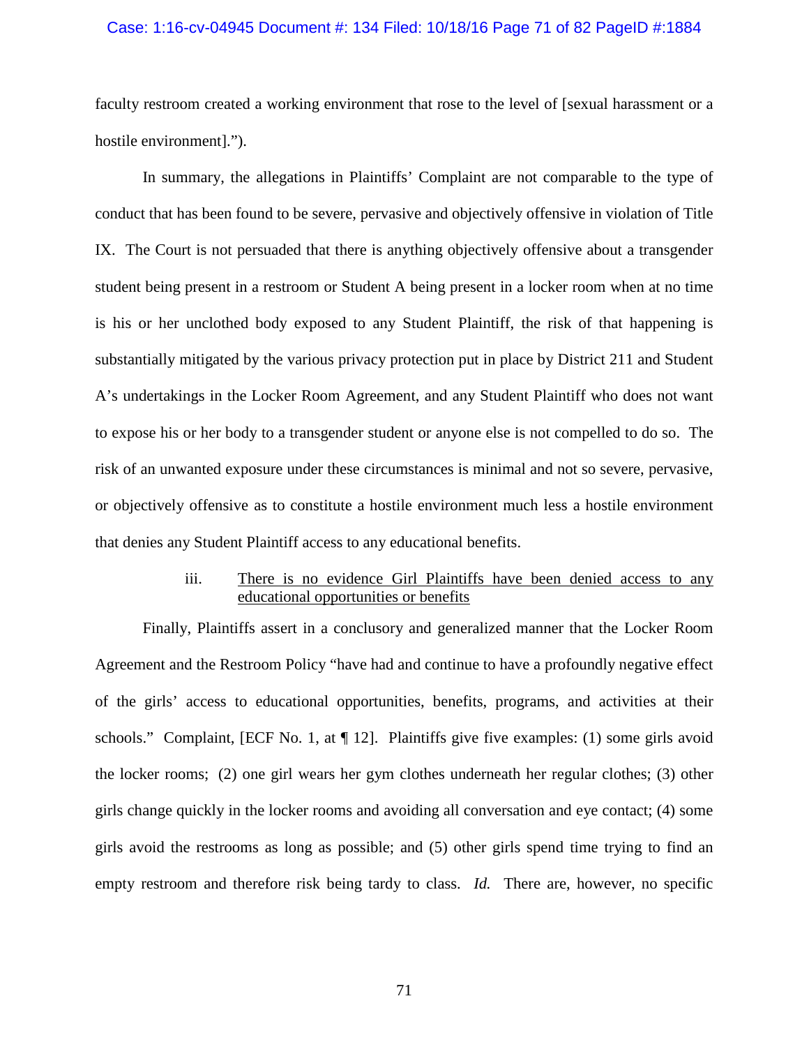faculty restroom created a working environment that rose to the level of [sexual harassment or a hostile environment].").

In summary, the allegations in Plaintiffs' Complaint are not comparable to the type of conduct that has been found to be severe, pervasive and objectively offensive in violation of Title IX. The Court is not persuaded that there is anything objectively offensive about a transgender student being present in a restroom or Student A being present in a locker room when at no time is his or her unclothed body exposed to any Student Plaintiff, the risk of that happening is substantially mitigated by the various privacy protection put in place by District 211 and Student A's undertakings in the Locker Room Agreement, and any Student Plaintiff who does not want to expose his or her body to a transgender student or anyone else is not compelled to do so. The risk of an unwanted exposure under these circumstances is minimal and not so severe, pervasive, or objectively offensive as to constitute a hostile environment much less a hostile environment that denies any Student Plaintiff access to any educational benefits.

iii. <u>There is no evidence Girl Plaintiffs have been denied access to any educational opportunities or benefits</u>

Finally, Plaintiffs assert in a conclusory and generalized manner that the Locker Room Agreement and the Restroom Policy "have had and continue to have a profoundly negative effect of the girls' access to educational opportunities, benefits, programs, and activities at their schools." Complaint, [ECF No. 1, at ¶ 12]. Plaintiffs give five examples: (1) some girls avoid the locker rooms; (2) one girl wears her gym clothes underneath her regular clothes; (3) other girls change quickly in the locker rooms and avoiding all conversation and eye contact; (4) some girls avoid the restrooms as long as possible; and (5) other girls spend time trying to find an empty restroom and therefore risk being tardy to class. *Id.* There are, however, no specific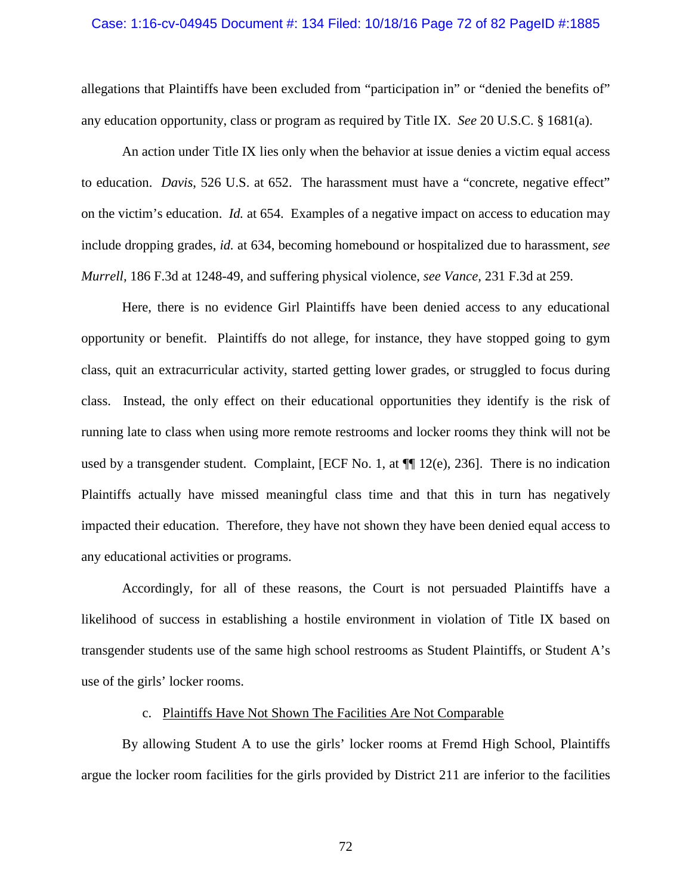allegations that Plaintiffs have been excluded from "participation in" or "denied the benefits of" any education opportunity, class or program as required by Title IX. *See* 20 U.S.C. § 1681(a).

An action under Title IX lies only when the behavior at issue denies a victim equal access to education. *Davis*, 526 U.S. at 652. The harassment must have a "concrete, negative effect" on the victim's education. *Id.* at 654. Examples of a negative impact on access to education may include dropping grades, *id.* at 634, becoming homebound or hospitalized due to harassment, *see Murrell*, 186 F.3d at 1248-49, and suffering physical violence, *see Vance*, 231 F.3d at 259.

Here, there is no evidence Girl Plaintiffs have been denied access to any educational opportunity or benefit. Plaintiffs do not allege, for instance, they have stopped going to gym class, quit an extracurricular activity, started getting lower grades, or struggled to focus during class. Instead, the only effect on their educational opportunities they identify is the risk of running late to class when using more remote restrooms and locker rooms they think will not be used by a transgender student. Complaint, [ECF No. 1, at ¶¶ 12(e), 236]. There is no indication Plaintiffs actually have missed meaningful class time and that this in turn has negatively impacted their education. Therefore, they have not shown they have been denied equal access to any educational activities or programs.

Accordingly, for all of these reasons, the Court is not persuaded Plaintiffs have a likelihood of success in establishing a hostile environment in violation of Title IX based on transgender students use of the same high school restrooms as Student Plaintiffs, or Student A's use of the girls' locker rooms.

c. Plaintiffs Have Not Shown The Facilities Are Not Comparable

By allowing Student A to use the girls' locker rooms at Fremd High School, Plaintiffs argue the locker room facilities for the girls provided by District 211 are inferior to the facilities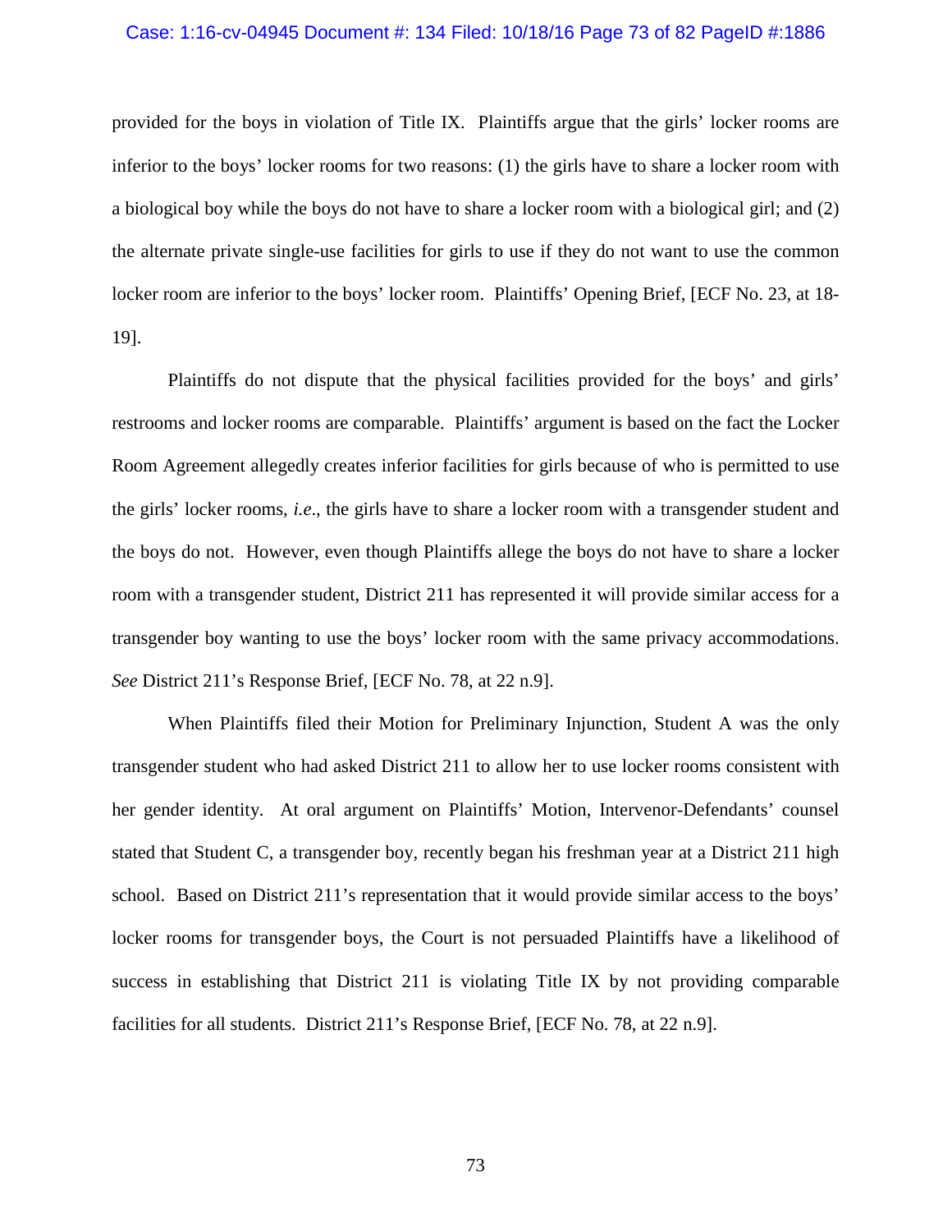provided for the boys in violation of Title IX. Plaintiffs argue that the girls' locker rooms are inferior to the boys' locker rooms for two reasons: (1) the girls have to share a locker room with a biological boy while the boys do not have to share a locker room with a biological girl; and (2) the alternate private single-use facilities for girls to use if they do not want to use the common locker room are inferior to the boys' locker room. Plaintiffs' Opening Brief, [ECF No. 23, at 18-19].

Plaintiffs do not dispute that the physical facilities provided for the boys' and girls' restrooms and locker rooms are comparable. Plaintiffs' argument is based on the fact the Locker Room Agreement allegedly creates inferior facilities for girls because of who is permitted to use the girls' locker rooms, *i.e*., the girls have to share a locker room with a transgender student and the boys do not. However, even though Plaintiffs allege the boys do not have to share a locker room with a transgender student, District 211 has represented it will provide similar access for a transgender boy wanting to use the boys' locker room with the same privacy accommodations. *See* District 211's Response Brief, [ECF No. 78, at 22 n.9].

When Plaintiffs filed their Motion for Preliminary Injunction, Student A was the only transgender student who had asked District 211 to allow her to use locker rooms consistent with her gender identity. At oral argument on Plaintiffs' Motion, Intervenor-Defendants' counsel stated that Student C, a transgender boy, recently began his freshman year at a District 211 high school. Based on District 211's representation that it would provide similar access to the boys' locker rooms for transgender boys, the Court is not persuaded Plaintiffs have a likelihood of success in establishing that District 211 is violating Title IX by not providing comparable facilities for all students. District 211's Response Brief, [ECF No. 78, at 22 n.9].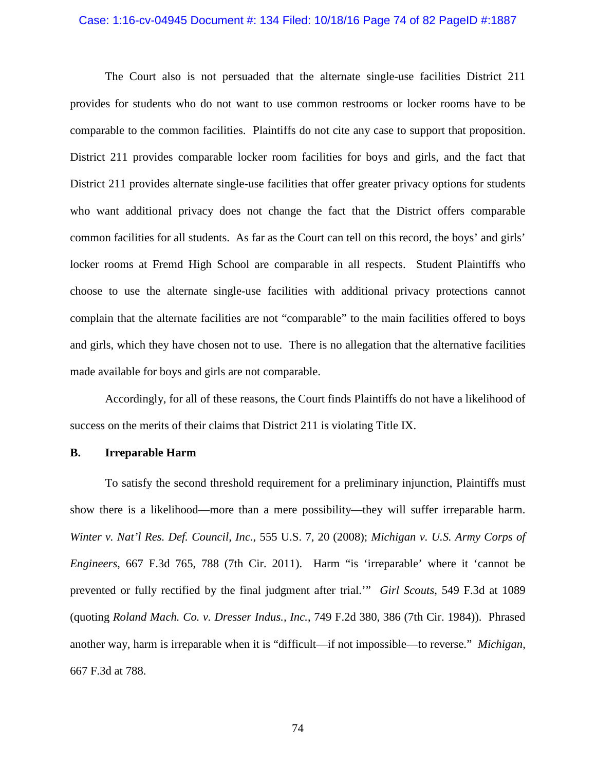The Court also is not persuaded that the alternate single-use facilities District 211 provides for students who do not want to use common restrooms or locker rooms have to be comparable to the common facilities. Plaintiffs do not cite any case to support that proposition. District 211 provides comparable locker room facilities for boys and girls, and the fact that District 211 provides alternate single-use facilities that offer greater privacy options for students who want additional privacy does not change the fact that the District offers comparable common facilities for all students. As far as the Court can tell on this record, the boys' and girls' locker rooms at Fremd High School are comparable in all respects. Student Plaintiffs who choose to use the alternate single-use facilities with additional privacy protections cannot complain that the alternate facilities are not "comparable" to the main facilities offered to boys and girls, which they have chosen not to use. There is no allegation that the alternative facilities made available for boys and girls are not comparable.

Accordingly, for all of these reasons, the Court finds Plaintiffs do not have a likelihood of success on the merits of their claims that District 211 is violating Title IX.

**B. Irreparable Harm**

To satisfy the second threshold requirement for a preliminary injunction, Plaintiffs must show there is a likelihood—more than a mere possibility—they will suffer irreparable harm. *Winter v. Nat'l Res. Def. Council, Inc.*, 555 U.S. 7, 20 (2008); *Michigan v. U.S. Army Corps of Engineers*, 667 F.3d 765, 788 (7th Cir. 2011). Harm "is 'irreparable' where it 'cannot be prevented or fully rectified by the final judgment after trial.'" *Girl Scouts*, 549 F.3d at 1089 (quoting *Roland Mach. Co. v. Dresser Indus., Inc.*, 749 F.2d 380, 386 (7th Cir. 1984)). Phrased another way, harm is irreparable when it is "difficult—if not impossible—to reverse." *Michigan*, 667 F.3d at 788.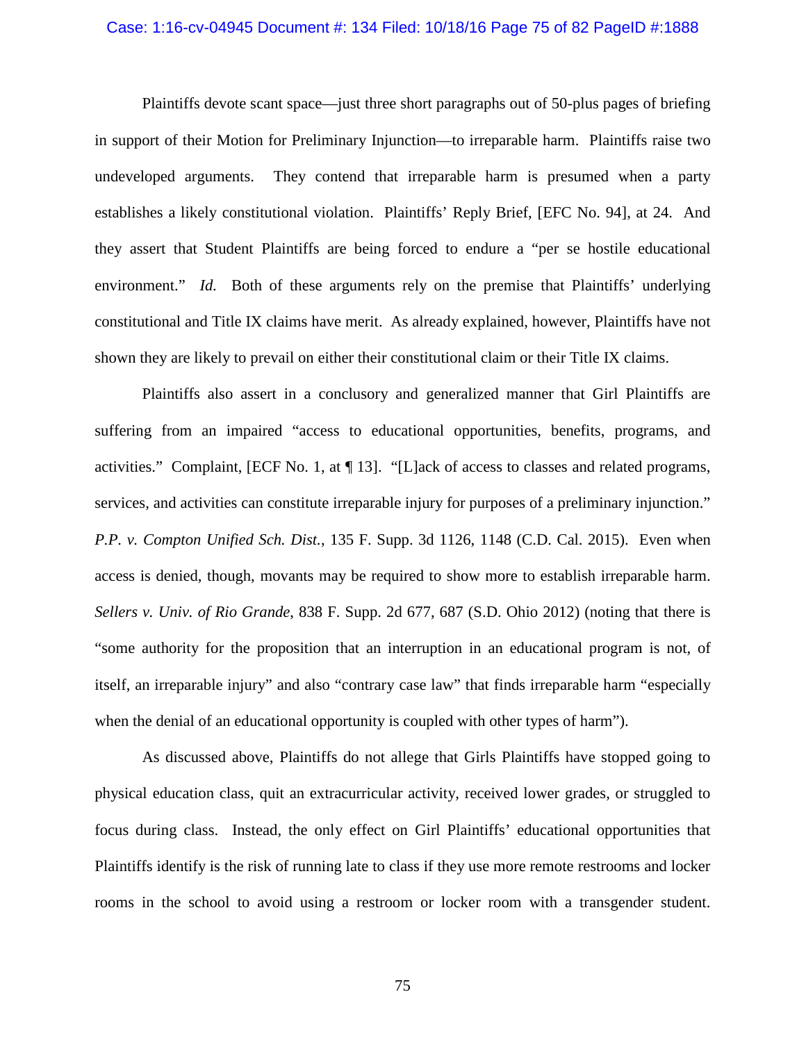Plaintiffs devote scant space—just three short paragraphs out of 50-plus pages of briefing in support of their Motion for Preliminary Injunction—to irreparable harm. Plaintiffs raise two undeveloped arguments. They contend that irreparable harm is presumed when a party establishes a likely constitutional violation. Plaintiffs' Reply Brief, [EFC No. 94], at 24. And they assert that Student Plaintiffs are being forced to endure a "per se hostile educational environment." *Id.* Both of these arguments rely on the premise that Plaintiffs' underlying constitutional and Title IX claims have merit. As already explained, however, Plaintiffs have not shown they are likely to prevail on either their constitutional claim or their Title IX claims.

Plaintiffs also assert in a conclusory and generalized manner that Girl Plaintiffs are suffering from an impaired "access to educational opportunities, benefits, programs, and activities." Complaint, [ECF No. 1, at ¶ 13]. "[L]ack of access to classes and related programs, services, and activities can constitute irreparable injury for purposes of a preliminary injunction." *P.P. v. Compton Unified Sch. Dist.*, 135 F. Supp. 3d 1126, 1148 (C.D. Cal. 2015). Even when access is denied, though, movants may be required to show more to establish irreparable harm. *Sellers v. Univ. of Rio Grande*, 838 F. Supp. 2d 677, 687 (S.D. Ohio 2012) (noting that there is "some authority for the proposition that an interruption in an educational program is not, of itself, an irreparable injury" and also "contrary case law" that finds irreparable harm "especially when the denial of an educational opportunity is coupled with other types of harm").

As discussed above, Plaintiffs do not allege that Girls Plaintiffs have stopped going to physical education class, quit an extracurricular activity, received lower grades, or struggled to focus during class. Instead, the only effect on Girl Plaintiffs' educational opportunities that Plaintiffs identify is the risk of running late to class if they use more remote restrooms and locker rooms in the school to avoid using a restroom or locker room with a transgender student.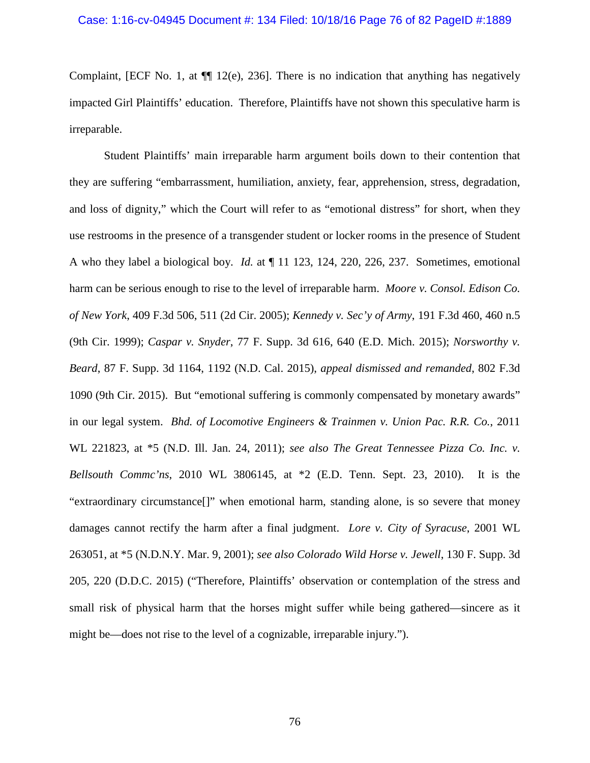Complaint, [ECF No. 1, at ¶¶ 12(e), 236]. There is no indication that anything has negatively impacted Girl Plaintiffs' education. Therefore, Plaintiffs have not shown this speculative harm is irreparable.

Student Plaintiffs' main irreparable harm argument boils down to their contention that they are suffering "embarrassment, humiliation, anxiety, fear, apprehension, stress, degradation, and loss of dignity," which the Court will refer to as "emotional distress" for short, when they use restrooms in the presence of a transgender student or locker rooms in the presence of Student A who they label a biological boy. *Id.* at ¶ 11 123, 124, 220, 226, 237. Sometimes, emotional harm can be serious enough to rise to the level of irreparable harm. *Moore v. Consol. Edison Co. of New York*, 409 F.3d 506, 511 (2d Cir. 2005); *Kennedy v. Sec'y of Army*, 191 F.3d 460, 460 n.5 (9th Cir. 1999); *Caspar v. Snyder*, 77 F. Supp. 3d 616, 640 (E.D. Mich. 2015); *Norsworthy v. Beard*, 87 F. Supp. 3d 1164, 1192 (N.D. Cal. 2015), *appeal dismissed and remanded*, 802 F.3d 1090 (9th Cir. 2015). But "emotional suffering is commonly compensated by monetary awards" in our legal system. *Bhd. of Locomotive Engineers & Trainmen v. Union Pac. R.R. Co.*, 2011 WL 221823, at *5 (N.D. Ill. Jan. 24, 2011); *see also The Great Tennessee Pizza Co. Inc. v. Bellsouth Commc'ns*, 2010 WL 3806145, at *2 (E.D. Tenn. Sept. 23, 2010). It is the "extraordinary circumstance[]" when emotional harm, standing alone, is so severe that money damages cannot rectify the harm after a final judgment. *Lore v. City of Syracuse*, 2001 WL 263051, at *5 (N.D.N.Y. Mar. 9, 2001); *see also Colorado Wild Horse v. Jewell*, 130 F. Supp. 3d 205, 220 (D.D.C. 2015) ("Therefore, Plaintiffs' observation or contemplation of the stress and small risk of physical harm that the horses might suffer while being gathered—sincere as it might be—does not rise to the level of a cognizable, irreparable injury.").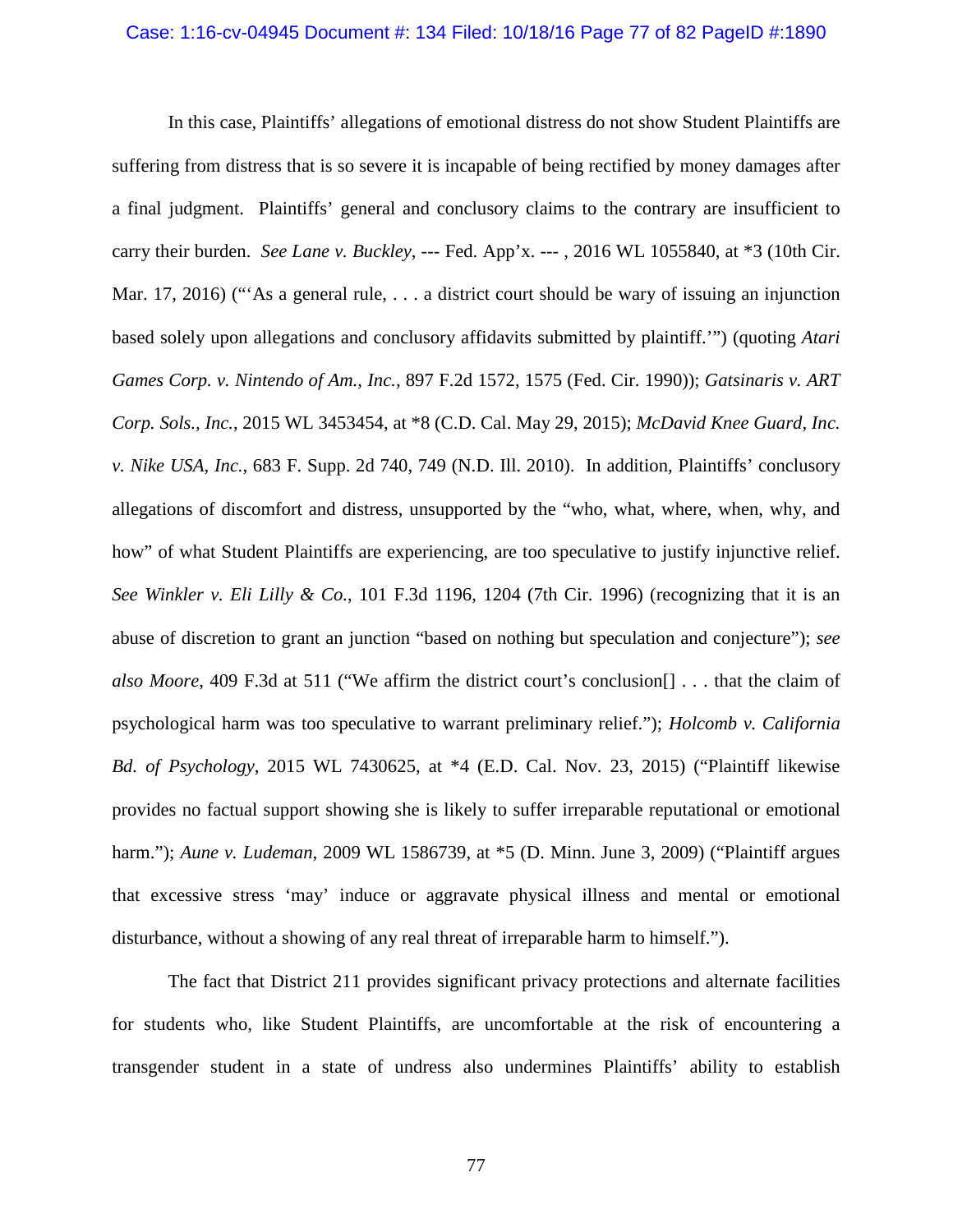In this case, Plaintiffs' allegations of emotional distress do not show Student Plaintiffs are suffering from distress that is so severe it is incapable of being rectified by money damages after a final judgment. Plaintiffs' general and conclusory claims to the contrary are insufficient to carry their burden. *See Lane v. Buckley*, --- Fed. App'x. --- , 2016 WL 1055840, at *3 (10th Cir. Mar. 17, 2016) ("'As a general rule, . . . a district court should be wary of issuing an injunction based solely upon allegations and conclusory affidavits submitted by plaintiff.'") (quoting *Atari Games Corp. v. Nintendo of Am., Inc.*, 897 F.2d 1572, 1575 (Fed. Cir. 1990)); *Gatsinaris v. ART Corp. Sols., Inc.*, 2015 WL 3453454, at *8 (C.D. Cal. May 29, 2015); *McDavid Knee Guard, Inc. v. Nike USA, Inc.*, 683 F. Supp. 2d 740, 749 (N.D. Ill. 2010). In addition, Plaintiffs' conclusory allegations of discomfort and distress, unsupported by the "who, what, where, when, why, and how" of what Student Plaintiffs are experiencing, are too speculative to justify injunctive relief. *See Winkler v. Eli Lilly & Co.*, 101 F.3d 1196, 1204 (7th Cir. 1996) (recognizing that it is an abuse of discretion to grant an junction "based on nothing but speculation and conjecture"); *see also Moore*, 409 F.3d at 511 ("We affirm the district court's conclusion[] . . . that the claim of psychological harm was too speculative to warrant preliminary relief."); *Holcomb v. California Bd. of Psychology*, 2015 WL 7430625, at *4 (E.D. Cal. Nov. 23, 2015) ("Plaintiff likewise provides no factual support showing she is likely to suffer irreparable reputational or emotional harm."); *Aune v. Ludeman*, 2009 WL 1586739, at *5 (D. Minn. June 3, 2009) ("Plaintiff argues that excessive stress 'may' induce or aggravate physical illness and mental or emotional disturbance, without a showing of any real threat of irreparable harm to himself.").

The fact that District 211 provides significant privacy protections and alternate facilities for students who, like Student Plaintiffs, are uncomfortable at the risk of encountering a transgender student in a state of undress also undermines Plaintiffs' ability to establish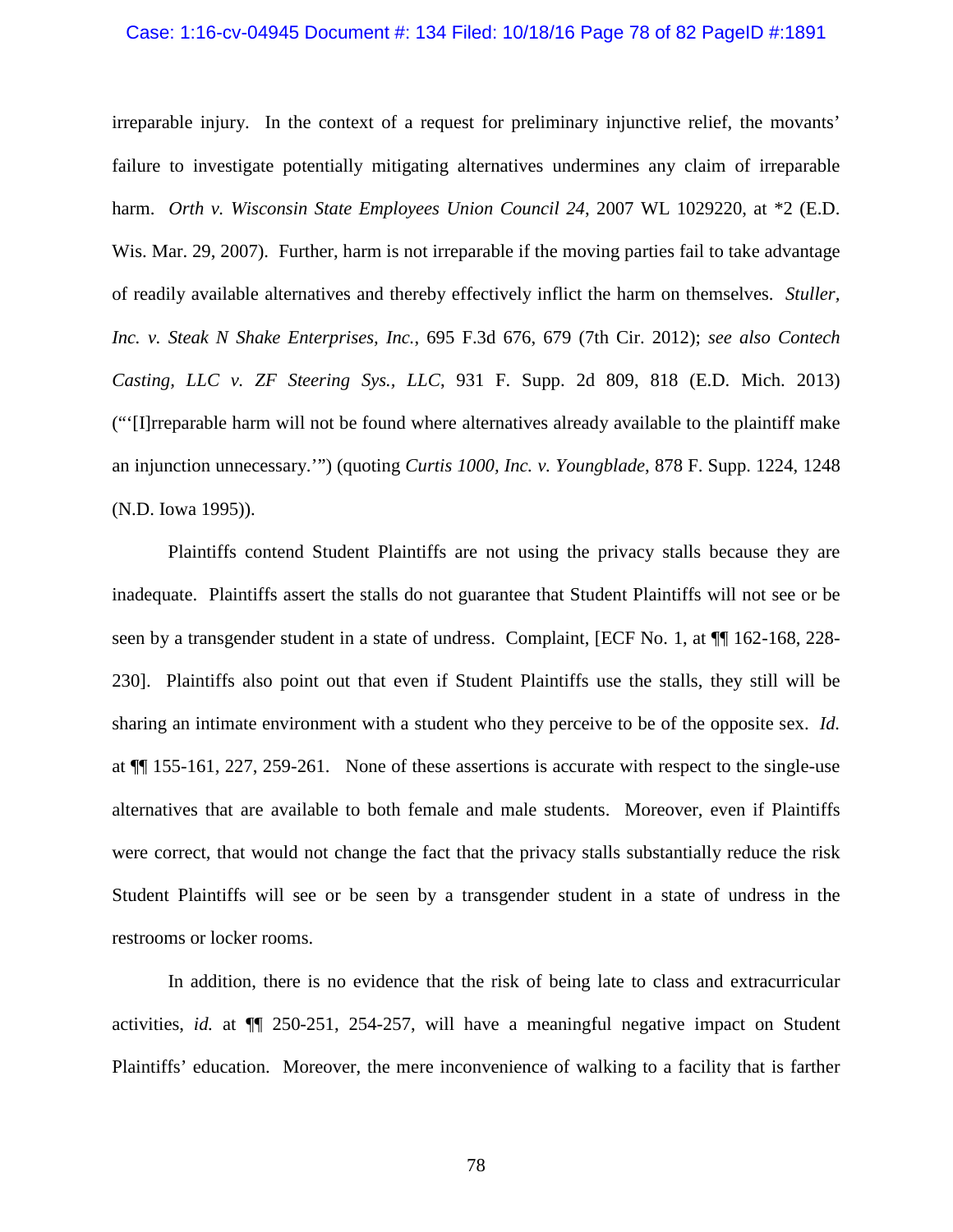irreparable injury. In the context of a request for preliminary injunctive relief, the movants' failure to investigate potentially mitigating alternatives undermines any claim of irreparable harm. *Orth v. Wisconsin State Employees Union Council 24*, 2007 WL 1029220, at *2 (E.D. Wis. Mar. 29, 2007). Further, harm is not irreparable if the moving parties fail to take advantage of readily available alternatives and thereby effectively inflict the harm on themselves. *Stuller, Inc. v. Steak N Shake Enterprises, Inc.*, 695 F.3d 676, 679 (7th Cir. 2012); *see also Contech Casting, LLC v. ZF Steering Sys., LLC*, 931 F. Supp. 2d 809, 818 (E.D. Mich. 2013) ("'[I]rreparable harm will not be found where alternatives already available to the plaintiff make an injunction unnecessary.'") (quoting *Curtis 1000, Inc. v. Youngblade*, 878 F. Supp. 1224, 1248 (N.D. Iowa 1995)).

Plaintiffs contend Student Plaintiffs are not using the privacy stalls because they are inadequate. Plaintiffs assert the stalls do not guarantee that Student Plaintiffs will not see or be seen by a transgender student in a state of undress. Complaint, [ECF No. 1, at ¶¶ 162-168, 228-230]. Plaintiffs also point out that even if Student Plaintiffs use the stalls, they still will be sharing an intimate environment with a student who they perceive to be of the opposite sex. *Id.* at ¶¶ 155-161, 227, 259-261. None of these assertions is accurate with respect to the single-use alternatives that are available to both female and male students. Moreover, even if Plaintiffs were correct, that would not change the fact that the privacy stalls substantially reduce the risk Student Plaintiffs will see or be seen by a transgender student in a state of undress in the restrooms or locker rooms.

In addition, there is no evidence that the risk of being late to class and extracurricular activities, *id.* at ¶¶ 250-251, 254-257, will have a meaningful negative impact on Student Plaintiffs' education. Moreover, the mere inconvenience of walking to a facility that is farther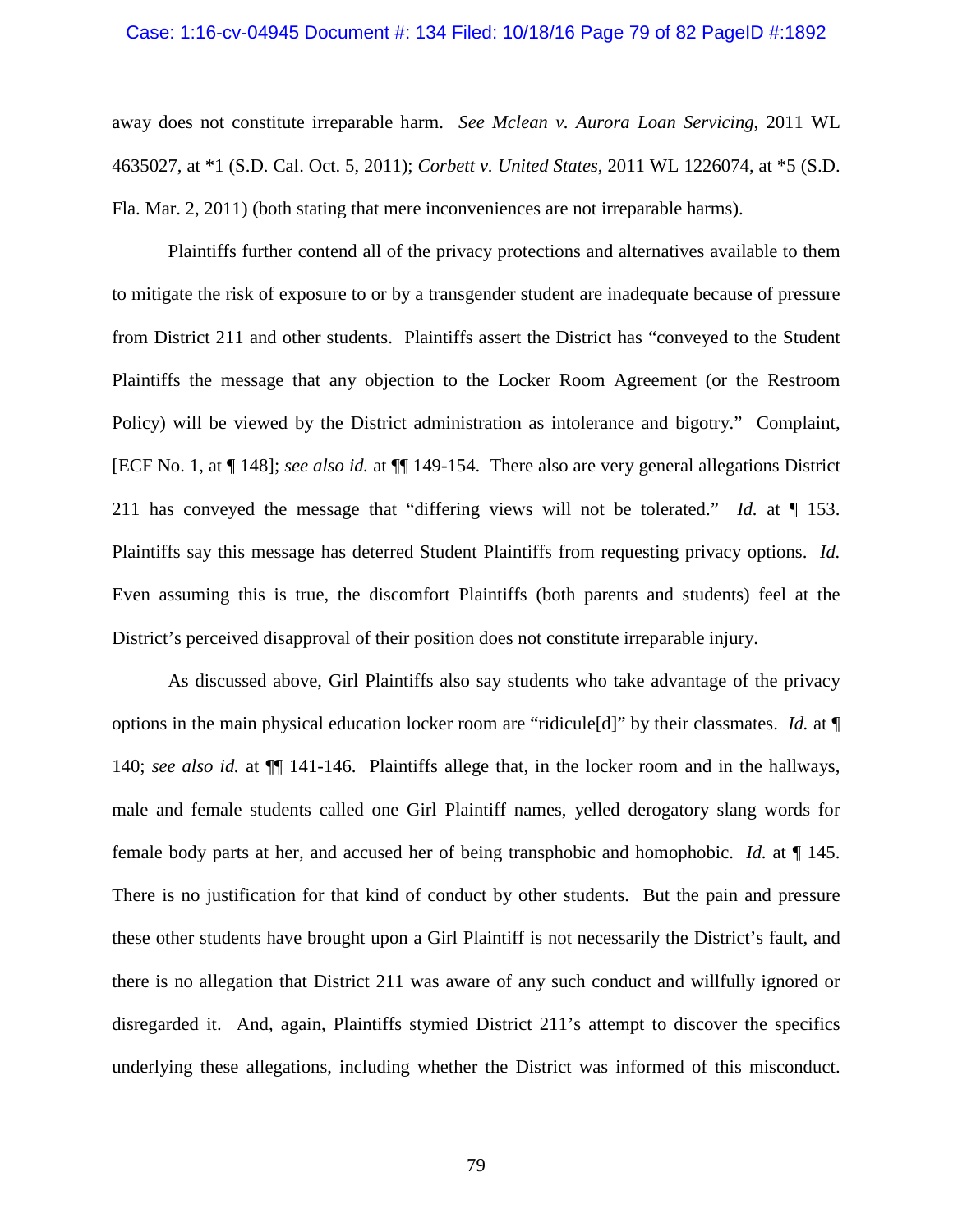away does not constitute irreparable harm. *See Mclean v. Aurora Loan Servicing*, 2011 WL 4635027, at *1 (S.D. Cal. Oct. 5, 2011); *Corbett v. United States*, 2011 WL 1226074, at *5 (S.D. Fla. Mar. 2, 2011) (both stating that mere inconveniences are not irreparable harms).

Plaintiffs further contend all of the privacy protections and alternatives available to them to mitigate the risk of exposure to or by a transgender student are inadequate because of pressure from District 211 and other students. Plaintiffs assert the District has "conveyed to the Student Plaintiffs the message that any objection to the Locker Room Agreement (or the Restroom Policy) will be viewed by the District administration as intolerance and bigotry." Complaint, [ECF No. 1, at ¶ 148]; *see also id.* at ¶¶ 149-154. There also are very general allegations District 211 has conveyed the message that "differing views will not be tolerated." *Id.* at ¶ 153. Plaintiffs say this message has deterred Student Plaintiffs from requesting privacy options. *Id.* Even assuming this is true, the discomfort Plaintiffs (both parents and students) feel at the District's perceived disapproval of their position does not constitute irreparable injury.

As discussed above, Girl Plaintiffs also say students who take advantage of the privacy options in the main physical education locker room are "ridicule[d]" by their classmates. *Id.* at ¶ 140; *see also id.* at ¶¶ 141-146. Plaintiffs allege that, in the locker room and in the hallways, male and female students called one Girl Plaintiff names, yelled derogatory slang words for female body parts at her, and accused her of being transphobic and homophobic. *Id.* at ¶ 145. There is no justification for that kind of conduct by other students. But the pain and pressure these other students have brought upon a Girl Plaintiff is not necessarily the District's fault, and there is no allegation that District 211 was aware of any such conduct and willfully ignored or disregarded it. And, again, Plaintiffs stymied District 211's attempt to discover the specifics underlying these allegations, including whether the District was informed of this misconduct.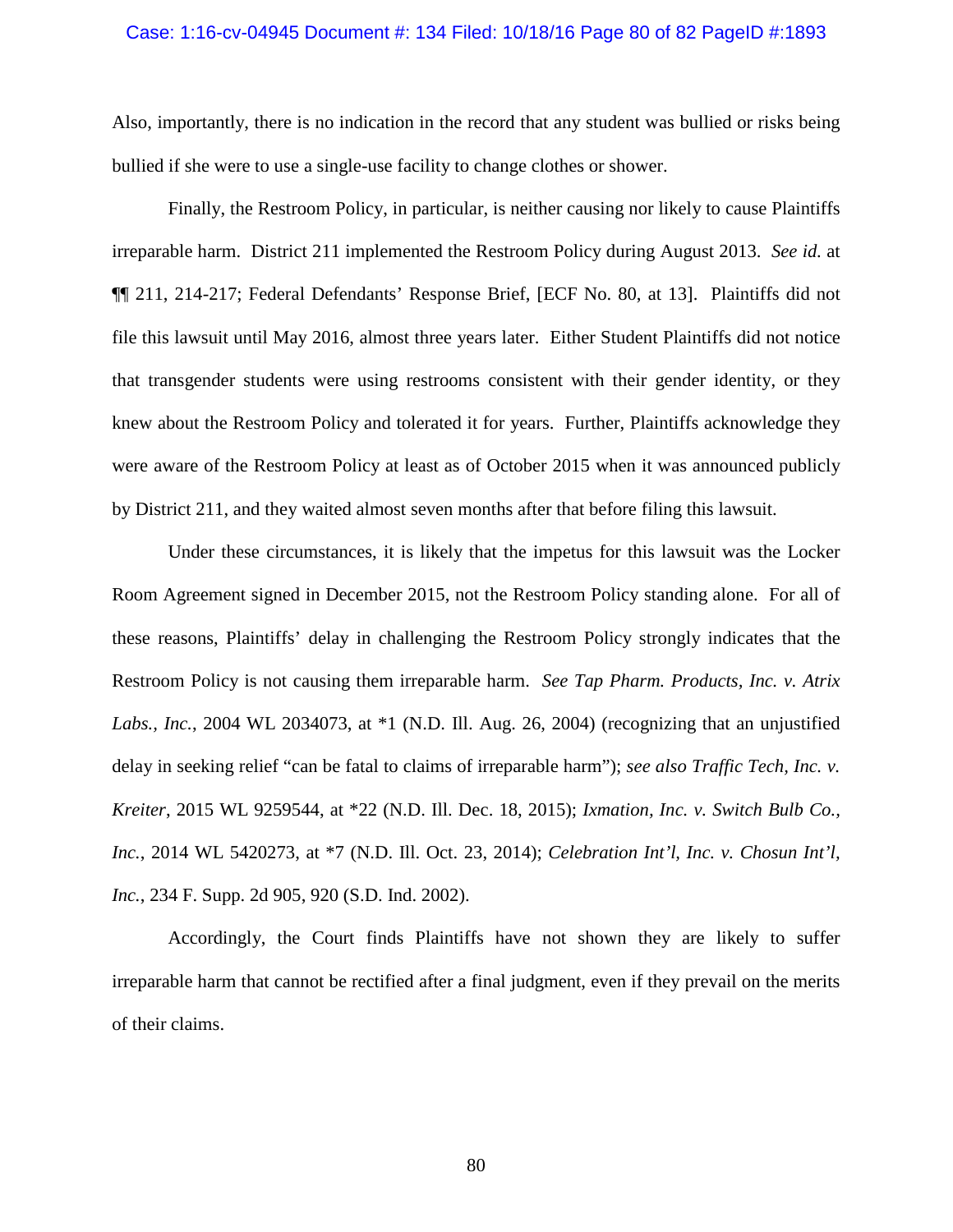Also, importantly, there is no indication in the record that any student was bullied or risks being bullied if she were to use a single-use facility to change clothes or shower.

Finally, the Restroom Policy, in particular, is neither causing nor likely to cause Plaintiffs irreparable harm. District 211 implemented the Restroom Policy during August 2013. *See id.* at ¶¶ 211, 214-217; Federal Defendants' Response Brief, [ECF No. 80, at 13]. Plaintiffs did not file this lawsuit until May 2016, almost three years later. Either Student Plaintiffs did not notice that transgender students were using restrooms consistent with their gender identity, or they knew about the Restroom Policy and tolerated it for years. Further, Plaintiffs acknowledge they were aware of the Restroom Policy at least as of October 2015 when it was announced publicly by District 211, and they waited almost seven months after that before filing this lawsuit.

Under these circumstances, it is likely that the impetus for this lawsuit was the Locker Room Agreement signed in December 2015, not the Restroom Policy standing alone. For all of these reasons, Plaintiffs' delay in challenging the Restroom Policy strongly indicates that the Restroom Policy is not causing them irreparable harm. *See Tap Pharm. Products, Inc. v. Atrix Labs., Inc.*, 2004 WL 2034073, at *1 (N.D. Ill. Aug. 26, 2004) (recognizing that an unjustified delay in seeking relief "can be fatal to claims of irreparable harm"); *see also Traffic Tech, Inc. v. Kreiter*, 2015 WL 9259544, at *22 (N.D. Ill. Dec. 18, 2015); *Ixmation, Inc. v. Switch Bulb Co., Inc.*, 2014 WL 5420273, at *7 (N.D. Ill. Oct. 23, 2014); *Celebration Int'l, Inc. v. Chosun Int'l, Inc.*, 234 F. Supp. 2d 905, 920 (S.D. Ind. 2002).

Accordingly, the Court finds Plaintiffs have not shown they are likely to suffer irreparable harm that cannot be rectified after a final judgment, even if they prevail on the merits of their claims.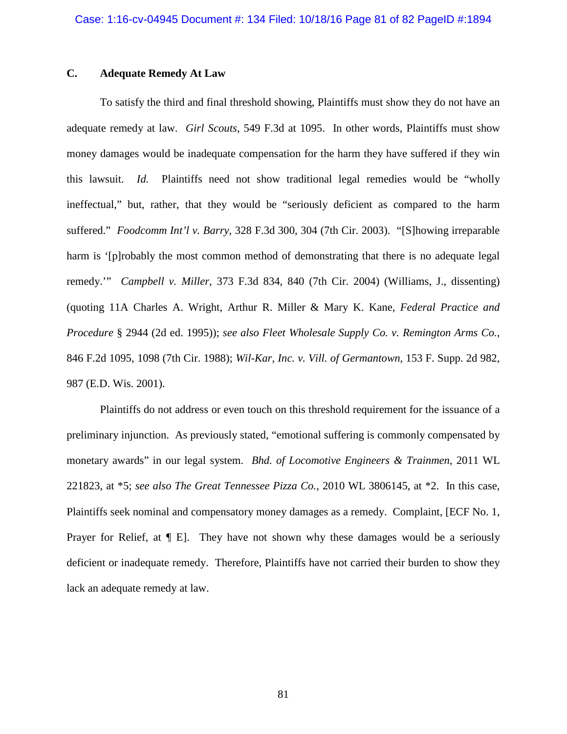### C. Adequate Remedy At Law

To satisfy the third and final threshold showing, Plaintiffs must show they do not have an adequate remedy at law. *Girl Scouts*, 549 F.3d at 1095. In other words, Plaintiffs must show money damages would be inadequate compensation for the harm they have suffered if they win this lawsuit. *Id.* Plaintiffs need not show traditional legal remedies would be "wholly ineffectual," but, rather, that they would be "seriously deficient as compared to the harm suffered." *Foodcomm Int'l v. Barry*, 328 F.3d 300, 304 (7th Cir. 2003). "[S]howing irreparable harm is '[p]robably the most common method of demonstrating that there is no adequate legal remedy.'" *Campbell v. Miller*, 373 F.3d 834, 840 (7th Cir. 2004) (Williams, J., dissenting) (quoting 11A Charles A. Wright, Arthur R. Miller & Mary K. Kane, *Federal Practice and Procedure* § 2944 (2d ed. 1995)); *see also Fleet Wholesale Supply Co. v. Remington Arms Co.*, 846 F.2d 1095, 1098 (7th Cir. 1988); *Wil-Kar, Inc. v. Vill. of Germantown*, 153 F. Supp. 2d 982, 987 (E.D. Wis. 2001).

Plaintiffs do not address or even touch on this threshold requirement for the issuance of a preliminary injunction. As previously stated, "emotional suffering is commonly compensated by monetary awards" in our legal system. *Bhd. of Locomotive Engineers & Trainmen*, 2011 WL 221823, at *5; *see also The Great Tennessee Pizza Co.*, 2010 WL 3806145, at *2. In this case, Plaintiffs seek nominal and compensatory money damages as a remedy. Complaint, [ECF No. 1, Prayer for Relief, at ¶ E]. They have not shown why these damages would be a seriously deficient or inadequate remedy. Therefore, Plaintiffs have not carried their burden to show they lack an adequate remedy at law.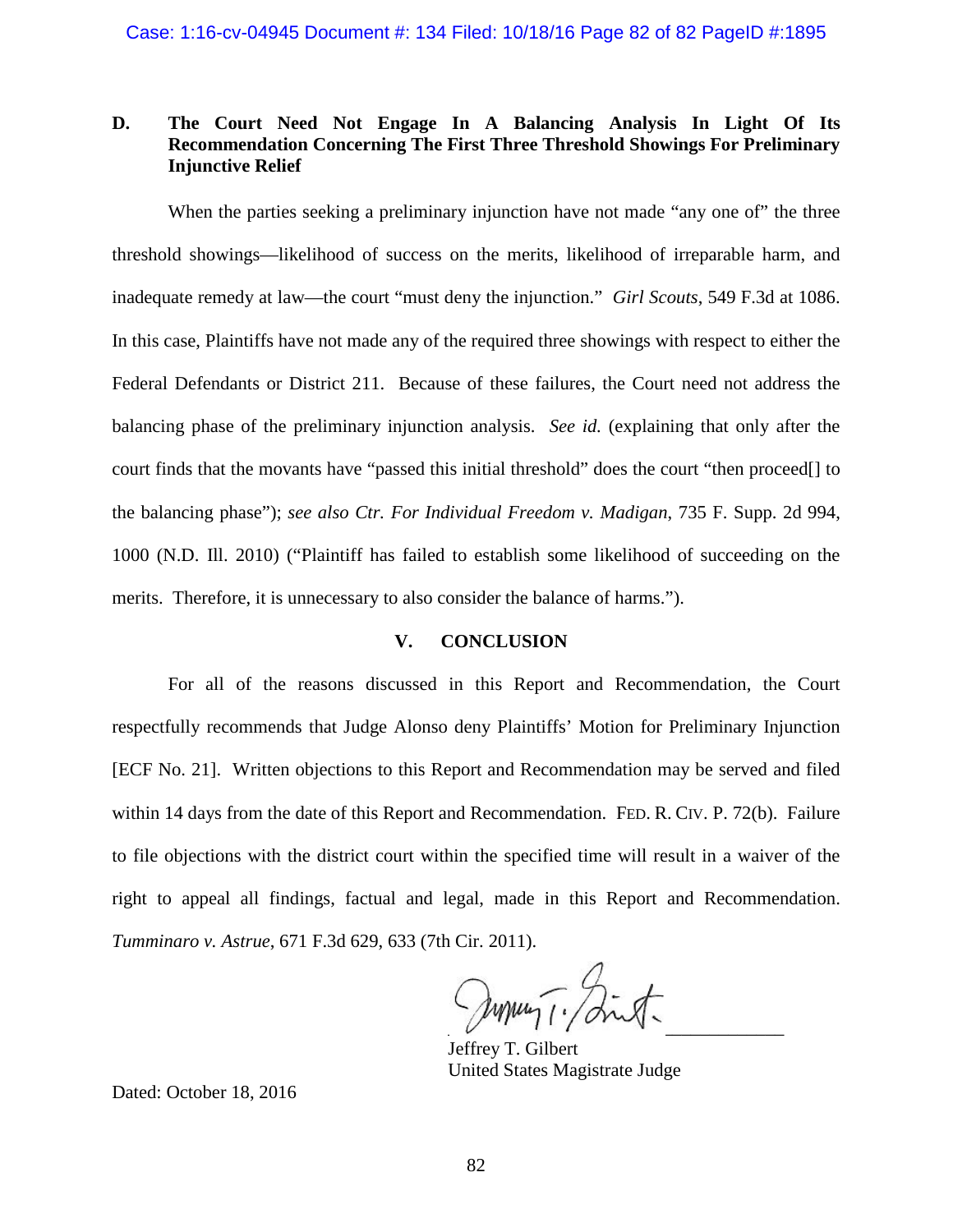### D. The Court Need Not Engage In A Balancing Analysis In Light Of Its Recommendation Concerning The First Three Threshold Showings For Preliminary Injunctive Relief

When the parties seeking a preliminary injunction have not made "any one of" the three threshold showings—likelihood of success on the merits, likelihood of irreparable harm, and inadequate remedy at law—the court "must deny the injunction." *Girl Scouts*, 549 F.3d at 1086. In this case, Plaintiffs have not made any of the required three showings with respect to either the Federal Defendants or District 211. Because of these failures, the Court need not address the balancing phase of the preliminary injunction analysis. *See id.* (explaining that only after the court finds that the movants have "passed this initial threshold" does the court "then proceed[] to the balancing phase"); *see also Ctr. For Individual Freedom v. Madigan*, 735 F. Supp. 2d 994, 1000 (N.D. Ill. 2010) ("Plaintiff has failed to establish some likelihood of succeeding on the merits. Therefore, it is unnecessary to also consider the balance of harms.").

## V. CONCLUSION

For all of the reasons discussed in this Report and Recommendation, the Court respectfully recommends that Judge Alonso deny Plaintiffs' Motion for Preliminary Injunction [ECF No. 21]. Written objections to this Report and Recommendation may be served and filed within 14 days from the date of this Report and Recommendation. FED. R. CIV. P. 72(b). Failure to file objections with the district court within the specified time will result in a waiver of the right to appeal all findings, factual and legal, made in this Report and Recommendation. *Tumminaro v. Astrue*, 671 F.3d 629, 633 (7th Cir. 2011).

Jeffrey T. Gilbert
United States Magistrate Judge

Dated: October 18, 2016